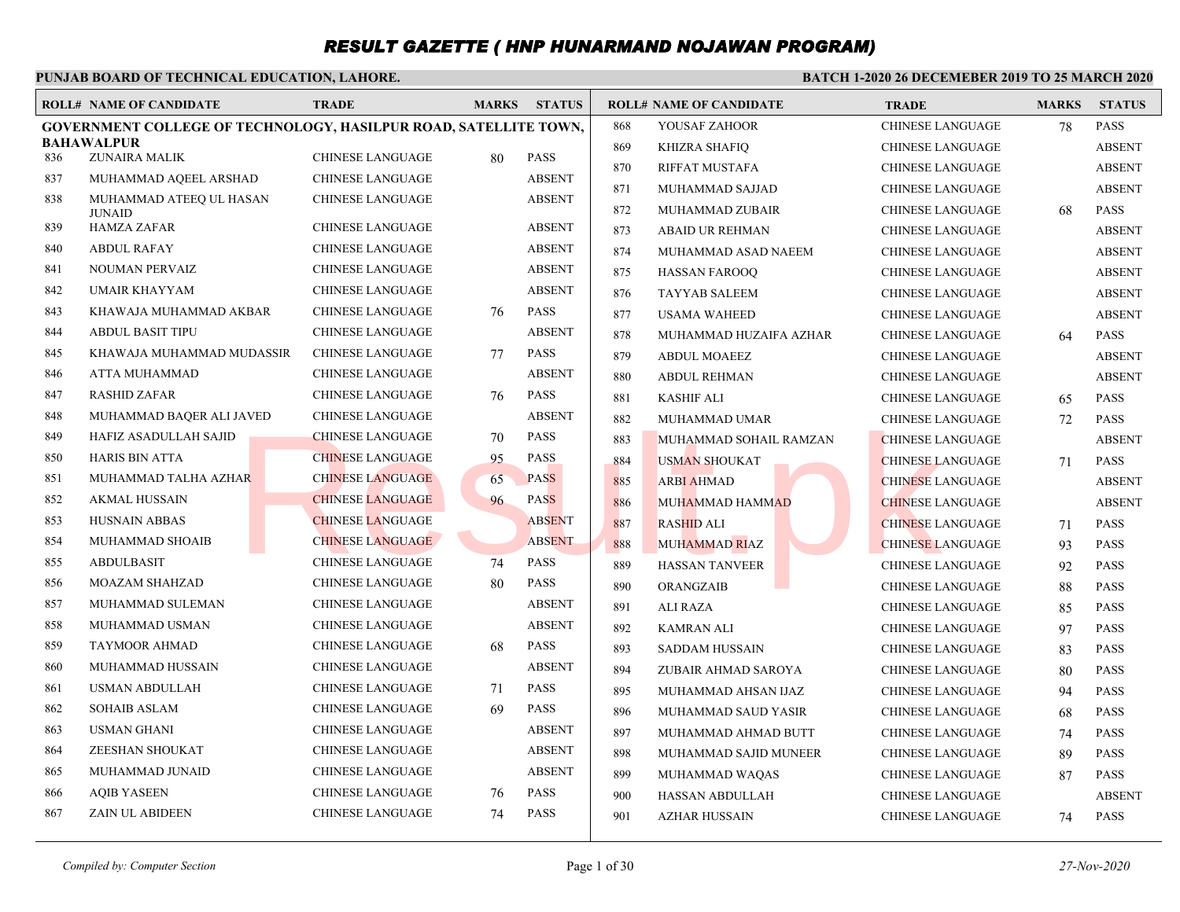# RESULT GAZETTE ( HNP HUNARMAND NOJAWAN PROGRAM)

**PUNJAB BOARD OF TECHNICAL EDUCATION, LAHORE.**

**BATCH 1-2020 26 DECEMEBER 2019 TO 25 MARCH 2020**

**GOVERNMENT COLLEGE OF TECHNOLOGY, HASILPUR ROAD, SATELLITE TOWN, BAHAWALPUR**

| ROLL# | NAME OF CANDIDATE | TRADE | MARKS | STATUS |
|---|---|---|---|---|
| 836 | ZUNAIRA MALIK | CHINESE LANGUAGE | 80 | PASS |
| 837 | MUHAMMAD AQEEL ARSHAD | CHINESE LANGUAGE | | ABSENT |
| 838 | MUHAMMAD ATEEQ UL HASAN JUNAID | CHINESE LANGUAGE | | ABSENT |
| 839 | HAMZA ZAFAR | CHINESE LANGUAGE | | ABSENT |
| 840 | ABDUL RAFAY | CHINESE LANGUAGE | | ABSENT |
| 841 | NOUMAN PERVAIZ | CHINESE LANGUAGE | | ABSENT |
| 842 | UMAIR KHAYYAM | CHINESE LANGUAGE | | ABSENT |
| 843 | KHAWAJA MUHAMMAD AKBAR | CHINESE LANGUAGE | 76 | PASS |
| 844 | ABDUL BASIT TIPU | CHINESE LANGUAGE | | ABSENT |
| 845 | KHAWAJA MUHAMMAD MUDASSIR | CHINESE LANGUAGE | 77 | PASS |
| 846 | ATTA MUHAMMAD | CHINESE LANGUAGE | | ABSENT |
| 847 | RASHID ZAFAR | CHINESE LANGUAGE | 76 | PASS |
| 848 | MUHAMMAD BAQER ALI JAVED | CHINESE LANGUAGE | | ABSENT |
| 849 | HAFIZ ASADULLAH SAJID | CHINESE LANGUAGE | 70 | PASS |
| 850 | HARIS BIN ATTA | CHINESE LANGUAGE | 95 | PASS |
| 851 | MUHAMMAD TALHA AZHAR | CHINESE LANGUAGE | 65 | PASS |
| 852 | AKMAL HUSSAIN | CHINESE LANGUAGE | 96 | PASS |
| 853 | HUSNAIN ABBAS | CHINESE LANGUAGE | | ABSENT |
| 854 | MUHAMMAD SHOAIB | CHINESE LANGUAGE | | ABSENT |
| 855 | ABDULBASIT | CHINESE LANGUAGE | 74 | PASS |
| 856 | MOAZAM SHAHZAD | CHINESE LANGUAGE | 80 | PASS |
| 857 | MUHAMMAD SULEMAN | CHINESE LANGUAGE | | ABSENT |
| 858 | MUHAMMAD USMAN | CHINESE LANGUAGE | | ABSENT |
| 859 | TAYMOOR AHMAD | CHINESE LANGUAGE | 68 | PASS |
| 860 | MUHAMMAD HUSSAIN | CHINESE LANGUAGE | | ABSENT |
| 861 | USMAN ABDULLAH | CHINESE LANGUAGE | 71 | PASS |
| 862 | SOHAIB ASLAM | CHINESE LANGUAGE | 69 | PASS |
| 863 | USMAN GHANI | CHINESE LANGUAGE | | ABSENT |
| 864 | ZEESHAN SHOUKAT | CHINESE LANGUAGE | | ABSENT |
| 865 | MUHAMMAD JUNAID | CHINESE LANGUAGE | | ABSENT |
| 866 | AQIB YASEEN | CHINESE LANGUAGE | 76 | PASS |
| 867 | ZAIN UL ABIDEEN | CHINESE LANGUAGE | 74 | PASS |
| 868 | YOUSAF ZAHOOR | CHINESE LANGUAGE | 78 | PASS |
| 869 | KHIZRA SHAFIQ | CHINESE LANGUAGE | | ABSENT |
| 870 | RIFFAT MUSTAFA | CHINESE LANGUAGE | | ABSENT |
| 871 | MUHAMMAD SAJJAD | CHINESE LANGUAGE | | ABSENT |
| 872 | MUHAMMAD ZUBAIR | CHINESE LANGUAGE | 68 | PASS |
| 873 | ABAID UR REHMAN | CHINESE LANGUAGE | | ABSENT |
| 874 | MUHAMMAD ASAD NAEEM | CHINESE LANGUAGE | | ABSENT |
| 875 | HASSAN FAROOQ | CHINESE LANGUAGE | | ABSENT |
| 876 | TAYYAB SALEEM | CHINESE LANGUAGE | | ABSENT |
| 877 | USAMA WAHEED | CHINESE LANGUAGE | | ABSENT |
| 878 | MUHAMMAD HUZAIFA AZHAR | CHINESE LANGUAGE | 64 | PASS |
| 879 | ABDUL MOAEEZ | CHINESE LANGUAGE | | ABSENT |
| 880 | ABDUL REHMAN | CHINESE LANGUAGE | | ABSENT |
| 881 | KASHIF ALI | CHINESE LANGUAGE | 65 | PASS |
| 882 | MUHAMMAD UMAR | CHINESE LANGUAGE | 72 | PASS |
| 883 | MUHAMMAD SOHAIL RAMZAN | CHINESE LANGUAGE | | ABSENT |
| 884 | USMAN SHOUKAT | CHINESE LANGUAGE | 71 | PASS |
| 885 | ARBI AHMAD | CHINESE LANGUAGE | | ABSENT |
| 886 | MUHAMMAD HAMMAD | CHINESE LANGUAGE | | ABSENT |
| 887 | RASHID ALI | CHINESE LANGUAGE | 71 | PASS |
| 888 | MUHAMMAD RIAZ | CHINESE LANGUAGE | 93 | PASS |
| 889 | HASSAN TANVEER | CHINESE LANGUAGE | 92 | PASS |
| 890 | ORANGZAIB | CHINESE LANGUAGE | 88 | PASS |
| 891 | ALI RAZA | CHINESE LANGUAGE | 85 | PASS |
| 892 | KAMRAN ALI | CHINESE LANGUAGE | 97 | PASS |
| 893 | SADDAM HUSSAIN | CHINESE LANGUAGE | 83 | PASS |
| 894 | ZUBAIR AHMAD SAROYA | CHINESE LANGUAGE | 80 | PASS |
| 895 | MUHAMMAD AHSAN IJAZ | CHINESE LANGUAGE | 94 | PASS |
| 896 | MUHAMMAD SAUD YASIR | CHINESE LANGUAGE | 68 | PASS |
| 897 | MUHAMMAD AHMAD BUTT | CHINESE LANGUAGE | 74 | PASS |
| 898 | MUHAMMAD SAJID MUNEER | CHINESE LANGUAGE | 89 | PASS |
| 899 | MUHAMMAD WAQAS | CHINESE LANGUAGE | 87 | PASS |
| 900 | HASSAN ABDULLAH | CHINESE LANGUAGE | | ABSENT |
| 901 | AZHAR HUSSAIN | CHINESE LANGUAGE | 74 | PASS |

*Compiled by: Computer Section*

*27-Nov-2020*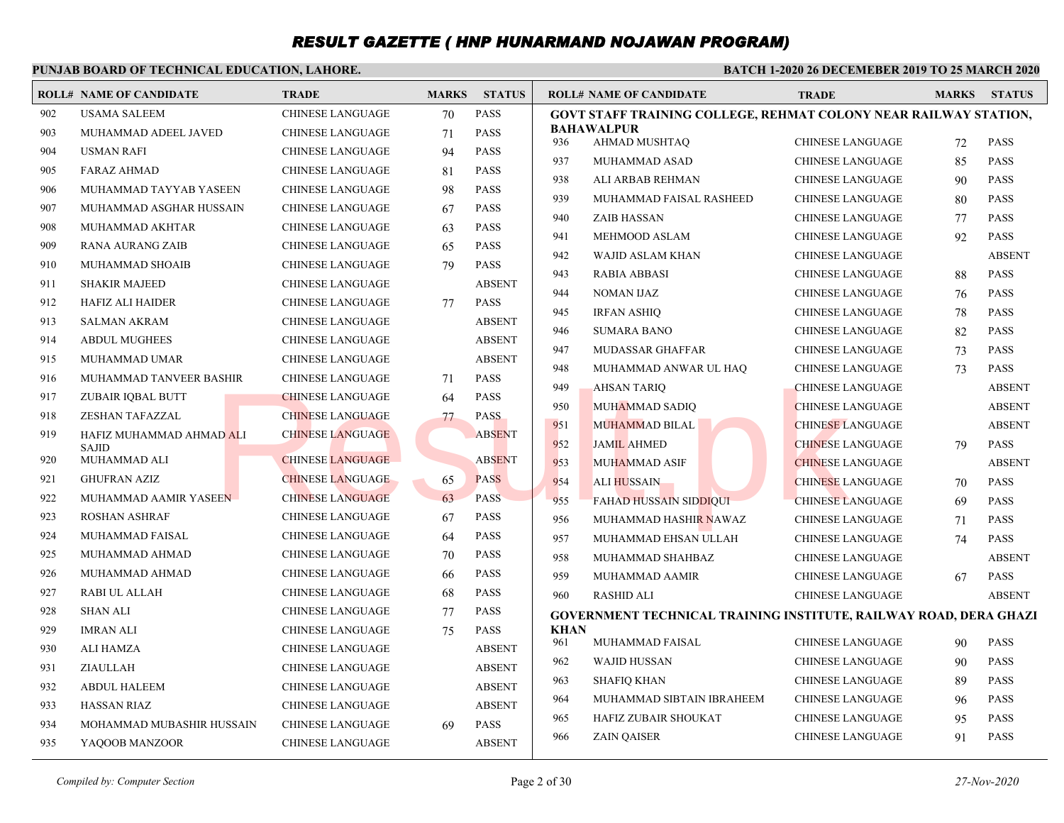# RESULT GAZETTE ( HNP HUNARMAND NOJAWAN PROGRAM)

**PUNJAB BOARD OF TECHNICAL EDUCATION, LAHORE.**

**BATCH 1-2020 26 DECEMEBER 2019 TO 25 MARCH 2020**

| ROLL# | NAME OF CANDIDATE | TRADE | MARKS | STATUS |
|---|---|---|---|---|
| 902 | USAMA SALEEM | CHINESE LANGUAGE | 70 | PASS |
| 903 | MUHAMMAD ADEEL JAVED | CHINESE LANGUAGE | 71 | PASS |
| 904 | USMAN RAFI | CHINESE LANGUAGE | 94 | PASS |
| 905 | FARAZ AHMAD | CHINESE LANGUAGE | 81 | PASS |
| 906 | MUHAMMAD TAYYAB YASEEN | CHINESE LANGUAGE | 98 | PASS |
| 907 | MUHAMMAD ASGHAR HUSSAIN | CHINESE LANGUAGE | 67 | PASS |
| 908 | MUHAMMAD AKHTAR | CHINESE LANGUAGE | 63 | PASS |
| 909 | RANA AURANG ZAIB | CHINESE LANGUAGE | 65 | PASS |
| 910 | MUHAMMAD SHOAIB | CHINESE LANGUAGE | 79 | PASS |
| 911 | SHAKIR MAJEED | CHINESE LANGUAGE | | ABSENT |
| 912 | HAFIZ ALI HAIDER | CHINESE LANGUAGE | 77 | PASS |
| 913 | SALMAN AKRAM | CHINESE LANGUAGE | | ABSENT |
| 914 | ABDUL MUGHEES | CHINESE LANGUAGE | | ABSENT |
| 915 | MUHAMMAD UMAR | CHINESE LANGUAGE | | ABSENT |
| 916 | MUHAMMAD TANVEER BASHIR | CHINESE LANGUAGE | 71 | PASS |
| 917 | ZUBAIR IQBAL BUTT | CHINESE LANGUAGE | 64 | PASS |
| 918 | ZESHAN TAFAZZAL | CHINESE LANGUAGE | 77 | PASS |
| 919 | HAFIZ MUHAMMAD AHMAD ALI SAJID | CHINESE LANGUAGE | | ABSENT |
| 920 | MUHAMMAD ALI | CHINESE LANGUAGE | | ABSENT |
| 921 | GHUFRAN AZIZ | CHINESE LANGUAGE | 65 | PASS |
| 922 | MUHAMMAD AAMIR YASEEN | CHINESE LANGUAGE | 63 | PASS |
| 923 | ROSHAN ASHRAF | CHINESE LANGUAGE | 67 | PASS |
| 924 | MUHAMMAD FAISAL | CHINESE LANGUAGE | 64 | PASS |
| 925 | MUHAMMAD AHMAD | CHINESE LANGUAGE | 70 | PASS |
| 926 | MUHAMMAD AHMAD | CHINESE LANGUAGE | 66 | PASS |
| 927 | RABI UL ALLAH | CHINESE LANGUAGE | 68 | PASS |
| 928 | SHAN ALI | CHINESE LANGUAGE | 77 | PASS |
| 929 | IMRAN ALI | CHINESE LANGUAGE | 75 | PASS |
| 930 | ALI HAMZA | CHINESE LANGUAGE | | ABSENT |
| 931 | ZIAULLAH | CHINESE LANGUAGE | | ABSENT |
| 932 | ABDUL HALEEM | CHINESE LANGUAGE | | ABSENT |
| 933 | HASSAN RIAZ | CHINESE LANGUAGE | | ABSENT |
| 934 | MOHAMMAD MUBASHIR HUSSAIN | CHINESE LANGUAGE | 69 | PASS |
| 935 | YAQOOB MANZOOR | CHINESE LANGUAGE | | ABSENT |

**GOVT STAFF TRAINING COLLEGE, REHMAT COLONY NEAR RAILWAY STATION, BAHAWALPUR**

| ROLL# | NAME OF CANDIDATE | TRADE | MARKS | STATUS |
|---|---|---|---|---|
| 936 | AHMAD MUSHTAQ | CHINESE LANGUAGE | 72 | PASS |
| 937 | MUHAMMAD ASAD | CHINESE LANGUAGE | 85 | PASS |
| 938 | ALI ARBAB REHMAN | CHINESE LANGUAGE | 90 | PASS |
| 939 | MUHAMMAD FAISAL RASHEED | CHINESE LANGUAGE | 80 | PASS |
| 940 | ZAIB HASSAN | CHINESE LANGUAGE | 77 | PASS |
| 941 | MEHMOOD ASLAM | CHINESE LANGUAGE | 92 | PASS |
| 942 | WAJID ASLAM KHAN | CHINESE LANGUAGE | | ABSENT |
| 943 | RABIA ABBASI | CHINESE LANGUAGE | 88 | PASS |
| 944 | NOMAN IJAZ | CHINESE LANGUAGE | 76 | PASS |
| 945 | IRFAN ASHIQ | CHINESE LANGUAGE | 78 | PASS |
| 946 | SUMARA BANO | CHINESE LANGUAGE | 82 | PASS |
| 947 | MUDASSAR GHAFFAR | CHINESE LANGUAGE | 73 | PASS |
| 948 | MUHAMMAD ANWAR UL HAQ | CHINESE LANGUAGE | 73 | PASS |
| 949 | AHSAN TARIQ | CHINESE LANGUAGE | | ABSENT |
| 950 | MUHAMMAD SADIQ | CHINESE LANGUAGE | | ABSENT |
| 951 | MUHAMMAD BILAL | CHINESE LANGUAGE | | ABSENT |
| 952 | JAMIL AHMED | CHINESE LANGUAGE | 79 | PASS |
| 953 | MUHAMMAD ASIF | CHINESE LANGUAGE | | ABSENT |
| 954 | ALI HUSSAIN | CHINESE LANGUAGE | 70 | PASS |
| 955 | FAHAD HUSSAIN SIDDIQUI | CHINESE LANGUAGE | 69 | PASS |
| 956 | MUHAMMAD HASHIR NAWAZ | CHINESE LANGUAGE | 71 | PASS |
| 957 | MUHAMMAD EHSAN ULLAH | CHINESE LANGUAGE | 74 | PASS |
| 958 | MUHAMMAD SHAHBAZ | CHINESE LANGUAGE | | ABSENT |
| 959 | MUHAMMAD AAMIR | CHINESE LANGUAGE | 67 | PASS |
| 960 | RASHID ALI | CHINESE LANGUAGE | | ABSENT |

**GOVERNMENT TECHNICAL TRAINING INSTITUTE, RAILWAY ROAD, DERA GHAZI KHAN**

| ROLL# | NAME OF CANDIDATE | TRADE | MARKS | STATUS |
|---|---|---|---|---|
| 961 | MUHAMMAD FAISAL | CHINESE LANGUAGE | 90 | PASS |
| 962 | WAJID HUSSAN | CHINESE LANGUAGE | 90 | PASS |
| 963 | SHAFIQ KHAN | CHINESE LANGUAGE | 89 | PASS |
| 964 | MUHAMMAD SIBTAIN IBRAHEEM | CHINESE LANGUAGE | 96 | PASS |
| 965 | HAFIZ ZUBAIR SHOUKAT | CHINESE LANGUAGE | 95 | PASS |
| 966 | ZAIN QAISER | CHINESE LANGUAGE | 91 | PASS |

*Compiled by: Computer Section*

*27-Nov-2020*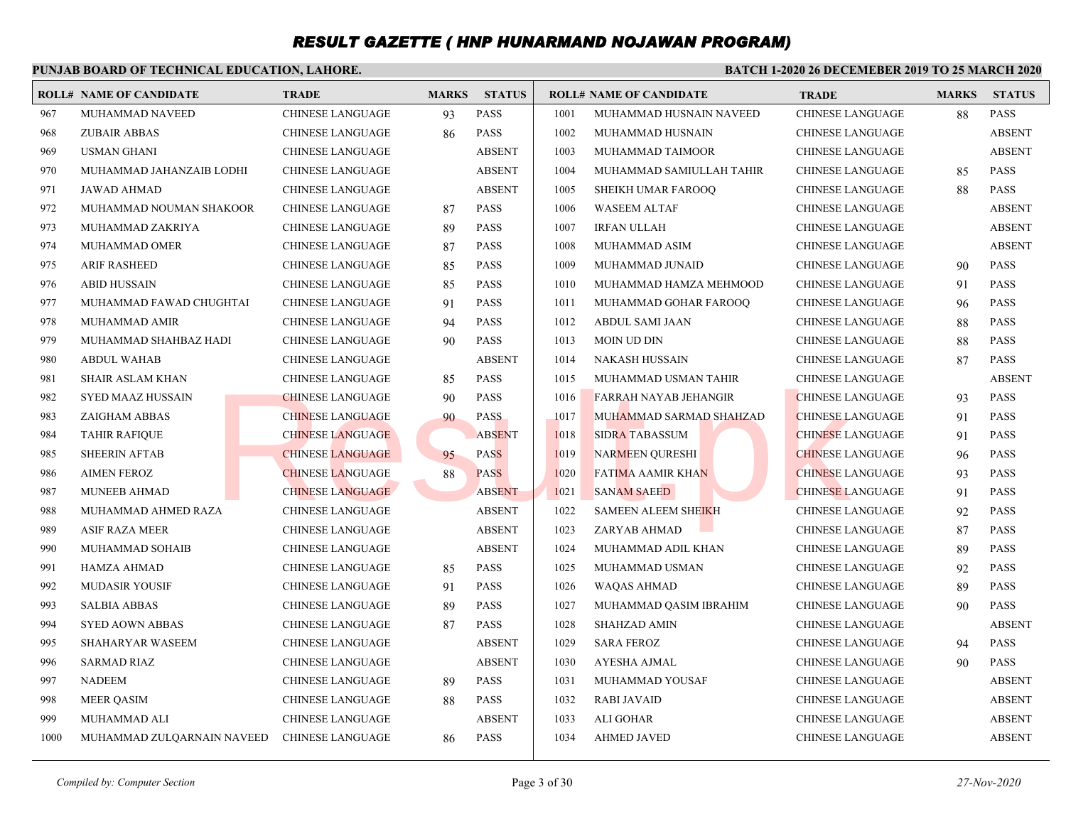# RESULT GAZETTE ( HNP HUNARMAND NOJAWAN PROGRAM)

**PUNJAB BOARD OF TECHNICAL EDUCATION, LAHORE.**

**BATCH 1-2020 26 DECEMEBER 2019 TO 25 MARCH 2020**

| ROLL# | NAME OF CANDIDATE | TRADE | MARKS | STATUS |
|---|---|---|---|---|
| 967 | MUHAMMAD NAVEED | CHINESE LANGUAGE | 93 | PASS |
| 968 | ZUBAIR ABBAS | CHINESE LANGUAGE | 86 | PASS |
| 969 | USMAN GHANI | CHINESE LANGUAGE | | ABSENT |
| 970 | MUHAMMAD JAHANZAIB LODHI | CHINESE LANGUAGE | | ABSENT |
| 971 | JAWAD AHMAD | CHINESE LANGUAGE | | ABSENT |
| 972 | MUHAMMAD NOUMAN SHAKOOR | CHINESE LANGUAGE | 87 | PASS |
| 973 | MUHAMMAD ZAKRIYA | CHINESE LANGUAGE | 89 | PASS |
| 974 | MUHAMMAD OMER | CHINESE LANGUAGE | 87 | PASS |
| 975 | ARIF RASHEED | CHINESE LANGUAGE | 85 | PASS |
| 976 | ABID HUSSAIN | CHINESE LANGUAGE | 85 | PASS |
| 977 | MUHAMMAD FAWAD CHUGHTAI | CHINESE LANGUAGE | 91 | PASS |
| 978 | MUHAMMAD AMIR | CHINESE LANGUAGE | 94 | PASS |
| 979 | MUHAMMAD SHAHBAZ HADI | CHINESE LANGUAGE | 90 | PASS |
| 980 | ABDUL WAHAB | CHINESE LANGUAGE | | ABSENT |
| 981 | SHAIR ASLAM KHAN | CHINESE LANGUAGE | 85 | PASS |
| 982 | SYED MAAZ HUSSAIN | CHINESE LANGUAGE | 90 | PASS |
| 983 | ZAIGHAM ABBAS | CHINESE LANGUAGE | 90 | PASS |
| 984 | TAHIR RAFIQUE | CHINESE LANGUAGE | | ABSENT |
| 985 | SHEERIN AFTAB | CHINESE LANGUAGE | 95 | PASS |
| 986 | AIMEN FEROZ | CHINESE LANGUAGE | 88 | PASS |
| 987 | MUNEEB AHMAD | CHINESE LANGUAGE | | ABSENT |
| 988 | MUHAMMAD AHMED RAZA | CHINESE LANGUAGE | | ABSENT |
| 989 | ASIF RAZA MEER | CHINESE LANGUAGE | | ABSENT |
| 990 | MUHAMMAD SOHAIB | CHINESE LANGUAGE | | ABSENT |
| 991 | HAMZA AHMAD | CHINESE LANGUAGE | 85 | PASS |
| 992 | MUDASIR YOUSIF | CHINESE LANGUAGE | 91 | PASS |
| 993 | SALBIA ABBAS | CHINESE LANGUAGE | 89 | PASS |
| 994 | SYED AOWN ABBAS | CHINESE LANGUAGE | 87 | PASS |
| 995 | SHAHARYAR WASEEM | CHINESE LANGUAGE | | ABSENT |
| 996 | SARMAD RIAZ | CHINESE LANGUAGE | | ABSENT |
| 997 | NADEEM | CHINESE LANGUAGE | 89 | PASS |
| 998 | MEER QASIM | CHINESE LANGUAGE | 88 | PASS |
| 999 | MUHAMMAD ALI | CHINESE LANGUAGE | | ABSENT |
| 1000 | MUHAMMAD ZULQARNAIN NAVEED | CHINESE LANGUAGE | 86 | PASS |
| 1001 | MUHAMMAD HUSNAIN NAVEED | CHINESE LANGUAGE | 88 | PASS |
| 1002 | MUHAMMAD HUSNAIN | CHINESE LANGUAGE | | ABSENT |
| 1003 | MUHAMMAD TAIMOOR | CHINESE LANGUAGE | | ABSENT |
| 1004 | MUHAMMAD SAMIULLAH TAHIR | CHINESE LANGUAGE | 85 | PASS |
| 1005 | SHEIKH UMAR FAROOQ | CHINESE LANGUAGE | 88 | PASS |
| 1006 | WASEEM ALTAF | CHINESE LANGUAGE | | ABSENT |
| 1007 | IRFAN ULLAH | CHINESE LANGUAGE | | ABSENT |
| 1008 | MUHAMMAD ASIM | CHINESE LANGUAGE | | ABSENT |
| 1009 | MUHAMMAD JUNAID | CHINESE LANGUAGE | 90 | PASS |
| 1010 | MUHAMMAD HAMZA MEHMOOD | CHINESE LANGUAGE | 91 | PASS |
| 1011 | MUHAMMAD GOHAR FAROOQ | CHINESE LANGUAGE | 96 | PASS |
| 1012 | ABDUL SAMI JAAN | CHINESE LANGUAGE | 88 | PASS |
| 1013 | MOIN UD DIN | CHINESE LANGUAGE | 88 | PASS |
| 1014 | NAKASH HUSSAIN | CHINESE LANGUAGE | 87 | PASS |
| 1015 | MUHAMMAD USMAN TAHIR | CHINESE LANGUAGE | | ABSENT |
| 1016 | FARRAH NAYAB JEHANGIR | CHINESE LANGUAGE | 93 | PASS |
| 1017 | MUHAMMAD SARMAD SHAHZAD | CHINESE LANGUAGE | 91 | PASS |
| 1018 | SIDRA TABASSUM | CHINESE LANGUAGE | 91 | PASS |
| 1019 | NARMEEN QURESHI | CHINESE LANGUAGE | 96 | PASS |
| 1020 | FATIMA AAMIR KHAN | CHINESE LANGUAGE | 93 | PASS |
| 1021 | SANAM SAEED | CHINESE LANGUAGE | 91 | PASS |
| 1022 | SAMEEN ALEEM SHEIKH | CHINESE LANGUAGE | 92 | PASS |
| 1023 | ZARYAB AHMAD | CHINESE LANGUAGE | 87 | PASS |
| 1024 | MUHAMMAD ADIL KHAN | CHINESE LANGUAGE | 89 | PASS |
| 1025 | MUHAMMAD USMAN | CHINESE LANGUAGE | 92 | PASS |
| 1026 | WAQAS AHMAD | CHINESE LANGUAGE | 89 | PASS |
| 1027 | MUHAMMAD QASIM IBRAHIM | CHINESE LANGUAGE | 90 | PASS |
| 1028 | SHAHZAD AMIN | CHINESE LANGUAGE | | ABSENT |
| 1029 | SARA FEROZ | CHINESE LANGUAGE | 94 | PASS |
| 1030 | AYESHA AJMAL | CHINESE LANGUAGE | 90 | PASS |
| 1031 | MUHAMMAD YOUSAF | CHINESE LANGUAGE | | ABSENT |
| 1032 | RABI JAVAID | CHINESE LANGUAGE | | ABSENT |
| 1033 | ALI GOHAR | CHINESE LANGUAGE | | ABSENT |
| 1034 | AHMED JAVED | CHINESE LANGUAGE | | ABSENT |

*Compiled by: Computer Section*

*27-Nov-2020*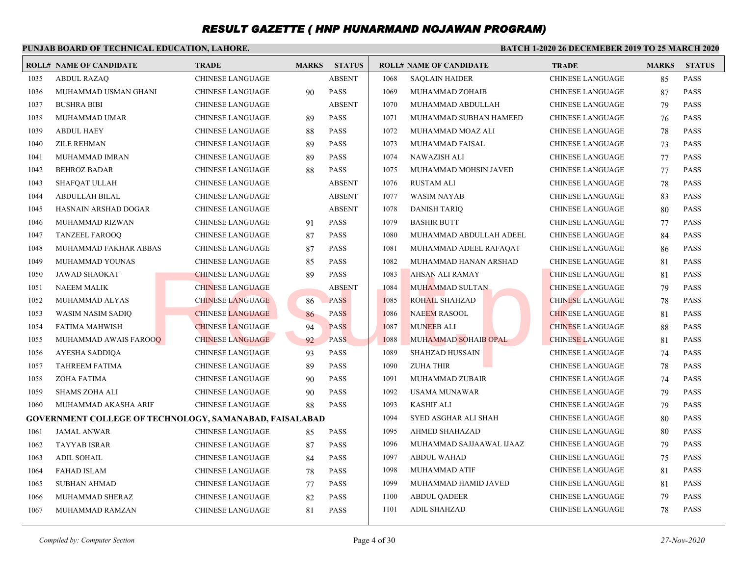# RESULT GAZETTE ( HNP HUNARMAND NOJAWAN PROGRAM)

**PUNJAB BOARD OF TECHNICAL EDUCATION, LAHORE.**

**BATCH 1-2020 26 DECEMEBER 2019 TO 25 MARCH 2020**

| ROLL# | NAME OF CANDIDATE | TRADE | MARKS | STATUS |
|---|---|---|---|---|
| 1035 | ABDUL RAZAQ | CHINESE LANGUAGE | | ABSENT |
| 1036 | MUHAMMAD USMAN GHANI | CHINESE LANGUAGE | 90 | PASS |
| 1037 | BUSHRA BIBI | CHINESE LANGUAGE | | ABSENT |
| 1038 | MUHAMMAD UMAR | CHINESE LANGUAGE | 89 | PASS |
| 1039 | ABDUL HAEY | CHINESE LANGUAGE | 88 | PASS |
| 1040 | ZILE REHMAN | CHINESE LANGUAGE | 89 | PASS |
| 1041 | MUHAMMAD IMRAN | CHINESE LANGUAGE | 89 | PASS |
| 1042 | BEHROZ BADAR | CHINESE LANGUAGE | 88 | PASS |
| 1043 | SHAFQAT ULLAH | CHINESE LANGUAGE | | ABSENT |
| 1044 | ABDULLAH BILAL | CHINESE LANGUAGE | | ABSENT |
| 1045 | HASNAIN ARSHAD DOGAR | CHINESE LANGUAGE | | ABSENT |
| 1046 | MUHAMMAD RIZWAN | CHINESE LANGUAGE | 91 | PASS |
| 1047 | TANZEEL FAROOQ | CHINESE LANGUAGE | 87 | PASS |
| 1048 | MUHAMMAD FAKHAR ABBAS | CHINESE LANGUAGE | 87 | PASS |
| 1049 | MUHAMMAD YOUNAS | CHINESE LANGUAGE | 85 | PASS |
| 1050 | JAWAD SHAOKAT | CHINESE LANGUAGE | 89 | PASS |
| 1051 | NAEEM MALIK | CHINESE LANGUAGE | | ABSENT |
| 1052 | MUHAMMAD ALYAS | CHINESE LANGUAGE | 86 | PASS |
| 1053 | WASIM NASIM SADIQ | CHINESE LANGUAGE | 86 | PASS |
| 1054 | FATIMA MAHWISH | CHINESE LANGUAGE | 94 | PASS |
| 1055 | MUHAMMAD AWAIS FAROOQ | CHINESE LANGUAGE | 92 | PASS |
| 1056 | AYESHA SADDIQA | CHINESE LANGUAGE | 93 | PASS |
| 1057 | TAHREEM FATIMA | CHINESE LANGUAGE | 89 | PASS |
| 1058 | ZOHA FATIMA | CHINESE LANGUAGE | 90 | PASS |
| 1059 | SHAMS ZOHA ALI | CHINESE LANGUAGE | 90 | PASS |
| 1060 | MUHAMMAD AKASHA ARIF | CHINESE LANGUAGE | 88 | PASS |

**GOVERNMENT COLLEGE OF TECHNOLOGY, SAMANABAD, FAISALABAD**

| ROLL# | NAME OF CANDIDATE | TRADE | MARKS | STATUS |
|---|---|---|---|---|
| 1061 | JAMAL ANWAR | CHINESE LANGUAGE | 85 | PASS |
| 1062 | TAYYAB ISRAR | CHINESE LANGUAGE | 87 | PASS |
| 1063 | ADIL SOHAIL | CHINESE LANGUAGE | 84 | PASS |
| 1064 | FAHAD ISLAM | CHINESE LANGUAGE | 78 | PASS |
| 1065 | SUBHAN AHMAD | CHINESE LANGUAGE | 77 | PASS |
| 1066 | MUHAMMAD SHERAZ | CHINESE LANGUAGE | 82 | PASS |
| 1067 | MUHAMMAD RAMZAN | CHINESE LANGUAGE | 81 | PASS |
| 1068 | SAQLAIN HAIDER | CHINESE LANGUAGE | 85 | PASS |
| 1069 | MUHAMMAD ZOHAIB | CHINESE LANGUAGE | 87 | PASS |
| 1070 | MUHAMMAD ABDULLAH | CHINESE LANGUAGE | 79 | PASS |
| 1071 | MUHAMMAD SUBHAN HAMEED | CHINESE LANGUAGE | 76 | PASS |
| 1072 | MUHAMMAD MOAZ ALI | CHINESE LANGUAGE | 78 | PASS |
| 1073 | MUHAMMAD FAISAL | CHINESE LANGUAGE | 73 | PASS |
| 1074 | NAWAZISH ALI | CHINESE LANGUAGE | 77 | PASS |
| 1075 | MUHAMMAD MOHSIN JAVED | CHINESE LANGUAGE | 77 | PASS |
| 1076 | RUSTAM ALI | CHINESE LANGUAGE | 78 | PASS |
| 1077 | WASIM NAYAB | CHINESE LANGUAGE | 83 | PASS |
| 1078 | DANISH TARIQ | CHINESE LANGUAGE | 80 | PASS |
| 1079 | BASHIR BUTT | CHINESE LANGUAGE | 77 | PASS |
| 1080 | MUHAMMAD ABDULLAH ADEEL | CHINESE LANGUAGE | 84 | PASS |
| 1081 | MUHAMMAD ADEEL RAFAQAT | CHINESE LANGUAGE | 86 | PASS |
| 1082 | MUHAMMAD HANAN ARSHAD | CHINESE LANGUAGE | 81 | PASS |
| 1083 | AHSAN ALI RAMAY | CHINESE LANGUAGE | 81 | PASS |
| 1084 | MUHAMMAD SULTAN | CHINESE LANGUAGE | 79 | PASS |
| 1085 | ROHAIL SHAHZAD | CHINESE LANGUAGE | 78 | PASS |
| 1086 | NAEEM RASOOL | CHINESE LANGUAGE | 81 | PASS |
| 1087 | MUNEEB ALI | CHINESE LANGUAGE | 88 | PASS |
| 1088 | MUHAMMAD SOHAIB OPAL | CHINESE LANGUAGE | 81 | PASS |
| 1089 | SHAHZAD HUSSAIN | CHINESE LANGUAGE | 74 | PASS |
| 1090 | ZUHA THIR | CHINESE LANGUAGE | 78 | PASS |
| 1091 | MUHAMMAD ZUBAIR | CHINESE LANGUAGE | 74 | PASS |
| 1092 | USAMA MUNAWAR | CHINESE LANGUAGE | 79 | PASS |
| 1093 | KASHIF ALI | CHINESE LANGUAGE | 79 | PASS |
| 1094 | SYED ASGHAR ALI SHAH | CHINESE LANGUAGE | 80 | PASS |
| 1095 | AHMED SHAHAZAD | CHINESE LANGUAGE | 80 | PASS |
| 1096 | MUHAMMAD SAJJAAWAL IJAAZ | CHINESE LANGUAGE | 79 | PASS |
| 1097 | ABDUL WAHAD | CHINESE LANGUAGE | 75 | PASS |
| 1098 | MUHAMMAD ATIF | CHINESE LANGUAGE | 81 | PASS |
| 1099 | MUHAMMAD HAMID JAVED | CHINESE LANGUAGE | 81 | PASS |
| 1100 | ABDUL QADEER | CHINESE LANGUAGE | 79 | PASS |
| 1101 | ADIL SHAHZAD | CHINESE LANGUAGE | 78 | PASS |

*Compiled by: Computer Section*

*27-Nov-2020*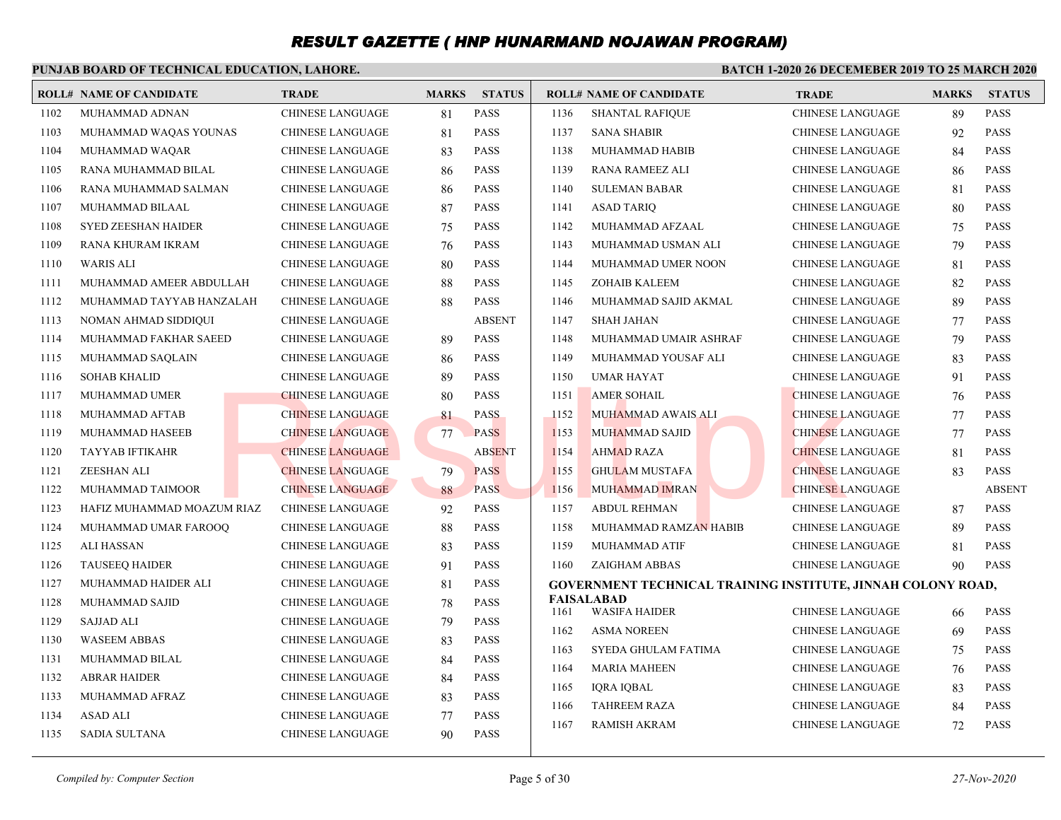# RESULT GAZETTE ( HNP HUNARMAND NOJAWAN PROGRAM)

**PUNJAB BOARD OF TECHNICAL EDUCATION, LAHORE.** **BATCH 1-2020 26 DECEMEBER 2019 TO 25 MARCH 2020**

| ROLL# | NAME OF CANDIDATE | TRADE | MARKS | STATUS |
|---|---|---|---|---|
| 1102 | MUHAMMAD ADNAN | CHINESE LANGUAGE | 81 | PASS |
| 1103 | MUHAMMAD WAQAS YOUNAS | CHINESE LANGUAGE | 81 | PASS |
| 1104 | MUHAMMAD WAQAR | CHINESE LANGUAGE | 83 | PASS |
| 1105 | RANA MUHAMMAD BILAL | CHINESE LANGUAGE | 86 | PASS |
| 1106 | RANA MUHAMMAD SALMAN | CHINESE LANGUAGE | 86 | PASS |
| 1107 | MUHAMMAD BILAAL | CHINESE LANGUAGE | 87 | PASS |
| 1108 | SYED ZEESHAN HAIDER | CHINESE LANGUAGE | 75 | PASS |
| 1109 | RANA KHURAM IKRAM | CHINESE LANGUAGE | 76 | PASS |
| 1110 | WARIS ALI | CHINESE LANGUAGE | 80 | PASS |
| 1111 | MUHAMMAD AMEER ABDULLAH | CHINESE LANGUAGE | 88 | PASS |
| 1112 | MUHAMMAD TAYYAB HANZALAH | CHINESE LANGUAGE | 88 | PASS |
| 1113 | NOMAN AHMAD SIDDIQUI | CHINESE LANGUAGE | | ABSENT |
| 1114 | MUHAMMAD FAKHAR SAEED | CHINESE LANGUAGE | 89 | PASS |
| 1115 | MUHAMMAD SAQLAIN | CHINESE LANGUAGE | 86 | PASS |
| 1116 | SOHAB KHALID | CHINESE LANGUAGE | 89 | PASS |
| 1117 | MUHAMMAD UMER | CHINESE LANGUAGE | 80 | PASS |
| 1118 | MUHAMMAD AFTAB | CHINESE LANGUAGE | 81 | PASS |
| 1119 | MUHAMMAD HASEEB | CHINESE LANGUAGE | 77 | PASS |
| 1120 | TAYYAB IFTIKAHR | CHINESE LANGUAGE | | ABSENT |
| 1121 | ZEESHAN ALI | CHINESE LANGUAGE | 79 | PASS |
| 1122 | MUHAMMAD TAIMOOR | CHINESE LANGUAGE | 88 | PASS |
| 1123 | HAFIZ MUHAMMAD MOAZUM RIAZ | CHINESE LANGUAGE | 92 | PASS |
| 1124 | MUHAMMAD UMAR FAROOQ | CHINESE LANGUAGE | 88 | PASS |
| 1125 | ALI HASSAN | CHINESE LANGUAGE | 83 | PASS |
| 1126 | TAUSEEQ HAIDER | CHINESE LANGUAGE | 91 | PASS |
| 1127 | MUHAMMAD HAIDER ALI | CHINESE LANGUAGE | 81 | PASS |
| 1128 | MUHAMMAD SAJID | CHINESE LANGUAGE | 78 | PASS |
| 1129 | SAJJAD ALI | CHINESE LANGUAGE | 79 | PASS |
| 1130 | WASEEM ABBAS | CHINESE LANGUAGE | 83 | PASS |
| 1131 | MUHAMMAD BILAL | CHINESE LANGUAGE | 84 | PASS |
| 1132 | ABRAR HAIDER | CHINESE LANGUAGE | 84 | PASS |
| 1133 | MUHAMMAD AFRAZ | CHINESE LANGUAGE | 83 | PASS |
| 1134 | ASAD ALI | CHINESE LANGUAGE | 77 | PASS |
| 1135 | SADIA SULTANA | CHINESE LANGUAGE | 90 | PASS |
| 1136 | SHANTAL RAFIQUE | CHINESE LANGUAGE | 89 | PASS |
| 1137 | SANA SHABIR | CHINESE LANGUAGE | 92 | PASS |
| 1138 | MUHAMMAD HABIB | CHINESE LANGUAGE | 84 | PASS |
| 1139 | RANA RAMEEZ ALI | CHINESE LANGUAGE | 86 | PASS |
| 1140 | SULEMAN BABAR | CHINESE LANGUAGE | 81 | PASS |
| 1141 | ASAD TARIQ | CHINESE LANGUAGE | 80 | PASS |
| 1142 | MUHAMMAD AFZAAL | CHINESE LANGUAGE | 75 | PASS |
| 1143 | MUHAMMAD USMAN ALI | CHINESE LANGUAGE | 79 | PASS |
| 1144 | MUHAMMAD UMER NOON | CHINESE LANGUAGE | 81 | PASS |
| 1145 | ZOHAIB KALEEM | CHINESE LANGUAGE | 82 | PASS |
| 1146 | MUHAMMAD SAJID AKMAL | CHINESE LANGUAGE | 89 | PASS |
| 1147 | SHAH JAHAN | CHINESE LANGUAGE | 77 | PASS |
| 1148 | MUHAMMAD UMAIR ASHRAF | CHINESE LANGUAGE | 79 | PASS |
| 1149 | MUHAMMAD YOUSAF ALI | CHINESE LANGUAGE | 83 | PASS |
| 1150 | UMAR HAYAT | CHINESE LANGUAGE | 91 | PASS |
| 1151 | AMER SOHAIL | CHINESE LANGUAGE | 76 | PASS |
| 1152 | MUHAMMAD AWAIS ALI | CHINESE LANGUAGE | 77 | PASS |
| 1153 | MUHAMMAD SAJID | CHINESE LANGUAGE | 77 | PASS |
| 1154 | AHMAD RAZA | CHINESE LANGUAGE | 81 | PASS |
| 1155 | GHULAM MUSTAFA | CHINESE LANGUAGE | 83 | PASS |
| 1156 | MUHAMMAD IMRAN | CHINESE LANGUAGE | | ABSENT |
| 1157 | ABDUL REHMAN | CHINESE LANGUAGE | 87 | PASS |
| 1158 | MUHAMMAD RAMZAN HABIB | CHINESE LANGUAGE | 89 | PASS |
| 1159 | MUHAMMAD ATIF | CHINESE LANGUAGE | 81 | PASS |
| 1160 | ZAIGHAM ABBAS | CHINESE LANGUAGE | 90 | PASS |

**GOVERNMENT TECHNICAL TRAINING INSTITUTE, JINNAH COLONY ROAD, FAISALABAD**

| ROLL# | NAME OF CANDIDATE | TRADE | MARKS | STATUS |
|---|---|---|---|---|
| 1161 | WASIFA HAIDER | CHINESE LANGUAGE | 66 | PASS |
| 1162 | ASMA NOREEN | CHINESE LANGUAGE | 69 | PASS |
| 1163 | SYEDA GHULAM FATIMA | CHINESE LANGUAGE | 75 | PASS |
| 1164 | MARIA MAHEEN | CHINESE LANGUAGE | 76 | PASS |
| 1165 | IQRA IQBAL | CHINESE LANGUAGE | 83 | PASS |
| 1166 | TAHREEM RAZA | CHINESE LANGUAGE | 84 | PASS |
| 1167 | RAMISH AKRAM | CHINESE LANGUAGE | 72 | PASS |

*Compiled by: Computer Section* *27-Nov-2020*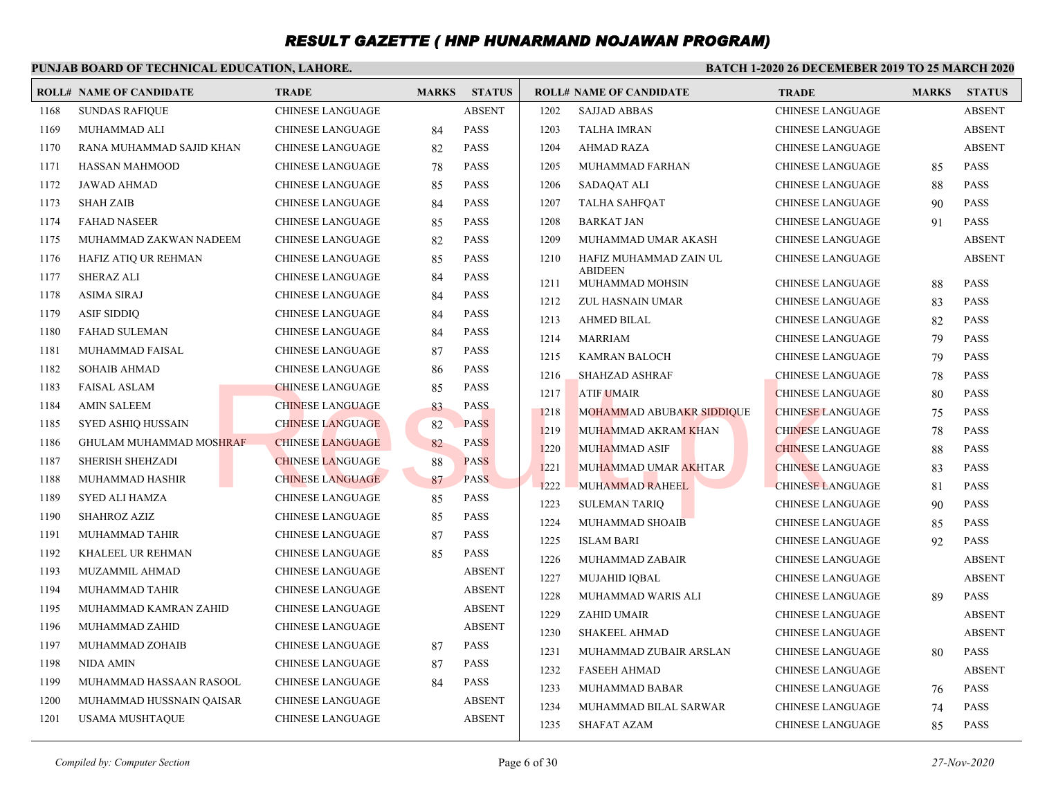# RESULT GAZETTE ( HNP HUNARMAND NOJAWAN PROGRAM)

**PUNJAB BOARD OF TECHNICAL EDUCATION, LAHORE.**

**BATCH 1-2020 26 DECEMEBER 2019 TO 25 MARCH 2020**

| ROLL# | NAME OF CANDIDATE | TRADE | MARKS | STATUS |
|---|---|---|---|---|
| 1168 | SUNDAS RAFIQUE | CHINESE LANGUAGE | | ABSENT |
| 1169 | MUHAMMAD ALI | CHINESE LANGUAGE | 84 | PASS |
| 1170 | RANA MUHAMMAD SAJID KHAN | CHINESE LANGUAGE | 82 | PASS |
| 1171 | HASSAN MAHMOOD | CHINESE LANGUAGE | 78 | PASS |
| 1172 | JAWAD AHMAD | CHINESE LANGUAGE | 85 | PASS |
| 1173 | SHAH ZAIB | CHINESE LANGUAGE | 84 | PASS |
| 1174 | FAHAD NASEER | CHINESE LANGUAGE | 85 | PASS |
| 1175 | MUHAMMAD ZAKWAN NADEEM | CHINESE LANGUAGE | 82 | PASS |
| 1176 | HAFIZ ATIQ UR REHMAN | CHINESE LANGUAGE | 85 | PASS |
| 1177 | SHERAZ ALI | CHINESE LANGUAGE | 84 | PASS |
| 1178 | ASIMA SIRAJ | CHINESE LANGUAGE | 84 | PASS |
| 1179 | ASIF SIDDIQ | CHINESE LANGUAGE | 84 | PASS |
| 1180 | FAHAD SULEMAN | CHINESE LANGUAGE | 84 | PASS |
| 1181 | MUHAMMAD FAISAL | CHINESE LANGUAGE | 87 | PASS |
| 1182 | SOHAIB AHMAD | CHINESE LANGUAGE | 86 | PASS |
| 1183 | FAISAL ASLAM | CHINESE LANGUAGE | 85 | PASS |
| 1184 | AMIN SALEEM | CHINESE LANGUAGE | 83 | PASS |
| 1185 | SYED ASHIQ HUSSAIN | CHINESE LANGUAGE | 82 | PASS |
| 1186 | GHULAM MUHAMMAD MOSHRAF | CHINESE LANGUAGE | 82 | PASS |
| 1187 | SHERISH SHEHZADI | CHINESE LANGUAGE | 88 | PASS |
| 1188 | MUHAMMAD HASHIR | CHINESE LANGUAGE | 87 | PASS |
| 1189 | SYED ALI HAMZA | CHINESE LANGUAGE | 85 | PASS |
| 1190 | SHAHROZ AZIZ | CHINESE LANGUAGE | 85 | PASS |
| 1191 | MUHAMMAD TAHIR | CHINESE LANGUAGE | 87 | PASS |
| 1192 | KHALEEL UR REHMAN | CHINESE LANGUAGE | 85 | PASS |
| 1193 | MUZAMMIL AHMAD | CHINESE LANGUAGE | | ABSENT |
| 1194 | MUHAMMAD TAHIR | CHINESE LANGUAGE | | ABSENT |
| 1195 | MUHAMMAD KAMRAN ZAHID | CHINESE LANGUAGE | | ABSENT |
| 1196 | MUHAMMAD ZAHID | CHINESE LANGUAGE | | ABSENT |
| 1197 | MUHAMMAD ZOHAIB | CHINESE LANGUAGE | 87 | PASS |
| 1198 | NIDA AMIN | CHINESE LANGUAGE | 87 | PASS |
| 1199 | MUHAMMAD HASSAAN RASOOL | CHINESE LANGUAGE | 84 | PASS |
| 1200 | MUHAMMAD HUSSNAIN QAISAR | CHINESE LANGUAGE | | ABSENT |
| 1201 | USAMA MUSHTAQUE | CHINESE LANGUAGE | | ABSENT |
| 1202 | SAJJAD ABBAS | CHINESE LANGUAGE | | ABSENT |
| 1203 | TALHA IMRAN | CHINESE LANGUAGE | | ABSENT |
| 1204 | AHMAD RAZA | CHINESE LANGUAGE | | ABSENT |
| 1205 | MUHAMMAD FARHAN | CHINESE LANGUAGE | 85 | PASS |
| 1206 | SADAQAT ALI | CHINESE LANGUAGE | 88 | PASS |
| 1207 | TALHA SAHFQAT | CHINESE LANGUAGE | 90 | PASS |
| 1208 | BARKAT JAN | CHINESE LANGUAGE | 91 | PASS |
| 1209 | MUHAMMAD UMAR AKASH | CHINESE LANGUAGE | | ABSENT |
| 1210 | HAFIZ MUHAMMAD ZAIN UL ABIDEEN | CHINESE LANGUAGE | | ABSENT |
| 1211 | MUHAMMAD MOHSIN | CHINESE LANGUAGE | 88 | PASS |
| 1212 | ZUL HASNAIN UMAR | CHINESE LANGUAGE | 83 | PASS |
| 1213 | AHMED BILAL | CHINESE LANGUAGE | 82 | PASS |
| 1214 | MARRIAM | CHINESE LANGUAGE | 79 | PASS |
| 1215 | KAMRAN BALOCH | CHINESE LANGUAGE | 79 | PASS |
| 1216 | SHAHZAD ASHRAF | CHINESE LANGUAGE | 78 | PASS |
| 1217 | ATIF UMAIR | CHINESE LANGUAGE | 80 | PASS |
| 1218 | MOHAMMAD ABUBAKR SIDDIQUE | CHINESE LANGUAGE | 75 | PASS |
| 1219 | MUHAMMAD AKRAM KHAN | CHINESE LANGUAGE | 78 | PASS |
| 1220 | MUHAMMAD ASIF | CHINESE LANGUAGE | 88 | PASS |
| 1221 | MUHAMMAD UMAR AKHTAR | CHINESE LANGUAGE | 83 | PASS |
| 1222 | MUHAMMAD RAHEEL | CHINESE LANGUAGE | 81 | PASS |
| 1223 | SULEMAN TARIQ | CHINESE LANGUAGE | 90 | PASS |
| 1224 | MUHAMMAD SHOAIB | CHINESE LANGUAGE | 85 | PASS |
| 1225 | ISLAM BARI | CHINESE LANGUAGE | 92 | PASS |
| 1226 | MUHAMMAD ZABAIR | CHINESE LANGUAGE | | ABSENT |
| 1227 | MUJAHID IQBAL | CHINESE LANGUAGE | | ABSENT |
| 1228 | MUHAMMAD WARIS ALI | CHINESE LANGUAGE | 89 | PASS |
| 1229 | ZAHID UMAIR | CHINESE LANGUAGE | | ABSENT |
| 1230 | SHAKEEL AHMAD | CHINESE LANGUAGE | | ABSENT |
| 1231 | MUHAMMAD ZUBAIR ARSLAN | CHINESE LANGUAGE | 80 | PASS |
| 1232 | FASEEH AHMAD | CHINESE LANGUAGE | | ABSENT |
| 1233 | MUHAMMAD BABAR | CHINESE LANGUAGE | 76 | PASS |
| 1234 | MUHAMMAD BILAL SARWAR | CHINESE LANGUAGE | 74 | PASS |
| 1235 | SHAFAT AZAM | CHINESE LANGUAGE | 85 | PASS |

*Compiled by: Computer Section*

*27-Nov-2020*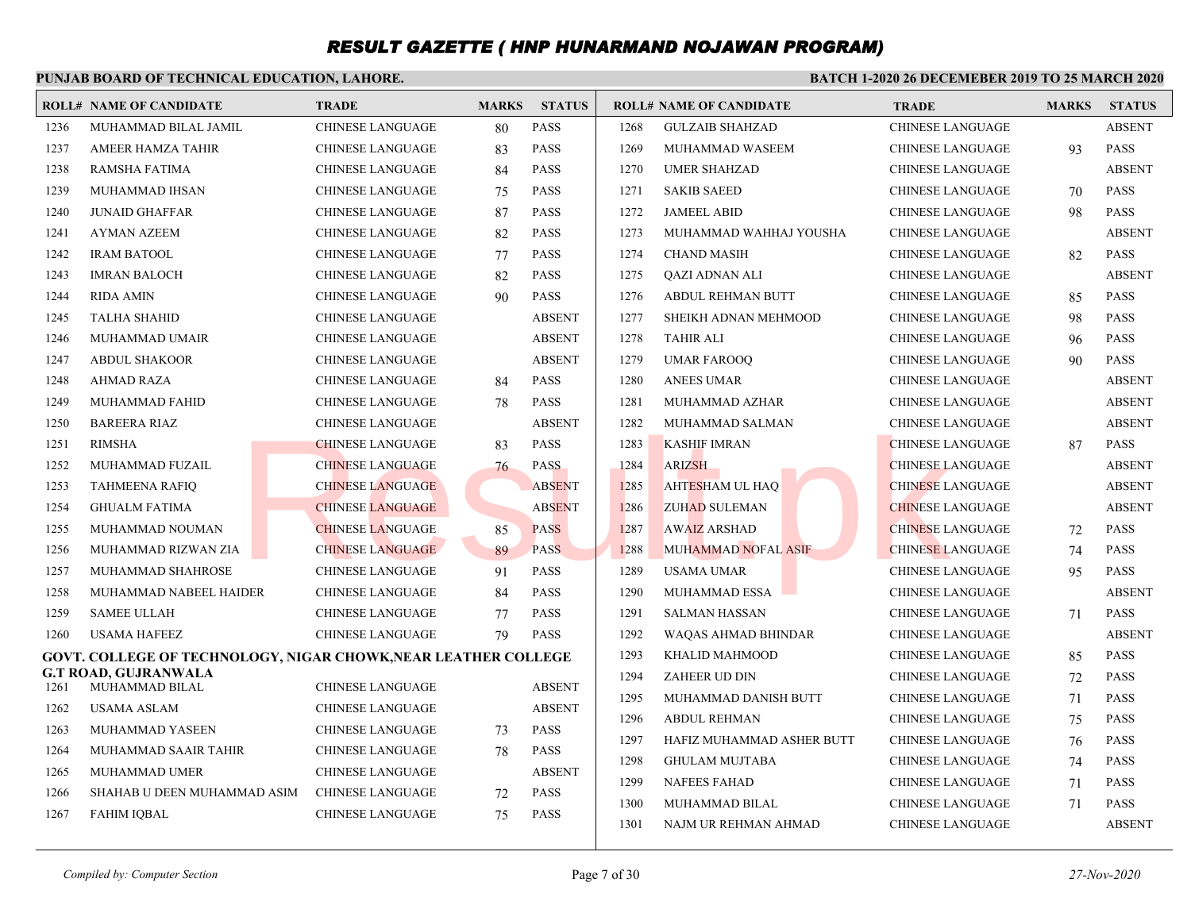# RESULT GAZETTE ( HNP HUNARMAND NOJAWAN PROGRAM)

**PUNJAB BOARD OF TECHNICAL EDUCATION, LAHORE.**

**BATCH 1-2020 26 DECEMEBER 2019 TO 25 MARCH 2020**

| ROLL# | NAME OF CANDIDATE | TRADE | MARKS | STATUS |
|---|---|---|---|---|
| 1236 | MUHAMMAD BILAL JAMIL | CHINESE LANGUAGE | 80 | PASS |
| 1237 | AMEER HAMZA TAHIR | CHINESE LANGUAGE | 83 | PASS |
| 1238 | RAMSHA FATIMA | CHINESE LANGUAGE | 84 | PASS |
| 1239 | MUHAMMAD IHSAN | CHINESE LANGUAGE | 75 | PASS |
| 1240 | JUNAID GHAFFAR | CHINESE LANGUAGE | 87 | PASS |
| 1241 | AYMAN AZEEM | CHINESE LANGUAGE | 82 | PASS |
| 1242 | IRAM BATOOL | CHINESE LANGUAGE | 77 | PASS |
| 1243 | IMRAN BALOCH | CHINESE LANGUAGE | 82 | PASS |
| 1244 | RIDA AMIN | CHINESE LANGUAGE | 90 | PASS |
| 1245 | TALHA SHAHID | CHINESE LANGUAGE | | ABSENT |
| 1246 | MUHAMMAD UMAIR | CHINESE LANGUAGE | | ABSENT |
| 1247 | ABDUL SHAKOOR | CHINESE LANGUAGE | | ABSENT |
| 1248 | AHMAD RAZA | CHINESE LANGUAGE | 84 | PASS |
| 1249 | MUHAMMAD FAHID | CHINESE LANGUAGE | 78 | PASS |
| 1250 | BAREERA RIAZ | CHINESE LANGUAGE | | ABSENT |
| 1251 | RIMSHA | CHINESE LANGUAGE | 83 | PASS |
| 1252 | MUHAMMAD FUZAIL | CHINESE LANGUAGE | 76 | PASS |
| 1253 | TAHMEENA RAFIQ | CHINESE LANGUAGE | | ABSENT |
| 1254 | GHUALM FATIMA | CHINESE LANGUAGE | | ABSENT |
| 1255 | MUHAMMAD NOUMAN | CHINESE LANGUAGE | 85 | PASS |
| 1256 | MUHAMMAD RIZWAN ZIA | CHINESE LANGUAGE | 89 | PASS |
| 1257 | MUHAMMAD SHAHROSE | CHINESE LANGUAGE | 91 | PASS |
| 1258 | MUHAMMAD NABEEL HAIDER | CHINESE LANGUAGE | 84 | PASS |
| 1259 | SAMEE ULLAH | CHINESE LANGUAGE | 77 | PASS |
| 1260 | USAMA HAFEEZ | CHINESE LANGUAGE | 79 | PASS |

**GOVT. COLLEGE OF TECHNOLOGY, NIGAR CHOWK,NEAR LEATHER COLLEGE G.T ROAD, GUJRANWALA**

| ROLL# | NAME OF CANDIDATE | TRADE | MARKS | STATUS |
|---|---|---|---|---|
| 1261 | MUHAMMAD BILAL | CHINESE LANGUAGE | | ABSENT |
| 1262 | USAMA ASLAM | CHINESE LANGUAGE | | ABSENT |
| 1263 | MUHAMMAD YASEEN | CHINESE LANGUAGE | 73 | PASS |
| 1264 | MUHAMMAD SAAIR TAHIR | CHINESE LANGUAGE | 78 | PASS |
| 1265 | MUHAMMAD UMER | CHINESE LANGUAGE | | ABSENT |
| 1266 | SHAHAB U DEEN MUHAMMAD ASIM | CHINESE LANGUAGE | 72 | PASS |
| 1267 | FAHIM IQBAL | CHINESE LANGUAGE | 75 | PASS |
| 1268 | GULZAIB SHAHZAD | CHINESE LANGUAGE | | ABSENT |
| 1269 | MUHAMMAD WASEEM | CHINESE LANGUAGE | 93 | PASS |
| 1270 | UMER SHAHZAD | CHINESE LANGUAGE | | ABSENT |
| 1271 | SAKIB SAEED | CHINESE LANGUAGE | 70 | PASS |
| 1272 | JAMEEL ABID | CHINESE LANGUAGE | 98 | PASS |
| 1273 | MUHAMMAD WAHHAJ YOUSHA | CHINESE LANGUAGE | | ABSENT |
| 1274 | CHAND MASIH | CHINESE LANGUAGE | 82 | PASS |
| 1275 | QAZI ADNAN ALI | CHINESE LANGUAGE | | ABSENT |
| 1276 | ABDUL REHMAN BUTT | CHINESE LANGUAGE | 85 | PASS |
| 1277 | SHEIKH ADNAN MEHMOOD | CHINESE LANGUAGE | 98 | PASS |
| 1278 | TAHIR ALI | CHINESE LANGUAGE | 96 | PASS |
| 1279 | UMAR FAROOQ | CHINESE LANGUAGE | 90 | PASS |
| 1280 | ANEES UMAR | CHINESE LANGUAGE | | ABSENT |
| 1281 | MUHAMMAD AZHAR | CHINESE LANGUAGE | | ABSENT |
| 1282 | MUHAMMAD SALMAN | CHINESE LANGUAGE | | ABSENT |
| 1283 | KASHIF IMRAN | CHINESE LANGUAGE | 87 | PASS |
| 1284 | ARIZSH | CHINESE LANGUAGE | | ABSENT |
| 1285 | AHTESHAM UL HAQ | CHINESE LANGUAGE | | ABSENT |
| 1286 | ZUHAD SULEMAN | CHINESE LANGUAGE | | ABSENT |
| 1287 | AWAIZ ARSHAD | CHINESE LANGUAGE | 72 | PASS |
| 1288 | MUHAMMAD NOFAL ASIF | CHINESE LANGUAGE | 74 | PASS |
| 1289 | USAMA UMAR | CHINESE LANGUAGE | 95 | PASS |
| 1290 | MUHAMMAD ESSA | CHINESE LANGUAGE | | ABSENT |
| 1291 | SALMAN HASSAN | CHINESE LANGUAGE | 71 | PASS |
| 1292 | WAQAS AHMAD BHINDAR | CHINESE LANGUAGE | | ABSENT |
| 1293 | KHALID MAHMOOD | CHINESE LANGUAGE | 85 | PASS |
| 1294 | ZAHEER UD DIN | CHINESE LANGUAGE | 72 | PASS |
| 1295 | MUHAMMAD DANISH BUTT | CHINESE LANGUAGE | 71 | PASS |
| 1296 | ABDUL REHMAN | CHINESE LANGUAGE | 75 | PASS |
| 1297 | HAFIZ MUHAMMAD ASHER BUTT | CHINESE LANGUAGE | 76 | PASS |
| 1298 | GHULAM MUJTABA | CHINESE LANGUAGE | 74 | PASS |
| 1299 | NAFEES FAHAD | CHINESE LANGUAGE | 71 | PASS |
| 1300 | MUHAMMAD BILAL | CHINESE LANGUAGE | 71 | PASS |
| 1301 | NAJM UR REHMAN AHMAD | CHINESE LANGUAGE | | ABSENT |

*Compiled by: Computer Section*

*27-Nov-2020*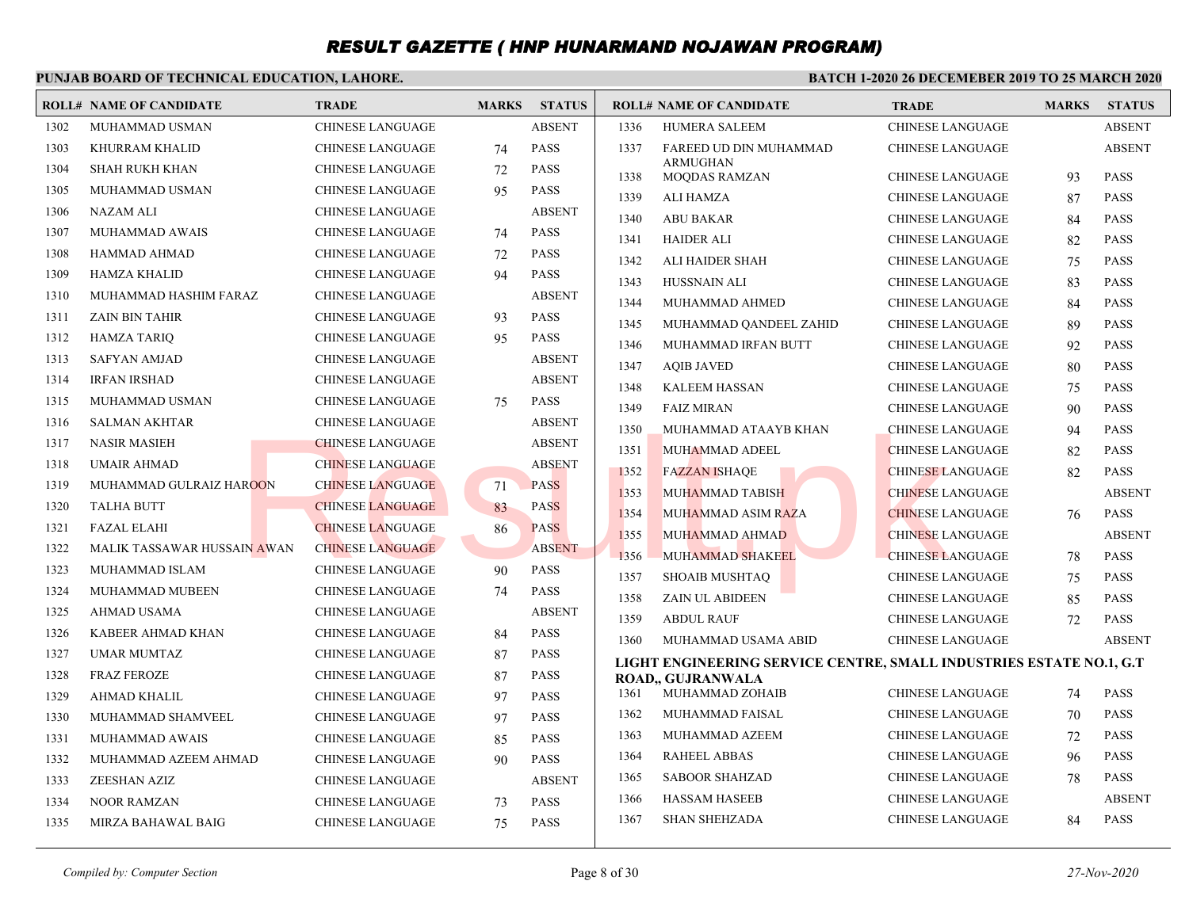# RESULT GAZETTE ( HNP HUNARMAND NOJAWAN PROGRAM)

**PUNJAB BOARD OF TECHNICAL EDUCATION, LAHORE.**

**BATCH 1-2020 26 DECEMEBER 2019 TO 25 MARCH 2020**

| ROLL# | NAME OF CANDIDATE | TRADE | MARKS | STATUS |
|---|---|---|---|---|
| 1302 | MUHAMMAD USMAN | CHINESE LANGUAGE | | ABSENT |
| 1303 | KHURRAM KHALID | CHINESE LANGUAGE | 74 | PASS |
| 1304 | SHAH RUKH KHAN | CHINESE LANGUAGE | 72 | PASS |
| 1305 | MUHAMMAD USMAN | CHINESE LANGUAGE | 95 | PASS |
| 1306 | NAZAM ALI | CHINESE LANGUAGE | | ABSENT |
| 1307 | MUHAMMAD AWAIS | CHINESE LANGUAGE | 74 | PASS |
| 1308 | HAMMAD AHMAD | CHINESE LANGUAGE | 72 | PASS |
| 1309 | HAMZA KHALID | CHINESE LANGUAGE | 94 | PASS |
| 1310 | MUHAMMAD HASHIM FARAZ | CHINESE LANGUAGE | | ABSENT |
| 1311 | ZAIN BIN TAHIR | CHINESE LANGUAGE | 93 | PASS |
| 1312 | HAMZA TARIQ | CHINESE LANGUAGE | 95 | PASS |
| 1313 | SAFYAN AMJAD | CHINESE LANGUAGE | | ABSENT |
| 1314 | IRFAN IRSHAD | CHINESE LANGUAGE | | ABSENT |
| 1315 | MUHAMMAD USMAN | CHINESE LANGUAGE | 75 | PASS |
| 1316 | SALMAN AKHTAR | CHINESE LANGUAGE | | ABSENT |
| 1317 | NASIR MASIEH | CHINESE LANGUAGE | | ABSENT |
| 1318 | UMAIR AHMAD | CHINESE LANGUAGE | | ABSENT |
| 1319 | MUHAMMAD GULRAIZ HAROON | CHINESE LANGUAGE | 71 | PASS |
| 1320 | TALHA BUTT | CHINESE LANGUAGE | 83 | PASS |
| 1321 | FAZAL ELAHI | CHINESE LANGUAGE | 86 | PASS |
| 1322 | MALIK TASSAWAR HUSSAIN AWAN | CHINESE LANGUAGE | | ABSENT |
| 1323 | MUHAMMAD ISLAM | CHINESE LANGUAGE | 90 | PASS |
| 1324 | MUHAMMAD MUBEEN | CHINESE LANGUAGE | 74 | PASS |
| 1325 | AHMAD USAMA | CHINESE LANGUAGE | | ABSENT |
| 1326 | KABEER AHMAD KHAN | CHINESE LANGUAGE | 84 | PASS |
| 1327 | UMAR MUMTAZ | CHINESE LANGUAGE | 87 | PASS |
| 1328 | FRAZ FEROZE | CHINESE LANGUAGE | 87 | PASS |
| 1329 | AHMAD KHALIL | CHINESE LANGUAGE | 97 | PASS |
| 1330 | MUHAMMAD SHAMVEEL | CHINESE LANGUAGE | 97 | PASS |
| 1331 | MUHAMMAD AWAIS | CHINESE LANGUAGE | 85 | PASS |
| 1332 | MUHAMMAD AZEEM AHMAD | CHINESE LANGUAGE | 90 | PASS |
| 1333 | ZEESHAN AZIZ | CHINESE LANGUAGE | | ABSENT |
| 1334 | NOOR RAMZAN | CHINESE LANGUAGE | 73 | PASS |
| 1335 | MIRZA BAHAWAL BAIG | CHINESE LANGUAGE | 75 | PASS |
| 1336 | HUMERA SALEEM | CHINESE LANGUAGE | | ABSENT |
| 1337 | FAREED UD DIN MUHAMMAD ARMUGHAN | CHINESE LANGUAGE | | ABSENT |
| 1338 | MOQDAS RAMZAN | CHINESE LANGUAGE | 93 | PASS |
| 1339 | ALI HAMZA | CHINESE LANGUAGE | 87 | PASS |
| 1340 | ABU BAKAR | CHINESE LANGUAGE | 84 | PASS |
| 1341 | HAIDER ALI | CHINESE LANGUAGE | 82 | PASS |
| 1342 | ALI HAIDER SHAH | CHINESE LANGUAGE | 75 | PASS |
| 1343 | HUSSNAIN ALI | CHINESE LANGUAGE | 83 | PASS |
| 1344 | MUHAMMAD AHMED | CHINESE LANGUAGE | 84 | PASS |
| 1345 | MUHAMMAD QANDEEL ZAHID | CHINESE LANGUAGE | 89 | PASS |
| 1346 | MUHAMMAD IRFAN BUTT | CHINESE LANGUAGE | 92 | PASS |
| 1347 | AQIB JAVED | CHINESE LANGUAGE | 80 | PASS |
| 1348 | KALEEM HASSAN | CHINESE LANGUAGE | 75 | PASS |
| 1349 | FAIZ MIRAN | CHINESE LANGUAGE | 90 | PASS |
| 1350 | MUHAMMAD ATAAYB KHAN | CHINESE LANGUAGE | 94 | PASS |
| 1351 | MUHAMMAD ADEEL | CHINESE LANGUAGE | 82 | PASS |
| 1352 | FAZZAN ISHAQE | CHINESE LANGUAGE | 82 | PASS |
| 1353 | MUHAMMAD TABISH | CHINESE LANGUAGE | | ABSENT |
| 1354 | MUHAMMAD ASIM RAZA | CHINESE LANGUAGE | 76 | PASS |
| 1355 | MUHAMMAD AHMAD | CHINESE LANGUAGE | | ABSENT |
| 1356 | MUHAMMAD SHAKEEL | CHINESE LANGUAGE | 78 | PASS |
| 1357 | SHOAIB MUSHTAQ | CHINESE LANGUAGE | 75 | PASS |
| 1358 | ZAIN UL ABIDEEN | CHINESE LANGUAGE | 85 | PASS |
| 1359 | ABDUL RAUF | CHINESE LANGUAGE | 72 | PASS |
| 1360 | MUHAMMAD USAMA ABID | CHINESE LANGUAGE | | ABSENT |

**LIGHT ENGINEERING SERVICE CENTRE, SMALL INDUSTRIES ESTATE NO.1, G.T ROAD,, GUJRANWALA**

| ROLL# | NAME OF CANDIDATE | TRADE | MARKS | STATUS |
|---|---|---|---|---|
| 1361 | MUHAMMAD ZOHAIB | CHINESE LANGUAGE | 74 | PASS |
| 1362 | MUHAMMAD FAISAL | CHINESE LANGUAGE | 70 | PASS |
| 1363 | MUHAMMAD AZEEM | CHINESE LANGUAGE | 72 | PASS |
| 1364 | RAHEEL ABBAS | CHINESE LANGUAGE | 96 | PASS |
| 1365 | SABOOR SHAHZAD | CHINESE LANGUAGE | 78 | PASS |
| 1366 | HASSAM HASEEB | CHINESE LANGUAGE | | ABSENT |
| 1367 | SHAN SHEHZADA | CHINESE LANGUAGE | 84 | PASS |

*Compiled by: Computer Section*

*27-Nov-2020*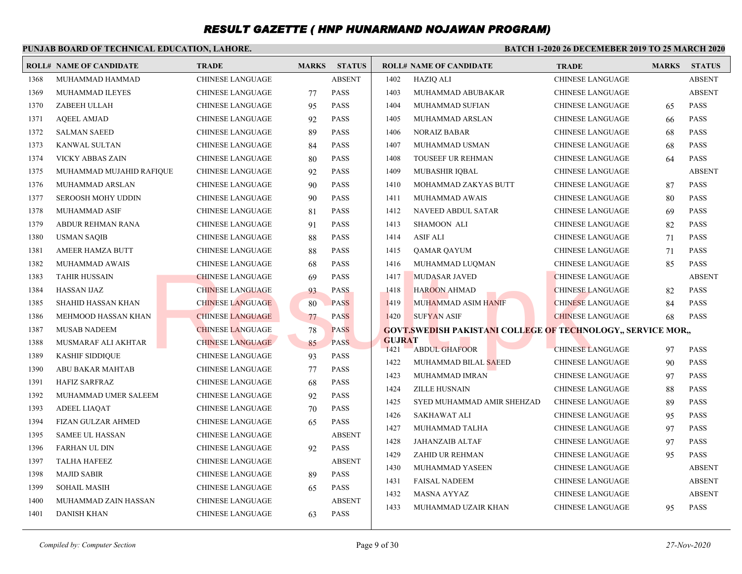# RESULT GAZETTE ( HNP HUNARMAND NOJAWAN PROGRAM)

**PUNJAB BOARD OF TECHNICAL EDUCATION, LAHORE.**

**BATCH 1-2020 26 DECEMEBER 2019 TO 25 MARCH 2020**

| ROLL# | NAME OF CANDIDATE | TRADE | MARKS | STATUS |
|---|---|---|---|---|
| 1368 | MUHAMMAD HAMMAD | CHINESE LANGUAGE | | ABSENT |
| 1369 | MUHAMMAD ILEYES | CHINESE LANGUAGE | 77 | PASS |
| 1370 | ZABEEH ULLAH | CHINESE LANGUAGE | 95 | PASS |
| 1371 | AQEEL AMJAD | CHINESE LANGUAGE | 92 | PASS |
| 1372 | SALMAN SAEED | CHINESE LANGUAGE | 89 | PASS |
| 1373 | KANWAL SULTAN | CHINESE LANGUAGE | 84 | PASS |
| 1374 | VICKY ABBAS ZAIN | CHINESE LANGUAGE | 80 | PASS |
| 1375 | MUHAMMAD MUJAHID RAFIQUE | CHINESE LANGUAGE | 92 | PASS |
| 1376 | MUHAMMAD ARSLAN | CHINESE LANGUAGE | 90 | PASS |
| 1377 | SEROOSH MOHY UDDIN | CHINESE LANGUAGE | 90 | PASS |
| 1378 | MUHAMMAD ASIF | CHINESE LANGUAGE | 81 | PASS |
| 1379 | ABDUR REHMAN RANA | CHINESE LANGUAGE | 91 | PASS |
| 1380 | USMAN SAQIB | CHINESE LANGUAGE | 88 | PASS |
| 1381 | AMEER HAMZA BUTT | CHINESE LANGUAGE | 88 | PASS |
| 1382 | MUHAMMAD AWAIS | CHINESE LANGUAGE | 68 | PASS |
| 1383 | TAHIR HUSSAIN | CHINESE LANGUAGE | 69 | PASS |
| 1384 | HASSAN IJAZ | CHINESE LANGUAGE | 93 | PASS |
| 1385 | SHAHID HASSAN KHAN | CHINESE LANGUAGE | 80 | PASS |
| 1386 | MEHMOOD HASSAN KHAN | CHINESE LANGUAGE | 77 | PASS |
| 1387 | MUSAB NADEEM | CHINESE LANGUAGE | 78 | PASS |
| 1388 | MUSMARAF ALI AKHTAR | CHINESE LANGUAGE | 85 | PASS |
| 1389 | KASHIF SIDDIQUE | CHINESE LANGUAGE | 93 | PASS |
| 1390 | ABU BAKAR MAHTAB | CHINESE LANGUAGE | 77 | PASS |
| 1391 | HAFIZ SARFRAZ | CHINESE LANGUAGE | 68 | PASS |
| 1392 | MUHAMMAD UMER SALEEM | CHINESE LANGUAGE | 92 | PASS |
| 1393 | ADEEL LIAQAT | CHINESE LANGUAGE | 70 | PASS |
| 1394 | FIZAN GULZAR AHMED | CHINESE LANGUAGE | 65 | PASS |
| 1395 | SAMEE UL HASSAN | CHINESE LANGUAGE | | ABSENT |
| 1396 | FARHAN UL DIN | CHINESE LANGUAGE | 92 | PASS |
| 1397 | TALHA HAFEEZ | CHINESE LANGUAGE | | ABSENT |
| 1398 | MAJID SABIR | CHINESE LANGUAGE | 89 | PASS |
| 1399 | SOHAIL MASIH | CHINESE LANGUAGE | 65 | PASS |
| 1400 | MUHAMMAD ZAIN HASSAN | CHINESE LANGUAGE | | ABSENT |
| 1401 | DANISH KHAN | CHINESE LANGUAGE | 63 | PASS |
| 1402 | HAZIQ ALI | CHINESE LANGUAGE | | ABSENT |
| 1403 | MUHAMMAD ABUBAKAR | CHINESE LANGUAGE | | ABSENT |
| 1404 | MUHAMMAD SUFIAN | CHINESE LANGUAGE | 65 | PASS |
| 1405 | MUHAMMAD ARSLAN | CHINESE LANGUAGE | 66 | PASS |
| 1406 | NORAIZ BABAR | CHINESE LANGUAGE | 68 | PASS |
| 1407 | MUHAMMAD USMAN | CHINESE LANGUAGE | 68 | PASS |
| 1408 | TOUSEEF UR REHMAN | CHINESE LANGUAGE | 64 | PASS |
| 1409 | MUBASHIR IQBAL | CHINESE LANGUAGE | | ABSENT |
| 1410 | MOHAMMAD ZAKYAS BUTT | CHINESE LANGUAGE | 87 | PASS |
| 1411 | MUHAMMAD AWAIS | CHINESE LANGUAGE | 80 | PASS |
| 1412 | NAVEED ABDUL SATAR | CHINESE LANGUAGE | 69 | PASS |
| 1413 | SHAMOON ALI | CHINESE LANGUAGE | 82 | PASS |
| 1414 | ASIF ALI | CHINESE LANGUAGE | 71 | PASS |
| 1415 | QAMAR QAYUM | CHINESE LANGUAGE | 71 | PASS |
| 1416 | MUHAMMAD LUQMAN | CHINESE LANGUAGE | 85 | PASS |
| 1417 | MUDASAR JAVED | CHINESE LANGUAGE | | ABSENT |
| 1418 | HAROON AHMAD | CHINESE LANGUAGE | 82 | PASS |
| 1419 | MUHAMMAD ASIM HANIF | CHINESE LANGUAGE | 84 | PASS |
| 1420 | SUFYAN ASIF | CHINESE LANGUAGE | 68 | PASS |

**GOVT.SWEDISH PAKISTANI COLLEGE OF TECHNOLOGY,, SERVICE MOR,, GUJRAT**

| ROLL# | NAME OF CANDIDATE | TRADE | MARKS | STATUS |
|---|---|---|---|---|
| 1421 | ABDUL GHAFOOR | CHINESE LANGUAGE | 97 | PASS |
| 1422 | MUHAMMAD BILAL SAEED | CHINESE LANGUAGE | 90 | PASS |
| 1423 | MUHAMMAD IMRAN | CHINESE LANGUAGE | 97 | PASS |
| 1424 | ZILLE HUSNAIN | CHINESE LANGUAGE | 88 | PASS |
| 1425 | SYED MUHAMMAD AMIR SHEHZAD | CHINESE LANGUAGE | 89 | PASS |
| 1426 | SAKHAWAT ALI | CHINESE LANGUAGE | 95 | PASS |
| 1427 | MUHAMMAD TALHA | CHINESE LANGUAGE | 97 | PASS |
| 1428 | JAHANZAIB ALTAF | CHINESE LANGUAGE | 97 | PASS |
| 1429 | ZAHID UR REHMAN | CHINESE LANGUAGE | 95 | PASS |
| 1430 | MUHAMMAD YASEEN | CHINESE LANGUAGE | | ABSENT |
| 1431 | FAISAL NADEEM | CHINESE LANGUAGE | | ABSENT |
| 1432 | MASNA AYYAZ | CHINESE LANGUAGE | | ABSENT |
| 1433 | MUHAMMAD UZAIR KHAN | CHINESE LANGUAGE | 95 | PASS |

*Compiled by: Computer Section*

*27-Nov-2020*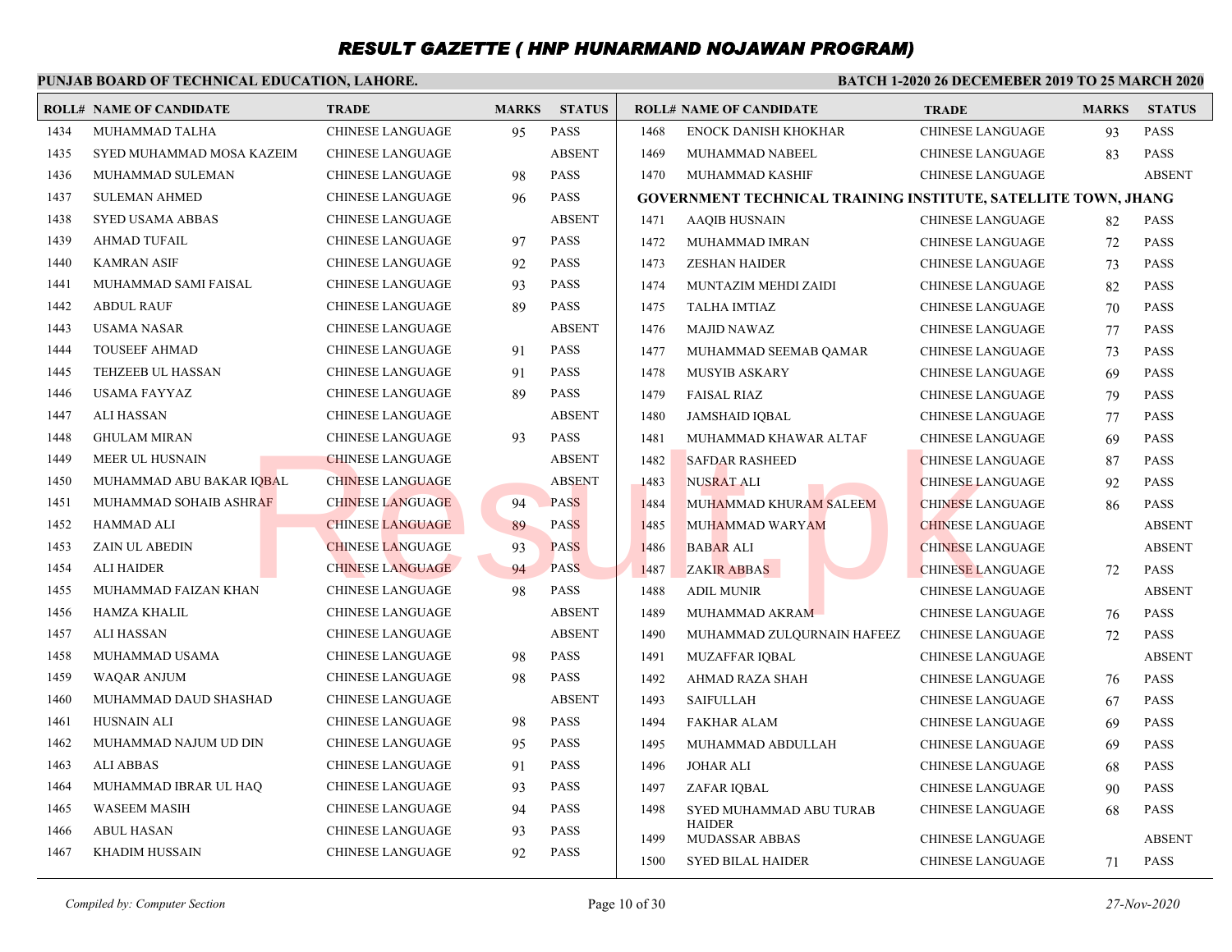# RESULT GAZETTE ( HNP HUNARMAND NOJAWAN PROGRAM)

**PUNJAB BOARD OF TECHNICAL EDUCATION, LAHORE.**

**BATCH 1-2020 26 DECEMEBER 2019 TO 25 MARCH 2020**

| ROLL# | NAME OF CANDIDATE | TRADE | MARKS | STATUS |
|---|---|---|---|---|
| 1434 | MUHAMMAD TALHA | CHINESE LANGUAGE | 95 | PASS |
| 1435 | SYED MUHAMMAD MOSA KAZEIM | CHINESE LANGUAGE | | ABSENT |
| 1436 | MUHAMMAD SULEMAN | CHINESE LANGUAGE | 98 | PASS |
| 1437 | SULEMAN AHMED | CHINESE LANGUAGE | 96 | PASS |
| 1438 | SYED USAMA ABBAS | CHINESE LANGUAGE | | ABSENT |
| 1439 | AHMAD TUFAIL | CHINESE LANGUAGE | 97 | PASS |
| 1440 | KAMRAN ASIF | CHINESE LANGUAGE | 92 | PASS |
| 1441 | MUHAMMAD SAMI FAISAL | CHINESE LANGUAGE | 93 | PASS |
| 1442 | ABDUL RAUF | CHINESE LANGUAGE | 89 | PASS |
| 1443 | USAMA NASAR | CHINESE LANGUAGE | | ABSENT |
| 1444 | TOUSEEF AHMAD | CHINESE LANGUAGE | 91 | PASS |
| 1445 | TEHZEEB UL HASSAN | CHINESE LANGUAGE | 91 | PASS |
| 1446 | USAMA FAYYAZ | CHINESE LANGUAGE | 89 | PASS |
| 1447 | ALI HASSAN | CHINESE LANGUAGE | | ABSENT |
| 1448 | GHULAM MIRAN | CHINESE LANGUAGE | 93 | PASS |
| 1449 | MEER UL HUSNAIN | CHINESE LANGUAGE | | ABSENT |
| 1450 | MUHAMMAD ABU BAKAR IQBAL | CHINESE LANGUAGE | | ABSENT |
| 1451 | MUHAMMAD SOHAIB ASHRAF | CHINESE LANGUAGE | 94 | PASS |
| 1452 | HAMMAD ALI | CHINESE LANGUAGE | 89 | PASS |
| 1453 | ZAIN UL ABEDIN | CHINESE LANGUAGE | 93 | PASS |
| 1454 | ALI HAIDER | CHINESE LANGUAGE | 94 | PASS |
| 1455 | MUHAMMAD FAIZAN KHAN | CHINESE LANGUAGE | 98 | PASS |
| 1456 | HAMZA KHALIL | CHINESE LANGUAGE | | ABSENT |
| 1457 | ALI HASSAN | CHINESE LANGUAGE | | ABSENT |
| 1458 | MUHAMMAD USAMA | CHINESE LANGUAGE | 98 | PASS |
| 1459 | WAQAR ANJUM | CHINESE LANGUAGE | 98 | PASS |
| 1460 | MUHAMMAD DAUD SHASHAD | CHINESE LANGUAGE | | ABSENT |
| 1461 | HUSNAIN ALI | CHINESE LANGUAGE | 98 | PASS |
| 1462 | MUHAMMAD NAJUM UD DIN | CHINESE LANGUAGE | 95 | PASS |
| 1463 | ALI ABBAS | CHINESE LANGUAGE | 91 | PASS |
| 1464 | MUHAMMAD IBRAR UL HAQ | CHINESE LANGUAGE | 93 | PASS |
| 1465 | WASEEM MASIH | CHINESE LANGUAGE | 94 | PASS |
| 1466 | ABUL HASAN | CHINESE LANGUAGE | 93 | PASS |
| 1467 | KHADIM HUSSAIN | CHINESE LANGUAGE | 92 | PASS |
| 1468 | ENOCK DANISH KHOKHAR | CHINESE LANGUAGE | 93 | PASS |
| 1469 | MUHAMMAD NABEEL | CHINESE LANGUAGE | 83 | PASS |
| 1470 | MUHAMMAD KASHIF | CHINESE LANGUAGE | | ABSENT |

**GOVERNMENT TECHNICAL TRAINING INSTITUTE, SATELLITE TOWN, JHANG**

| ROLL# | NAME OF CANDIDATE | TRADE | MARKS | STATUS |
|---|---|---|---|---|
| 1471 | AAQIB HUSNAIN | CHINESE LANGUAGE | 82 | PASS |
| 1472 | MUHAMMAD IMRAN | CHINESE LANGUAGE | 72 | PASS |
| 1473 | ZESHAN HAIDER | CHINESE LANGUAGE | 73 | PASS |
| 1474 | MUNTAZIM MEHDI ZAIDI | CHINESE LANGUAGE | 82 | PASS |
| 1475 | TALHA IMTIAZ | CHINESE LANGUAGE | 70 | PASS |
| 1476 | MAJID NAWAZ | CHINESE LANGUAGE | 77 | PASS |
| 1477 | MUHAMMAD SEEMAB QAMAR | CHINESE LANGUAGE | 73 | PASS |
| 1478 | MUSYIB ASKARY | CHINESE LANGUAGE | 69 | PASS |
| 1479 | FAISAL RIAZ | CHINESE LANGUAGE | 79 | PASS |
| 1480 | JAMSHAID IQBAL | CHINESE LANGUAGE | 77 | PASS |
| 1481 | MUHAMMAD KHAWAR ALTAF | CHINESE LANGUAGE | 69 | PASS |
| 1482 | SAFDAR RASHEED | CHINESE LANGUAGE | 87 | PASS |
| 1483 | NUSRAT ALI | CHINESE LANGUAGE | 92 | PASS |
| 1484 | MUHAMMAD KHURAM SALEEM | CHINESE LANGUAGE | 86 | PASS |
| 1485 | MUHAMMAD WARYAM | CHINESE LANGUAGE | | ABSENT |
| 1486 | BABAR ALI | CHINESE LANGUAGE | | ABSENT |
| 1487 | ZAKIR ABBAS | CHINESE LANGUAGE | 72 | PASS |
| 1488 | ADIL MUNIR | CHINESE LANGUAGE | | ABSENT |
| 1489 | MUHAMMAD AKRAM | CHINESE LANGUAGE | 76 | PASS |
| 1490 | MUHAMMAD ZULQURNAIN HAFEEZ | CHINESE LANGUAGE | 72 | PASS |
| 1491 | MUZAFFAR IQBAL | CHINESE LANGUAGE | | ABSENT |
| 1492 | AHMAD RAZA SHAH | CHINESE LANGUAGE | 76 | PASS |
| 1493 | SAIFULLAH | CHINESE LANGUAGE | 67 | PASS |
| 1494 | FAKHAR ALAM | CHINESE LANGUAGE | 69 | PASS |
| 1495 | MUHAMMAD ABDULLAH | CHINESE LANGUAGE | 69 | PASS |
| 1496 | JOHAR ALI | CHINESE LANGUAGE | 68 | PASS |
| 1497 | ZAFAR IQBAL | CHINESE LANGUAGE | 90 | PASS |
| 1498 | SYED MUHAMMAD ABU TURAB HAIDER | CHINESE LANGUAGE | 68 | PASS |
| 1499 | MUDASSAR ABBAS | CHINESE LANGUAGE | | ABSENT |
| 1500 | SYED BILAL HAIDER | CHINESE LANGUAGE | 71 | PASS |

*Compiled by: Computer Section*

*27-Nov-2020*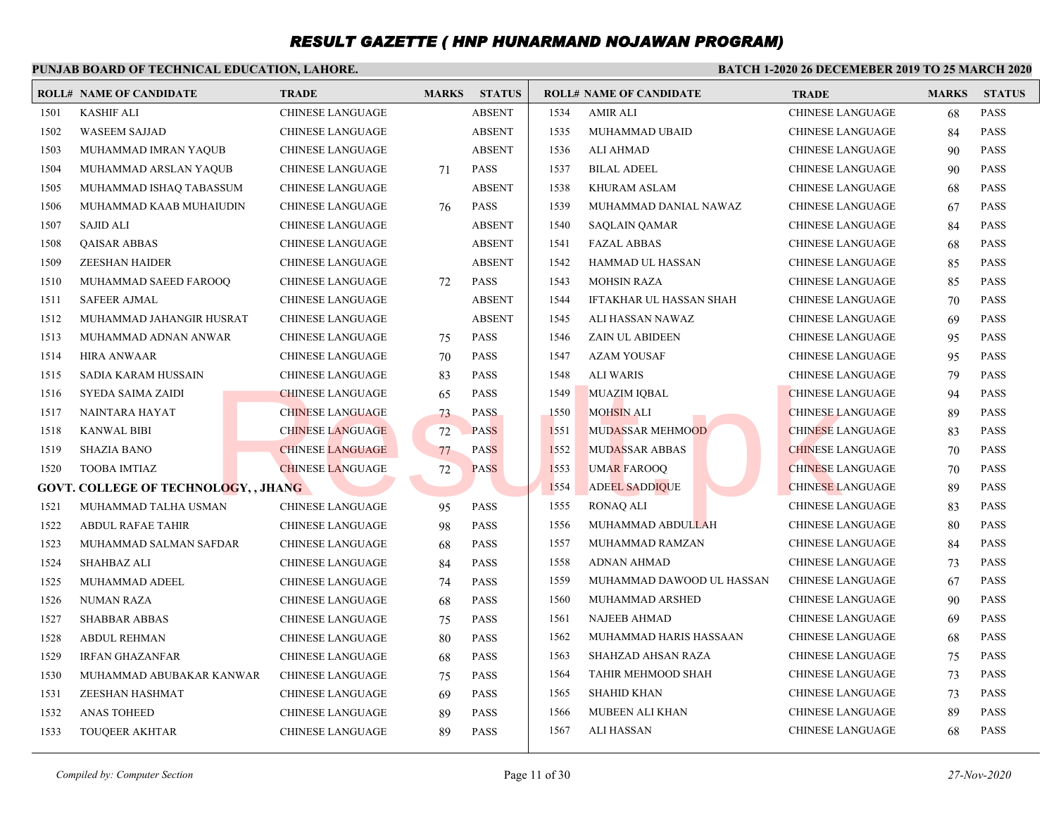# RESULT GAZETTE ( HNP HUNARMAND NOJAWAN PROGRAM)

**PUNJAB BOARD OF TECHNICAL EDUCATION, LAHORE.** **BATCH 1-2020 26 DECEMEBER 2019 TO 25 MARCH 2020**

| ROLL# | NAME OF CANDIDATE | TRADE | MARKS | STATUS |
|---|---|---|---|---|
| 1501 | KASHIF ALI | CHINESE LANGUAGE | | ABSENT |
| 1502 | WASEEM SAJJAD | CHINESE LANGUAGE | | ABSENT |
| 1503 | MUHAMMAD IMRAN YAQUB | CHINESE LANGUAGE | | ABSENT |
| 1504 | MUHAMMAD ARSLAN YAQUB | CHINESE LANGUAGE | 71 | PASS |
| 1505 | MUHAMMAD ISHAQ TABASSUM | CHINESE LANGUAGE | | ABSENT |
| 1506 | MUHAMMAD KAAB MUHAIUDIN | CHINESE LANGUAGE | 76 | PASS |
| 1507 | SAJID ALI | CHINESE LANGUAGE | | ABSENT |
| 1508 | QAISAR ABBAS | CHINESE LANGUAGE | | ABSENT |
| 1509 | ZEESHAN HAIDER | CHINESE LANGUAGE | | ABSENT |
| 1510 | MUHAMMAD SAEED FAROOQ | CHINESE LANGUAGE | 72 | PASS |
| 1511 | SAFEER AJMAL | CHINESE LANGUAGE | | ABSENT |
| 1512 | MUHAMMAD JAHANGIR HUSRAT | CHINESE LANGUAGE | | ABSENT |
| 1513 | MUHAMMAD ADNAN ANWAR | CHINESE LANGUAGE | 75 | PASS |
| 1514 | HIRA ANWAAR | CHINESE LANGUAGE | 70 | PASS |
| 1515 | SADIA KARAM HUSSAIN | CHINESE LANGUAGE | 83 | PASS |
| 1516 | SYEDA SAIMA ZAIDI | CHINESE LANGUAGE | 65 | PASS |
| 1517 | NAINTARA HAYAT | CHINESE LANGUAGE | 73 | PASS |
| 1518 | KANWAL BIBI | CHINESE LANGUAGE | 72 | PASS |
| 1519 | SHAZIA BANO | CHINESE LANGUAGE | 77 | PASS |
| 1520 | TOOBA IMTIAZ | CHINESE LANGUAGE | 72 | PASS |

**GOVT. COLLEGE OF TECHNOLOGY, , JHANG**

| ROLL# | NAME OF CANDIDATE | TRADE | MARKS | STATUS |
|---|---|---|---|---|
| 1521 | MUHAMMAD TALHA USMAN | CHINESE LANGUAGE | 95 | PASS |
| 1522 | ABDUL RAFAE TAHIR | CHINESE LANGUAGE | 98 | PASS |
| 1523 | MUHAMMAD SALMAN SAFDAR | CHINESE LANGUAGE | 68 | PASS |
| 1524 | SHAHBAZ ALI | CHINESE LANGUAGE | 84 | PASS |
| 1525 | MUHAMMAD ADEEL | CHINESE LANGUAGE | 74 | PASS |
| 1526 | NUMAN RAZA | CHINESE LANGUAGE | 68 | PASS |
| 1527 | SHABBAR ABBAS | CHINESE LANGUAGE | 75 | PASS |
| 1528 | ABDUL REHMAN | CHINESE LANGUAGE | 80 | PASS |
| 1529 | IRFAN GHAZANFAR | CHINESE LANGUAGE | 68 | PASS |
| 1530 | MUHAMMAD ABUBAKAR KANWAR | CHINESE LANGUAGE | 75 | PASS |
| 1531 | ZEESHAN HASHMAT | CHINESE LANGUAGE | 69 | PASS |
| 1532 | ANAS TOHEED | CHINESE LANGUAGE | 89 | PASS |
| 1533 | TOUQEER AKHTAR | CHINESE LANGUAGE | 89 | PASS |
| 1534 | AMIR ALI | CHINESE LANGUAGE | 68 | PASS |
| 1535 | MUHAMMAD UBAID | CHINESE LANGUAGE | 84 | PASS |
| 1536 | ALI AHMAD | CHINESE LANGUAGE | 90 | PASS |
| 1537 | BILAL ADEEL | CHINESE LANGUAGE | 90 | PASS |
| 1538 | KHURAM ASLAM | CHINESE LANGUAGE | 68 | PASS |
| 1539 | MUHAMMAD DANIAL NAWAZ | CHINESE LANGUAGE | 67 | PASS |
| 1540 | SAQLAIN QAMAR | CHINESE LANGUAGE | 84 | PASS |
| 1541 | FAZAL ABBAS | CHINESE LANGUAGE | 68 | PASS |
| 1542 | HAMMAD UL HASSAN | CHINESE LANGUAGE | 85 | PASS |
| 1543 | MOHSIN RAZA | CHINESE LANGUAGE | 85 | PASS |
| 1544 | IFTAKHAR UL HASSAN SHAH | CHINESE LANGUAGE | 70 | PASS |
| 1545 | ALI HASSAN NAWAZ | CHINESE LANGUAGE | 69 | PASS |
| 1546 | ZAIN UL ABIDEEN | CHINESE LANGUAGE | 95 | PASS |
| 1547 | AZAM YOUSAF | CHINESE LANGUAGE | 95 | PASS |
| 1548 | ALI WARIS | CHINESE LANGUAGE | 79 | PASS |
| 1549 | MUAZIM IQBAL | CHINESE LANGUAGE | 94 | PASS |
| 1550 | MOHSIN ALI | CHINESE LANGUAGE | 89 | PASS |
| 1551 | MUDASSAR MEHMOOD | CHINESE LANGUAGE | 83 | PASS |
| 1552 | MUDASSAR ABBAS | CHINESE LANGUAGE | 70 | PASS |
| 1553 | UMAR FAROOQ | CHINESE LANGUAGE | 70 | PASS |
| 1554 | ADEEL SADDIQUE | CHINESE LANGUAGE | 89 | PASS |
| 1555 | RONAQ ALI | CHINESE LANGUAGE | 83 | PASS |
| 1556 | MUHAMMAD ABDULLAH | CHINESE LANGUAGE | 80 | PASS |
| 1557 | MUHAMMAD RAMZAN | CHINESE LANGUAGE | 84 | PASS |
| 1558 | ADNAN AHMAD | CHINESE LANGUAGE | 73 | PASS |
| 1559 | MUHAMMAD DAWOOD UL HASSAN | CHINESE LANGUAGE | 67 | PASS |
| 1560 | MUHAMMAD ARSHED | CHINESE LANGUAGE | 90 | PASS |
| 1561 | NAJEEB AHMAD | CHINESE LANGUAGE | 69 | PASS |
| 1562 | MUHAMMAD HARIS HASSAAN | CHINESE LANGUAGE | 68 | PASS |
| 1563 | SHAHZAD AHSAN RAZA | CHINESE LANGUAGE | 75 | PASS |
| 1564 | TAHIR MEHMOOD SHAH | CHINESE LANGUAGE | 73 | PASS |
| 1565 | SHAHID KHAN | CHINESE LANGUAGE | 73 | PASS |
| 1566 | MUBEEN ALI KHAN | CHINESE LANGUAGE | 89 | PASS |
| 1567 | ALI HASSAN | CHINESE LANGUAGE | 68 | PASS |

*Compiled by: Computer Section* *27-Nov-2020*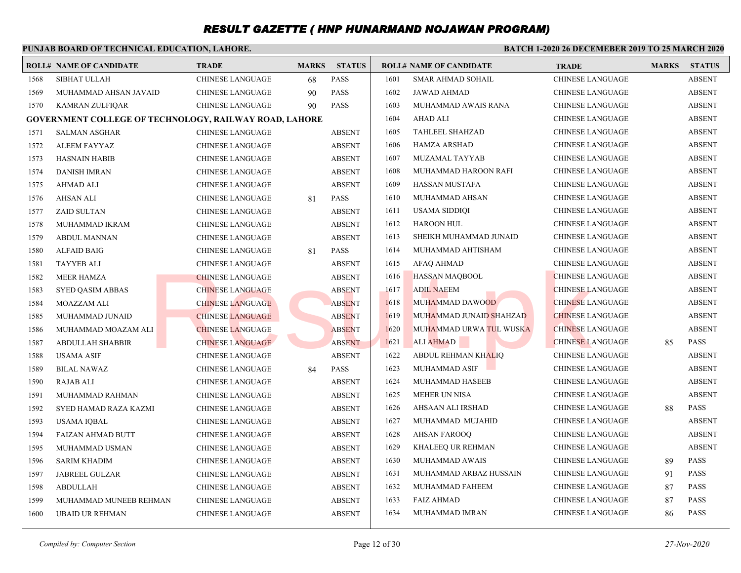# RESULT GAZETTE ( HNP HUNARMAND NOJAWAN PROGRAM)

**PUNJAB BOARD OF TECHNICAL EDUCATION, LAHORE.** **BATCH 1-2020 26 DECEMEBER 2019 TO 25 MARCH 2020**

| ROLL# | NAME OF CANDIDATE | TRADE | MARKS | STATUS |
|---|---|---|---|---|
| 1568 | SIBHAT ULLAH | CHINESE LANGUAGE | 68 | PASS |
| 1569 | MUHAMMAD AHSAN JAVAID | CHINESE LANGUAGE | 90 | PASS |
| 1570 | KAMRAN ZULFIQAR | CHINESE LANGUAGE | 90 | PASS |
| **GOVERNMENT COLLEGE OF TECHNOLOGY, RAILWAY ROAD, LAHORE** | | | | |
| 1571 | SALMAN ASGHAR | CHINESE LANGUAGE | | ABSENT |
| 1572 | ALEEM FAYYAZ | CHINESE LANGUAGE | | ABSENT |
| 1573 | HASNAIN HABIB | CHINESE LANGUAGE | | ABSENT |
| 1574 | DANISH IMRAN | CHINESE LANGUAGE | | ABSENT |
| 1575 | AHMAD ALI | CHINESE LANGUAGE | | ABSENT |
| 1576 | AHSAN ALI | CHINESE LANGUAGE | 81 | PASS |
| 1577 | ZAID SULTAN | CHINESE LANGUAGE | | ABSENT |
| 1578 | MUHAMMAD IKRAM | CHINESE LANGUAGE | | ABSENT |
| 1579 | ABDUL MANNAN | CHINESE LANGUAGE | | ABSENT |
| 1580 | ALFAID BAIG | CHINESE LANGUAGE | 81 | PASS |
| 1581 | TAYYEB ALI | CHINESE LANGUAGE | | ABSENT |
| 1582 | MEER HAMZA | CHINESE LANGUAGE | | ABSENT |
| 1583 | SYED QASIM ABBAS | CHINESE LANGUAGE | | ABSENT |
| 1584 | MOAZZAM ALI | CHINESE LANGUAGE | | ABSENT |
| 1585 | MUHAMMAD JUNAID | CHINESE LANGUAGE | | ABSENT |
| 1586 | MUHAMMAD MOAZAM ALI | CHINESE LANGUAGE | | ABSENT |
| 1587 | ABDULLAH SHABBIR | CHINESE LANGUAGE | | ABSENT |
| 1588 | USAMA ASIF | CHINESE LANGUAGE | | ABSENT |
| 1589 | BILAL NAWAZ | CHINESE LANGUAGE | 84 | PASS |
| 1590 | RAJAB ALI | CHINESE LANGUAGE | | ABSENT |
| 1591 | MUHAMMAD RAHMAN | CHINESE LANGUAGE | | ABSENT |
| 1592 | SYED HAMAD RAZA KAZMI | CHINESE LANGUAGE | | ABSENT |
| 1593 | USAMA IQBAL | CHINESE LANGUAGE | | ABSENT |
| 1594 | FAIZAN AHMAD BUTT | CHINESE LANGUAGE | | ABSENT |
| 1595 | MUHAMMAD USMAN | CHINESE LANGUAGE | | ABSENT |
| 1596 | SARIM KHADIM | CHINESE LANGUAGE | | ABSENT |
| 1597 | JABREEL GULZAR | CHINESE LANGUAGE | | ABSENT |
| 1598 | ABDULLAH | CHINESE LANGUAGE | | ABSENT |
| 1599 | MUHAMMAD MUNEEB REHMAN | CHINESE LANGUAGE | | ABSENT |
| 1600 | UBAID UR REHMAN | CHINESE LANGUAGE | | ABSENT |
| 1601 | SMAR AHMAD SOHAIL | CHINESE LANGUAGE | | ABSENT |
| 1602 | JAWAD AHMAD | CHINESE LANGUAGE | | ABSENT |
| 1603 | MUHAMMAD AWAIS RANA | CHINESE LANGUAGE | | ABSENT |
| 1604 | AHAD ALI | CHINESE LANGUAGE | | ABSENT |
| 1605 | TAHLEEL SHAHZAD | CHINESE LANGUAGE | | ABSENT |
| 1606 | HAMZA ARSHAD | CHINESE LANGUAGE | | ABSENT |
| 1607 | MUZAMAL TAYYAB | CHINESE LANGUAGE | | ABSENT |
| 1608 | MUHAMMAD HAROON RAFI | CHINESE LANGUAGE | | ABSENT |
| 1609 | HASSAN MUSTAFA | CHINESE LANGUAGE | | ABSENT |
| 1610 | MUHAMMAD AHSAN | CHINESE LANGUAGE | | ABSENT |
| 1611 | USAMA SIDDIQI | CHINESE LANGUAGE | | ABSENT |
| 1612 | HAROON HUL | CHINESE LANGUAGE | | ABSENT |
| 1613 | SHEIKH MUHAMMAD JUNAID | CHINESE LANGUAGE | | ABSENT |
| 1614 | MUHAMMAD AHTISHAM | CHINESE LANGUAGE | | ABSENT |
| 1615 | AFAQ AHMAD | CHINESE LANGUAGE | | ABSENT |
| 1616 | HASSAN MAQBOOL | CHINESE LANGUAGE | | ABSENT |
| 1617 | ADIL NAEEM | CHINESE LANGUAGE | | ABSENT |
| 1618 | MUHAMMAD DAWOOD | CHINESE LANGUAGE | | ABSENT |
| 1619 | MUHAMMAD JUNAID SHAHZAD | CHINESE LANGUAGE | | ABSENT |
| 1620 | MUHAMMAD URWA TUL WUSKA | CHINESE LANGUAGE | | ABSENT |
| 1621 | ALI AHMAD | CHINESE LANGUAGE | 85 | PASS |
| 1622 | ABDUL REHMAN KHALIQ | CHINESE LANGUAGE | | ABSENT |
| 1623 | MUHAMMAD ASIF | CHINESE LANGUAGE | | ABSENT |
| 1624 | MUHAMMAD HASEEB | CHINESE LANGUAGE | | ABSENT |
| 1625 | MEHER UN NISA | CHINESE LANGUAGE | | ABSENT |
| 1626 | AHSAAN ALI IRSHAD | CHINESE LANGUAGE | 88 | PASS |
| 1627 | MUHAMMAD MUJAHID | CHINESE LANGUAGE | | ABSENT |
| 1628 | AHSAN FAROOQ | CHINESE LANGUAGE | | ABSENT |
| 1629 | KHALEEQ UR REHMAN | CHINESE LANGUAGE | | ABSENT |
| 1630 | MUHAMMAD AWAIS | CHINESE LANGUAGE | 89 | PASS |
| 1631 | MUHAMMAD ARBAZ HUSSAIN | CHINESE LANGUAGE | 91 | PASS |
| 1632 | MUHAMMAD FAHEEM | CHINESE LANGUAGE | 87 | PASS |
| 1633 | FAIZ AHMAD | CHINESE LANGUAGE | 87 | PASS |
| 1634 | MUHAMMAD IMRAN | CHINESE LANGUAGE | 86 | PASS |

*Compiled by: Computer Section* *27-Nov-2020*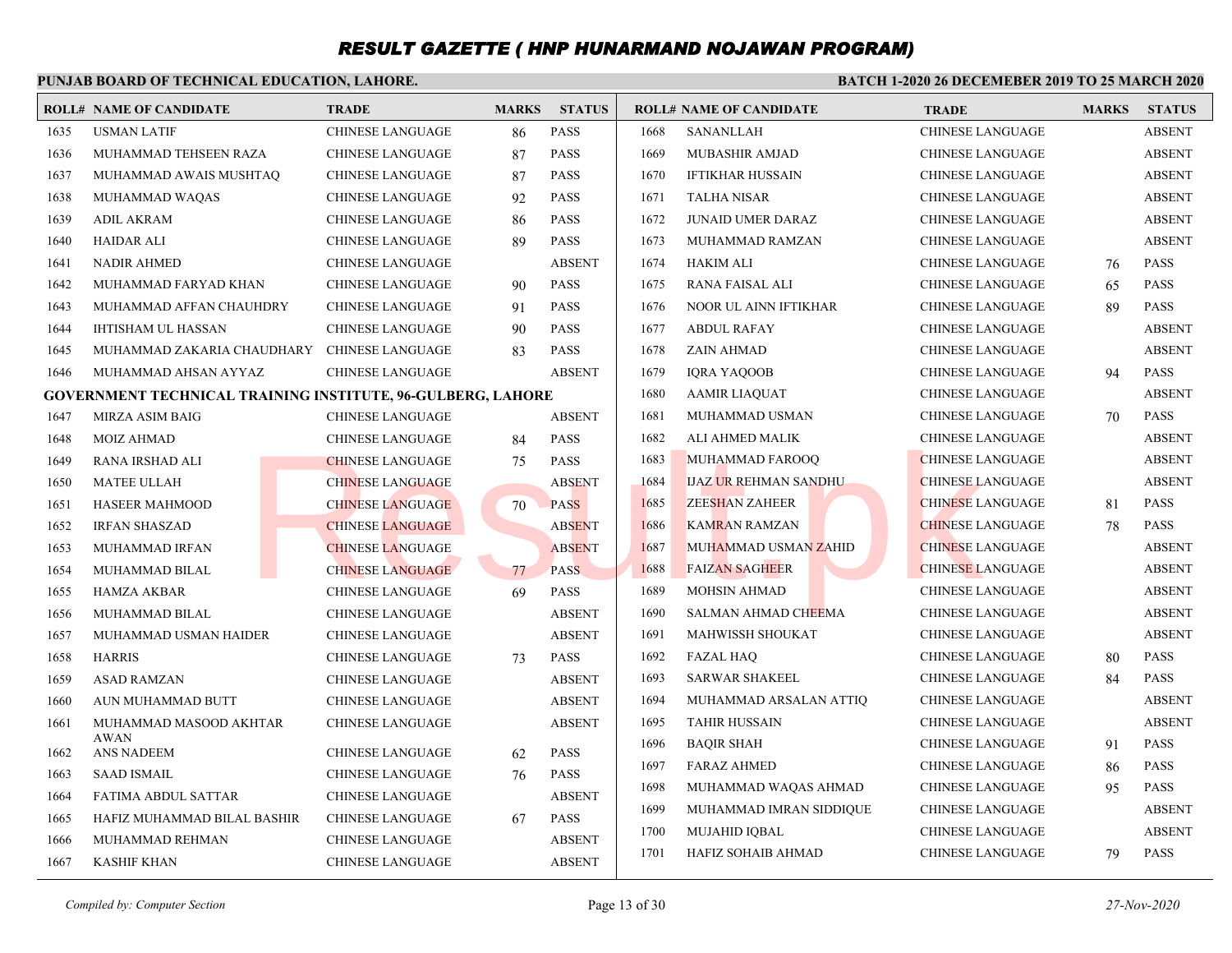# RESULT GAZETTE ( HNP HUNARMAND NOJAWAN PROGRAM)

**PUNJAB BOARD OF TECHNICAL EDUCATION, LAHORE.**

**BATCH 1-2020 26 DECEMEBER 2019 TO 25 MARCH 2020**

| ROLL# | NAME OF CANDIDATE | TRADE | MARKS | STATUS |
|---|---|---|---|---|
| 1635 | USMAN LATIF | CHINESE LANGUAGE | 86 | PASS |
| 1636 | MUHAMMAD TEHSEEN RAZA | CHINESE LANGUAGE | 87 | PASS |
| 1637 | MUHAMMAD AWAIS MUSHTAQ | CHINESE LANGUAGE | 87 | PASS |
| 1638 | MUHAMMAD WAQAS | CHINESE LANGUAGE | 92 | PASS |
| 1639 | ADIL AKRAM | CHINESE LANGUAGE | 86 | PASS |
| 1640 | HAIDAR ALI | CHINESE LANGUAGE | 89 | PASS |
| 1641 | NADIR AHMED | CHINESE LANGUAGE | | ABSENT |
| 1642 | MUHAMMAD FARYAD KHAN | CHINESE LANGUAGE | 90 | PASS |
| 1643 | MUHAMMAD AFFAN CHAUHDRY | CHINESE LANGUAGE | 91 | PASS |
| 1644 | IHTISHAM UL HASSAN | CHINESE LANGUAGE | 90 | PASS |
| 1645 | MUHAMMAD ZAKARIA CHAUDHARY | CHINESE LANGUAGE | 83 | PASS |
| 1646 | MUHAMMAD AHSAN AYYAZ | CHINESE LANGUAGE | | ABSENT |

**GOVERNMENT TECHNICAL TRAINING INSTITUTE, 96-GULBERG, LAHORE**

| ROLL# | NAME OF CANDIDATE | TRADE | MARKS | STATUS |
|---|---|---|---|---|
| 1647 | MIRZA ASIM BAIG | CHINESE LANGUAGE | | ABSENT |
| 1648 | MOIZ AHMAD | CHINESE LANGUAGE | 84 | PASS |
| 1649 | RANA IRSHAD ALI | CHINESE LANGUAGE | 75 | PASS |
| 1650 | MATEE ULLAH | CHINESE LANGUAGE | | ABSENT |
| 1651 | HASEER MAHMOOD | CHINESE LANGUAGE | 70 | PASS |
| 1652 | IRFAN SHASZAD | CHINESE LANGUAGE | | ABSENT |
| 1653 | MUHAMMAD IRFAN | CHINESE LANGUAGE | | ABSENT |
| 1654 | MUHAMMAD BILAL | CHINESE LANGUAGE | 77 | PASS |
| 1655 | HAMZA AKBAR | CHINESE LANGUAGE | 69 | PASS |
| 1656 | MUHAMMAD BILAL | CHINESE LANGUAGE | | ABSENT |
| 1657 | MUHAMMAD USMAN HAIDER | CHINESE LANGUAGE | | ABSENT |
| 1658 | HARRIS | CHINESE LANGUAGE | 73 | PASS |
| 1659 | ASAD RAMZAN | CHINESE LANGUAGE | | ABSENT |
| 1660 | AUN MUHAMMAD BUTT | CHINESE LANGUAGE | | ABSENT |
| 1661 | MUHAMMAD MASOOD AKHTAR AWAN | CHINESE LANGUAGE | | ABSENT |
| 1662 | ANS NADEEM | CHINESE LANGUAGE | 62 | PASS |
| 1663 | SAAD ISMAIL | CHINESE LANGUAGE | 76 | PASS |
| 1664 | FATIMA ABDUL SATTAR | CHINESE LANGUAGE | | ABSENT |
| 1665 | HAFIZ MUHAMMAD BILAL BASHIR | CHINESE LANGUAGE | 67 | PASS |
| 1666 | MUHAMMAD REHMAN | CHINESE LANGUAGE | | ABSENT |
| 1667 | KASHIF KHAN | CHINESE LANGUAGE | | ABSENT |
| 1668 | SANANLLAH | CHINESE LANGUAGE | | ABSENT |
| 1669 | MUBASHIR AMJAD | CHINESE LANGUAGE | | ABSENT |
| 1670 | IFTIKHAR HUSSAIN | CHINESE LANGUAGE | | ABSENT |
| 1671 | TALHA NISAR | CHINESE LANGUAGE | | ABSENT |
| 1672 | JUNAID UMER DARAZ | CHINESE LANGUAGE | | ABSENT |
| 1673 | MUHAMMAD RAMZAN | CHINESE LANGUAGE | | ABSENT |
| 1674 | HAKIM ALI | CHINESE LANGUAGE | 76 | PASS |
| 1675 | RANA FAISAL ALI | CHINESE LANGUAGE | 65 | PASS |
| 1676 | NOOR UL AINN IFTIKHAR | CHINESE LANGUAGE | 89 | PASS |
| 1677 | ABDUL RAFAY | CHINESE LANGUAGE | | ABSENT |
| 1678 | ZAIN AHMAD | CHINESE LANGUAGE | | ABSENT |
| 1679 | IQRA YAQOOB | CHINESE LANGUAGE | 94 | PASS |
| 1680 | AAMIR LIAQUAT | CHINESE LANGUAGE | | ABSENT |
| 1681 | MUHAMMAD USMAN | CHINESE LANGUAGE | 70 | PASS |
| 1682 | ALI AHMED MALIK | CHINESE LANGUAGE | | ABSENT |
| 1683 | MUHAMMAD FAROOQ | CHINESE LANGUAGE | | ABSENT |
| 1684 | IJAZ UR REHMAN SANDHU | CHINESE LANGUAGE | | ABSENT |
| 1685 | ZEESHAN ZAHEER | CHINESE LANGUAGE | 81 | PASS |
| 1686 | KAMRAN RAMZAN | CHINESE LANGUAGE | 78 | PASS |
| 1687 | MUHAMMAD USMAN ZAHID | CHINESE LANGUAGE | | ABSENT |
| 1688 | FAIZAN SAGHEER | CHINESE LANGUAGE | | ABSENT |
| 1689 | MOHSIN AHMAD | CHINESE LANGUAGE | | ABSENT |
| 1690 | SALMAN AHMAD CHEEMA | CHINESE LANGUAGE | | ABSENT |
| 1691 | MAHWISSH SHOUKAT | CHINESE LANGUAGE | | ABSENT |
| 1692 | FAZAL HAQ | CHINESE LANGUAGE | 80 | PASS |
| 1693 | SARWAR SHAKEEL | CHINESE LANGUAGE | 84 | PASS |
| 1694 | MUHAMMAD ARSALAN ATTIQ | CHINESE LANGUAGE | | ABSENT |
| 1695 | TAHIR HUSSAIN | CHINESE LANGUAGE | | ABSENT |
| 1696 | BAQIR SHAH | CHINESE LANGUAGE | 91 | PASS |
| 1697 | FARAZ AHMED | CHINESE LANGUAGE | 86 | PASS |
| 1698 | MUHAMMAD WAQAS AHMAD | CHINESE LANGUAGE | 95 | PASS |
| 1699 | MUHAMMAD IMRAN SIDDIQUE | CHINESE LANGUAGE | | ABSENT |
| 1700 | MUJAHID IQBAL | CHINESE LANGUAGE | | ABSENT |
| 1701 | HAFIZ SOHAIB AHMAD | CHINESE LANGUAGE | 79 | PASS |

*Compiled by: Computer Section*

*27-Nov-2020*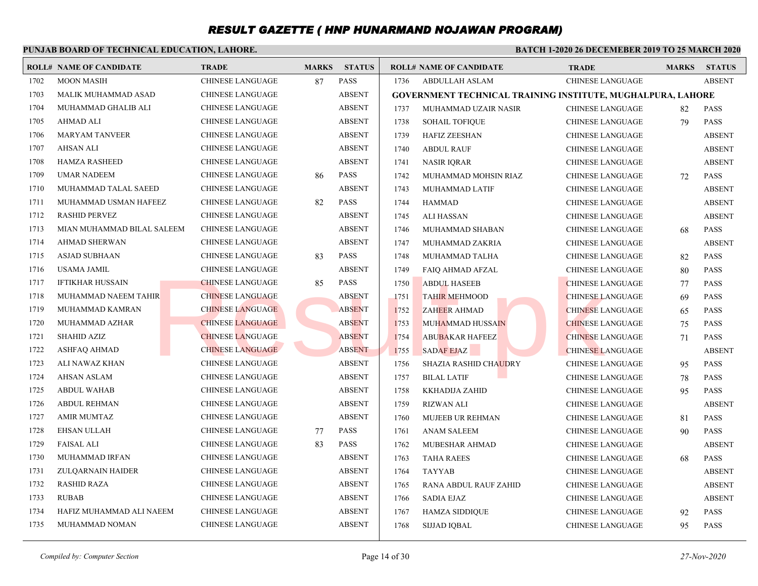# RESULT GAZETTE ( HNP HUNARMAND NOJAWAN PROGRAM)

**PUNJAB BOARD OF TECHNICAL EDUCATION, LAHORE.**

**BATCH 1-2020 26 DECEMEBER 2019 TO 25 MARCH 2020**

| ROLL# | NAME OF CANDIDATE | TRADE | MARKS | STATUS |
|---|---|---|---|---|
| 1702 | MOON MASIH | CHINESE LANGUAGE | 87 | PASS |
| 1703 | MALIK MUHAMMAD ASAD | CHINESE LANGUAGE | | ABSENT |
| 1704 | MUHAMMAD GHALIB ALI | CHINESE LANGUAGE | | ABSENT |
| 1705 | AHMAD ALI | CHINESE LANGUAGE | | ABSENT |
| 1706 | MARYAM TANVEER | CHINESE LANGUAGE | | ABSENT |
| 1707 | AHSAN ALI | CHINESE LANGUAGE | | ABSENT |
| 1708 | HAMZA RASHEED | CHINESE LANGUAGE | | ABSENT |
| 1709 | UMAR NADEEM | CHINESE LANGUAGE | 86 | PASS |
| 1710 | MUHAMMAD TALAL SAEED | CHINESE LANGUAGE | | ABSENT |
| 1711 | MUHAMMAD USMAN HAFEEZ | CHINESE LANGUAGE | 82 | PASS |
| 1712 | RASHID PERVEZ | CHINESE LANGUAGE | | ABSENT |
| 1713 | MIAN MUHAMMAD BILAL SALEEM | CHINESE LANGUAGE | | ABSENT |
| 1714 | AHMAD SHERWAN | CHINESE LANGUAGE | | ABSENT |
| 1715 | ASJAD SUBHAAN | CHINESE LANGUAGE | 83 | PASS |
| 1716 | USAMA JAMIL | CHINESE LANGUAGE | | ABSENT |
| 1717 | IFTIKHAR HUSSAIN | CHINESE LANGUAGE | 85 | PASS |
| 1718 | MUHAMMAD NAEEM TAHIR | CHINESE LANGUAGE | | ABSENT |
| 1719 | MUHAMMAD KAMRAN | CHINESE LANGUAGE | | ABSENT |
| 1720 | MUHAMMAD AZHAR | CHINESE LANGUAGE | | ABSENT |
| 1721 | SHAHID AZIZ | CHINESE LANGUAGE | | ABSENT |
| 1722 | ASHFAQ AHMAD | CHINESE LANGUAGE | | ABSENT |
| 1723 | ALI NAWAZ KHAN | CHINESE LANGUAGE | | ABSENT |
| 1724 | AHSAN ASLAM | CHINESE LANGUAGE | | ABSENT |
| 1725 | ABDUL WAHAB | CHINESE LANGUAGE | | ABSENT |
| 1726 | ABDUL REHMAN | CHINESE LANGUAGE | | ABSENT |
| 1727 | AMIR MUMTAZ | CHINESE LANGUAGE | | ABSENT |
| 1728 | EHSAN ULLAH | CHINESE LANGUAGE | 77 | PASS |
| 1729 | FAISAL ALI | CHINESE LANGUAGE | 83 | PASS |
| 1730 | MUHAMMAD IRFAN | CHINESE LANGUAGE | | ABSENT |
| 1731 | ZULQARNAIN HAIDER | CHINESE LANGUAGE | | ABSENT |
| 1732 | RASHID RAZA | CHINESE LANGUAGE | | ABSENT |
| 1733 | RUBAB | CHINESE LANGUAGE | | ABSENT |
| 1734 | HAFIZ MUHAMMAD ALI NAEEM | CHINESE LANGUAGE | | ABSENT |
| 1735 | MUHAMMAD NOMAN | CHINESE LANGUAGE | | ABSENT |
| 1736 | ABDULLAH ASLAM | CHINESE LANGUAGE | | ABSENT |

**GOVERNMENT TECHNICAL TRAINING INSTITUTE, MUGHALPURA, LAHORE**

| ROLL# | NAME OF CANDIDATE | TRADE | MARKS | STATUS |
|---|---|---|---|---|
| 1737 | MUHAMMAD UZAIR NASIR | CHINESE LANGUAGE | 82 | PASS |
| 1738 | SOHAIL TOFIQUE | CHINESE LANGUAGE | 79 | PASS |
| 1739 | HAFIZ ZEESHAN | CHINESE LANGUAGE | | ABSENT |
| 1740 | ABDUL RAUF | CHINESE LANGUAGE | | ABSENT |
| 1741 | NASIR IQRAR | CHINESE LANGUAGE | | ABSENT |
| 1742 | MUHAMMAD MOHSIN RIAZ | CHINESE LANGUAGE | 72 | PASS |
| 1743 | MUHAMMAD LATIF | CHINESE LANGUAGE | | ABSENT |
| 1744 | HAMMAD | CHINESE LANGUAGE | | ABSENT |
| 1745 | ALI HASSAN | CHINESE LANGUAGE | | ABSENT |
| 1746 | MUHAMMAD SHABAN | CHINESE LANGUAGE | 68 | PASS |
| 1747 | MUHAMMAD ZAKRIA | CHINESE LANGUAGE | | ABSENT |
| 1748 | MUHAMMAD TALHA | CHINESE LANGUAGE | 82 | PASS |
| 1749 | FAIQ AHMAD AFZAL | CHINESE LANGUAGE | 80 | PASS |
| 1750 | ABDUL HASEEB | CHINESE LANGUAGE | 77 | PASS |
| 1751 | TAHIR MEHMOOD | CHINESE LANGUAGE | 69 | PASS |
| 1752 | ZAHEER AHMAD | CHINESE LANGUAGE | 65 | PASS |
| 1753 | MUHAMMAD HUSSAIN | CHINESE LANGUAGE | 75 | PASS |
| 1754 | ABUBAKAR HAFEEZ | CHINESE LANGUAGE | 71 | PASS |
| 1755 | SADAF EJAZ | CHINESE LANGUAGE | | ABSENT |
| 1756 | SHAZIA RASHID CHAUDRY | CHINESE LANGUAGE | 95 | PASS |
| 1757 | BILAL LATIF | CHINESE LANGUAGE | 78 | PASS |
| 1758 | KKHADIJA ZAHID | CHINESE LANGUAGE | 95 | PASS |
| 1759 | RIZWAN ALI | CHINESE LANGUAGE | | ABSENT |
| 1760 | MUJEEB UR REHMAN | CHINESE LANGUAGE | 81 | PASS |
| 1761 | ANAM SALEEM | CHINESE LANGUAGE | 90 | PASS |
| 1762 | MUBESHAR AHMAD | CHINESE LANGUAGE | | ABSENT |
| 1763 | TAHA RAEES | CHINESE LANGUAGE | 68 | PASS |
| 1764 | TAYYAB | CHINESE LANGUAGE | | ABSENT |
| 1765 | RANA ABDUL RAUF ZAHID | CHINESE LANGUAGE | | ABSENT |
| 1766 | SADIA EJAZ | CHINESE LANGUAGE | | ABSENT |
| 1767 | HAMZA SIDDIQUE | CHINESE LANGUAGE | 92 | PASS |
| 1768 | SIJJAD IQBAL | CHINESE LANGUAGE | 95 | PASS |

*Compiled by: Computer Section*

*27-Nov-2020*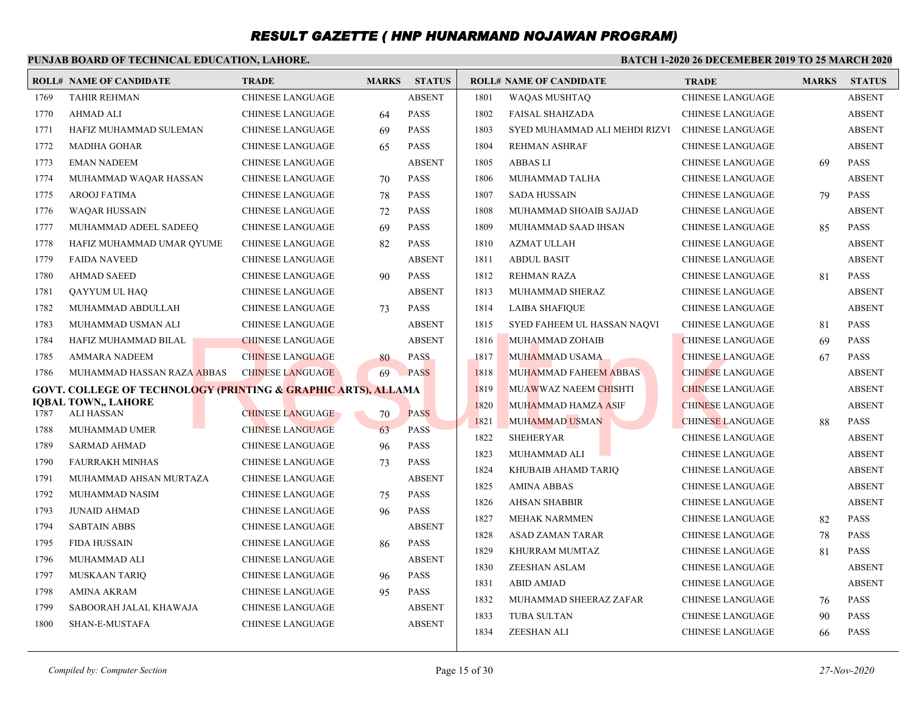# RESULT GAZETTE ( HNP HUNARMAND NOJAWAN PROGRAM)

**PUNJAB BOARD OF TECHNICAL EDUCATION, LAHORE.**

**BATCH 1-2020 26 DECEMEBER 2019 TO 25 MARCH 2020**

| ROLL# | NAME OF CANDIDATE | TRADE | MARKS | STATUS |
|---|---|---|---|---|
| 1769 | TAHIR REHMAN | CHINESE LANGUAGE | | ABSENT |
| 1770 | AHMAD ALI | CHINESE LANGUAGE | 64 | PASS |
| 1771 | HAFIZ MUHAMMAD SULEMAN | CHINESE LANGUAGE | 69 | PASS |
| 1772 | MADIHA GOHAR | CHINESE LANGUAGE | 65 | PASS |
| 1773 | EMAN NADEEM | CHINESE LANGUAGE | | ABSENT |
| 1774 | MUHAMMAD WAQAR HASSAN | CHINESE LANGUAGE | 70 | PASS |
| 1775 | AROOJ FATIMA | CHINESE LANGUAGE | 78 | PASS |
| 1776 | WAQAR HUSSAIN | CHINESE LANGUAGE | 72 | PASS |
| 1777 | MUHAMMAD ADEEL SADEEQ | CHINESE LANGUAGE | 69 | PASS |
| 1778 | HAFIZ MUHAMMAD UMAR QYUME | CHINESE LANGUAGE | 82 | PASS |
| 1779 | FAIDA NAVEED | CHINESE LANGUAGE | | ABSENT |
| 1780 | AHMAD SAEED | CHINESE LANGUAGE | 90 | PASS |
| 1781 | QAYYUM UL HAQ | CHINESE LANGUAGE | | ABSENT |
| 1782 | MUHAMMAD ABDULLAH | CHINESE LANGUAGE | 73 | PASS |
| 1783 | MUHAMMAD USMAN ALI | CHINESE LANGUAGE | | ABSENT |
| 1784 | HAFIZ MUHAMMAD BILAL | CHINESE LANGUAGE | | ABSENT |
| 1785 | AMMARA NADEEM | CHINESE LANGUAGE | 80 | PASS |
| 1786 | MUHAMMAD HASSAN RAZA ABBAS | CHINESE LANGUAGE | 69 | PASS |

**GOVT. COLLEGE OF TECHNOLOGY (PRINTING & GRAPHIC ARTS), ALLAMA IQBAL TOWN,, LAHORE**

| ROLL# | NAME OF CANDIDATE | TRADE | MARKS | STATUS |
|---|---|---|---|---|
| 1787 | ALI HASSAN | CHINESE LANGUAGE | 70 | PASS |
| 1788 | MUHAMMAD UMER | CHINESE LANGUAGE | 63 | PASS |
| 1789 | SARMAD AHMAD | CHINESE LANGUAGE | 96 | PASS |
| 1790 | FAURRAKH MINHAS | CHINESE LANGUAGE | 73 | PASS |
| 1791 | MUHAMMAD AHSAN MURTAZA | CHINESE LANGUAGE | | ABSENT |
| 1792 | MUHAMMAD NASIM | CHINESE LANGUAGE | 75 | PASS |
| 1793 | JUNAID AHMAD | CHINESE LANGUAGE | 96 | PASS |
| 1794 | SABTAIN ABBS | CHINESE LANGUAGE | | ABSENT |
| 1795 | FIDA HUSSAIN | CHINESE LANGUAGE | 86 | PASS |
| 1796 | MUHAMMAD ALI | CHINESE LANGUAGE | | ABSENT |
| 1797 | MUSKAAN TARIQ | CHINESE LANGUAGE | 96 | PASS |
| 1798 | AMINA AKRAM | CHINESE LANGUAGE | 95 | PASS |
| 1799 | SABOORAH JALAL KHAWAJA | CHINESE LANGUAGE | | ABSENT |
| 1800 | SHAN-E-MUSTAFA | CHINESE LANGUAGE | | ABSENT |
| 1801 | WAQAS MUSHTAQ | CHINESE LANGUAGE | | ABSENT |
| 1802 | FAISAL SHAHZADA | CHINESE LANGUAGE | | ABSENT |
| 1803 | SYED MUHAMMAD ALI MEHDI RIZVI | CHINESE LANGUAGE | | ABSENT |
| 1804 | REHMAN ASHRAF | CHINESE LANGUAGE | | ABSENT |
| 1805 | ABBAS LI | CHINESE LANGUAGE | 69 | PASS |
| 1806 | MUHAMMAD TALHA | CHINESE LANGUAGE | | ABSENT |
| 1807 | SADA HUSSAIN | CHINESE LANGUAGE | 79 | PASS |
| 1808 | MUHAMMAD SHOAIB SAJJAD | CHINESE LANGUAGE | | ABSENT |
| 1809 | MUHAMMAD SAAD IHSAN | CHINESE LANGUAGE | 85 | PASS |
| 1810 | AZMAT ULLAH | CHINESE LANGUAGE | | ABSENT |
| 1811 | ABDUL BASIT | CHINESE LANGUAGE | | ABSENT |
| 1812 | REHMAN RAZA | CHINESE LANGUAGE | 81 | PASS |
| 1813 | MUHAMMAD SHERAZ | CHINESE LANGUAGE | | ABSENT |
| 1814 | LAIBA SHAFIQUE | CHINESE LANGUAGE | | ABSENT |
| 1815 | SYED FAHEEM UL HASSAN NAQVI | CHINESE LANGUAGE | 81 | PASS |
| 1816 | MUHAMMAD ZOHAIB | CHINESE LANGUAGE | 69 | PASS |
| 1817 | MUHAMMAD USAMA | CHINESE LANGUAGE | 67 | PASS |
| 1818 | MUHAMMAD FAHEEM ABBAS | CHINESE LANGUAGE | | ABSENT |
| 1819 | MUAWWAZ NAEEM CHISHTI | CHINESE LANGUAGE | | ABSENT |
| 1820 | MUHAMMAD HAMZA ASIF | CHINESE LANGUAGE | | ABSENT |
| 1821 | MUHAMMAD USMAN | CHINESE LANGUAGE | 88 | PASS |
| 1822 | SHEHERYAR | CHINESE LANGUAGE | | ABSENT |
| 1823 | MUHAMMAD ALI | CHINESE LANGUAGE | | ABSENT |
| 1824 | KHUBAIB AHAMD TARIQ | CHINESE LANGUAGE | | ABSENT |
| 1825 | AMINA ABBAS | CHINESE LANGUAGE | | ABSENT |
| 1826 | AHSAN SHABBIR | CHINESE LANGUAGE | | ABSENT |
| 1827 | MEHAK NARMMEN | CHINESE LANGUAGE | 82 | PASS |
| 1828 | ASAD ZAMAN TARAR | CHINESE LANGUAGE | 78 | PASS |
| 1829 | KHURRAM MUMTAZ | CHINESE LANGUAGE | 81 | PASS |
| 1830 | ZEESHAN ASLAM | CHINESE LANGUAGE | | ABSENT |
| 1831 | ABID AMJAD | CHINESE LANGUAGE | | ABSENT |
| 1832 | MUHAMMAD SHEERAZ ZAFAR | CHINESE LANGUAGE | 76 | PASS |
| 1833 | TUBA SULTAN | CHINESE LANGUAGE | 90 | PASS |
| 1834 | ZEESHAN ALI | CHINESE LANGUAGE | 66 | PASS |

*Compiled by: Computer Section*

*27-Nov-2020*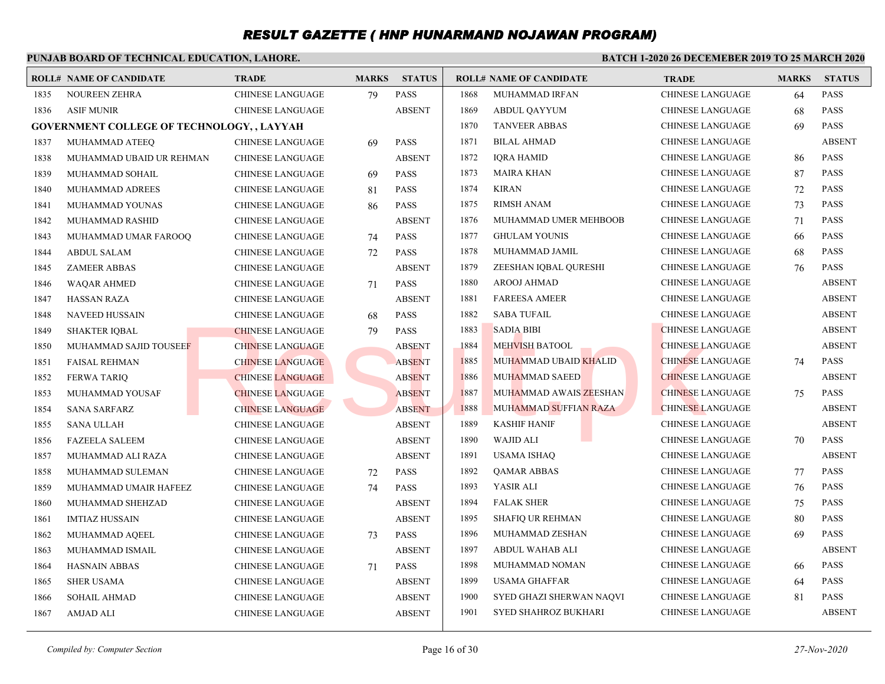# RESULT GAZETTE ( HNP HUNARMAND NOJAWAN PROGRAM)

**PUNJAB BOARD OF TECHNICAL EDUCATION, LAHORE.**

**BATCH 1-2020 26 DECEMEBER 2019 TO 25 MARCH 2020**

| ROLL# | NAME OF CANDIDATE | TRADE | MARKS | STATUS |
|---|---|---|---|---|
| 1835 | NOUREEN ZEHRA | CHINESE LANGUAGE | 79 | PASS |
| 1836 | ASIF MUNIR | CHINESE LANGUAGE | | ABSENT |
| **GOVERNMENT COLLEGE OF TECHNOLOGY, , LAYYAH** | | | | |
| 1837 | MUHAMMAD ATEEQ | CHINESE LANGUAGE | 69 | PASS |
| 1838 | MUHAMMAD UBAID UR REHMAN | CHINESE LANGUAGE | | ABSENT |
| 1839 | MUHAMMAD SOHAIL | CHINESE LANGUAGE | 69 | PASS |
| 1840 | MUHAMMAD ADREES | CHINESE LANGUAGE | 81 | PASS |
| 1841 | MUHAMMAD YOUNAS | CHINESE LANGUAGE | 86 | PASS |
| 1842 | MUHAMMAD RASHID | CHINESE LANGUAGE | | ABSENT |
| 1843 | MUHAMMAD UMAR FAROOQ | CHINESE LANGUAGE | 74 | PASS |
| 1844 | ABDUL SALAM | CHINESE LANGUAGE | 72 | PASS |
| 1845 | ZAMEER ABBAS | CHINESE LANGUAGE | | ABSENT |
| 1846 | WAQAR AHMED | CHINESE LANGUAGE | 71 | PASS |
| 1847 | HASSAN RAZA | CHINESE LANGUAGE | | ABSENT |
| 1848 | NAVEED HUSSAIN | CHINESE LANGUAGE | 68 | PASS |
| 1849 | SHAKTER IQBAL | CHINESE LANGUAGE | 79 | PASS |
| 1850 | MUHAMMAD SAJID TOUSEEF | CHINESE LANGUAGE | | ABSENT |
| 1851 | FAISAL REHMAN | CHINESE LANGUAGE | | ABSENT |
| 1852 | FERWA TARIQ | CHINESE LANGUAGE | | ABSENT |
| 1853 | MUHAMMAD YOUSAF | CHINESE LANGUAGE | | ABSENT |
| 1854 | SANA SARFARZ | CHINESE LANGUAGE | | ABSENT |
| 1855 | SANA ULLAH | CHINESE LANGUAGE | | ABSENT |
| 1856 | FAZEELA SALEEM | CHINESE LANGUAGE | | ABSENT |
| 1857 | MUHAMMAD ALI RAZA | CHINESE LANGUAGE | | ABSENT |
| 1858 | MUHAMMAD SULEMAN | CHINESE LANGUAGE | 72 | PASS |
| 1859 | MUHAMMAD UMAIR HAFEEZ | CHINESE LANGUAGE | 74 | PASS |
| 1860 | MUHAMMAD SHEHZAD | CHINESE LANGUAGE | | ABSENT |
| 1861 | IMTIAZ HUSSAIN | CHINESE LANGUAGE | | ABSENT |
| 1862 | MUHAMMAD AQEEL | CHINESE LANGUAGE | 73 | PASS |
| 1863 | MUHAMMAD ISMAIL | CHINESE LANGUAGE | | ABSENT |
| 1864 | HASNAIN ABBAS | CHINESE LANGUAGE | 71 | PASS |
| 1865 | SHER USAMA | CHINESE LANGUAGE | | ABSENT |
| 1866 | SOHAIL AHMAD | CHINESE LANGUAGE | | ABSENT |
| 1867 | AMJAD ALI | CHINESE LANGUAGE | | ABSENT |
| 1868 | MUHAMMAD IRFAN | CHINESE LANGUAGE | 64 | PASS |
| 1869 | ABDUL QAYYUM | CHINESE LANGUAGE | 68 | PASS |
| 1870 | TANVEER ABBAS | CHINESE LANGUAGE | 69 | PASS |
| 1871 | BILAL AHMAD | CHINESE LANGUAGE | | ABSENT |
| 1872 | IQRA HAMID | CHINESE LANGUAGE | 86 | PASS |
| 1873 | MAIRA KHAN | CHINESE LANGUAGE | 87 | PASS |
| 1874 | KIRAN | CHINESE LANGUAGE | 72 | PASS |
| 1875 | RIMSH ANAM | CHINESE LANGUAGE | 73 | PASS |
| 1876 | MUHAMMAD UMER MEHBOOB | CHINESE LANGUAGE | 71 | PASS |
| 1877 | GHULAM YOUNIS | CHINESE LANGUAGE | 66 | PASS |
| 1878 | MUHAMMAD JAMIL | CHINESE LANGUAGE | 68 | PASS |
| 1879 | ZEESHAN IQBAL QURESHI | CHINESE LANGUAGE | 76 | PASS |
| 1880 | AROOJ AHMAD | CHINESE LANGUAGE | | ABSENT |
| 1881 | FAREESA AMEER | CHINESE LANGUAGE | | ABSENT |
| 1882 | SABA TUFAIL | CHINESE LANGUAGE | | ABSENT |
| 1883 | SADIA BIBI | CHINESE LANGUAGE | | ABSENT |
| 1884 | MEHVISH BATOOL | CHINESE LANGUAGE | | ABSENT |
| 1885 | MUHAMMAD UBAID KHALID | CHINESE LANGUAGE | 74 | PASS |
| 1886 | MUHAMMAD SAEED | CHINESE LANGUAGE | | ABSENT |
| 1887 | MUHAMMAD AWAIS ZEESHAN | CHINESE LANGUAGE | 75 | PASS |
| 1888 | MUHAMMAD SUFFIAN RAZA | CHINESE LANGUAGE | | ABSENT |
| 1889 | KASHIF HANIF | CHINESE LANGUAGE | | ABSENT |
| 1890 | WAJID ALI | CHINESE LANGUAGE | 70 | PASS |
| 1891 | USAMA ISHAQ | CHINESE LANGUAGE | | ABSENT |
| 1892 | QAMAR ABBAS | CHINESE LANGUAGE | 77 | PASS |
| 1893 | YASIR ALI | CHINESE LANGUAGE | 76 | PASS |
| 1894 | FALAK SHER | CHINESE LANGUAGE | 75 | PASS |
| 1895 | SHAFIQ UR REHMAN | CHINESE LANGUAGE | 80 | PASS |
| 1896 | MUHAMMAD ZESHAN | CHINESE LANGUAGE | 69 | PASS |
| 1897 | ABDUL WAHAB ALI | CHINESE LANGUAGE | | ABSENT |
| 1898 | MUHAMMAD NOMAN | CHINESE LANGUAGE | 66 | PASS |
| 1899 | USAMA GHAFFAR | CHINESE LANGUAGE | 64 | PASS |
| 1900 | SYED GHAZI SHERWAN NAQVI | CHINESE LANGUAGE | 81 | PASS |
| 1901 | SYED SHAHROZ BUKHARI | CHINESE LANGUAGE | | ABSENT |

*Compiled by: Computer Section*

*27-Nov-2020*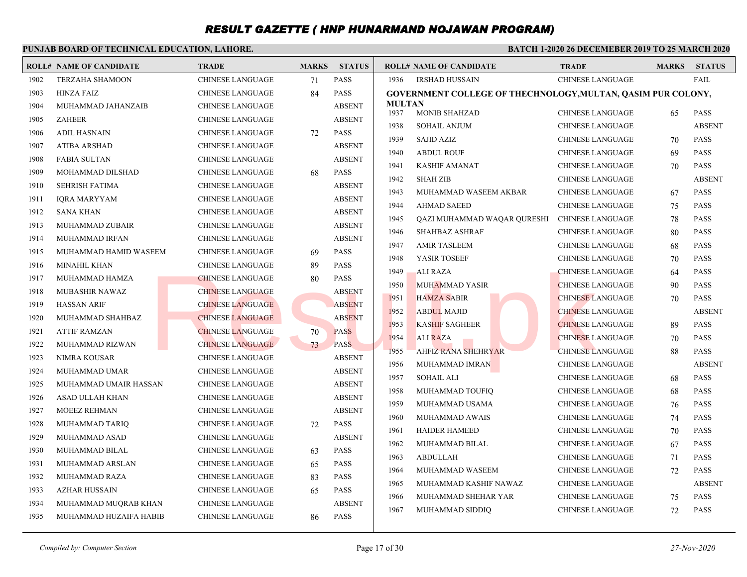# RESULT GAZETTE ( HNP HUNARMAND NOJAWAN PROGRAM)

**PUNJAB BOARD OF TECHNICAL EDUCATION, LAHORE.**

**BATCH 1-2020 26 DECEMEBER 2019 TO 25 MARCH 2020**

| ROLL# | NAME OF CANDIDATE | TRADE | MARKS | STATUS |
|---|---|---|---|---|
| 1902 | TERZAHA SHAMOON | CHINESE LANGUAGE | 71 | PASS |
| 1903 | HINZA FAIZ | CHINESE LANGUAGE | 84 | PASS |
| 1904 | MUHAMMAD JAHANZAIB | CHINESE LANGUAGE | | ABSENT |
| 1905 | ZAHEER | CHINESE LANGUAGE | | ABSENT |
| 1906 | ADIL HASNAIN | CHINESE LANGUAGE | 72 | PASS |
| 1907 | ATIBA ARSHAD | CHINESE LANGUAGE | | ABSENT |
| 1908 | FABIA SULTAN | CHINESE LANGUAGE | | ABSENT |
| 1909 | MOHAMMAD DILSHAD | CHINESE LANGUAGE | 68 | PASS |
| 1910 | SEHRISH FATIMA | CHINESE LANGUAGE | | ABSENT |
| 1911 | IQRA MARYYAM | CHINESE LANGUAGE | | ABSENT |
| 1912 | SANA KHAN | CHINESE LANGUAGE | | ABSENT |
| 1913 | MUHAMMAD ZUBAIR | CHINESE LANGUAGE | | ABSENT |
| 1914 | MUHAMMAD IRFAN | CHINESE LANGUAGE | | ABSENT |
| 1915 | MUHAMMAD HAMID WASEEM | CHINESE LANGUAGE | 69 | PASS |
| 1916 | MINAHIL KHAN | CHINESE LANGUAGE | 89 | PASS |
| 1917 | MUHAMMAD HAMZA | CHINESE LANGUAGE | 80 | PASS |
| 1918 | MUBASHIR NAWAZ | CHINESE LANGUAGE | | ABSENT |
| 1919 | HASSAN ARIF | CHINESE LANGUAGE | | ABSENT |
| 1920 | MUHAMMAD SHAHBAZ | CHINESE LANGUAGE | | ABSENT |
| 1921 | ATTIF RAMZAN | CHINESE LANGUAGE | 70 | PASS |
| 1922 | MUHAMMAD RIZWAN | CHINESE LANGUAGE | 73 | PASS |
| 1923 | NIMRA KOUSAR | CHINESE LANGUAGE | | ABSENT |
| 1924 | MUHAMMAD UMAR | CHINESE LANGUAGE | | ABSENT |
| 1925 | MUHAMMAD UMAIR HASSAN | CHINESE LANGUAGE | | ABSENT |
| 1926 | ASAD ULLAH KHAN | CHINESE LANGUAGE | | ABSENT |
| 1927 | MOEEZ REHMAN | CHINESE LANGUAGE | | ABSENT |
| 1928 | MUHAMMAD TARIQ | CHINESE LANGUAGE | 72 | PASS |
| 1929 | MUHAMMAD ASAD | CHINESE LANGUAGE | | ABSENT |
| 1930 | MUHAMMAD BILAL | CHINESE LANGUAGE | 63 | PASS |
| 1931 | MUHAMMAD ARSLAN | CHINESE LANGUAGE | 65 | PASS |
| 1932 | MUHAMMAD RAZA | CHINESE LANGUAGE | 83 | PASS |
| 1933 | AZHAR HUSSAIN | CHINESE LANGUAGE | 65 | PASS |
| 1934 | MUHAMMAD MUQRAB KHAN | CHINESE LANGUAGE | | ABSENT |
| 1935 | MUHAMMAD HUZAIFA HABIB | CHINESE LANGUAGE | 86 | PASS |
| 1936 | IRSHAD HUSSAIN | CHINESE LANGUAGE | | FAIL |

**GOVERNMENT COLLEGE OF THECHNOLOGY,MULTAN, QASIM PUR COLONY, MULTAN**

| ROLL# | NAME OF CANDIDATE | TRADE | MARKS | STATUS |
|---|---|---|---|---|
| 1937 | MONIB SHAHZAD | CHINESE LANGUAGE | 65 | PASS |
| 1938 | SOHAIL ANJUM | CHINESE LANGUAGE | | ABSENT |
| 1939 | SAJID AZIZ | CHINESE LANGUAGE | 70 | PASS |
| 1940 | ABDUL ROUF | CHINESE LANGUAGE | 69 | PASS |
| 1941 | KASHIF AMANAT | CHINESE LANGUAGE | 70 | PASS |
| 1942 | SHAH ZIB | CHINESE LANGUAGE | | ABSENT |
| 1943 | MUHAMMAD WASEEM AKBAR | CHINESE LANGUAGE | 67 | PASS |
| 1944 | AHMAD SAEED | CHINESE LANGUAGE | 75 | PASS |
| 1945 | QAZI MUHAMMAD WAQAR QURESHI | CHINESE LANGUAGE | 78 | PASS |
| 1946 | SHAHBAZ ASHRAF | CHINESE LANGUAGE | 80 | PASS |
| 1947 | AMIR TASLEEM | CHINESE LANGUAGE | 68 | PASS |
| 1948 | YASIR TOSEEF | CHINESE LANGUAGE | 70 | PASS |
| 1949 | ALI RAZA | CHINESE LANGUAGE | 64 | PASS |
| 1950 | MUHAMMAD YASIR | CHINESE LANGUAGE | 90 | PASS |
| 1951 | HAMZA SABIR | CHINESE LANGUAGE | 70 | PASS |
| 1952 | ABDUL MAJID | CHINESE LANGUAGE | | ABSENT |
| 1953 | KASHIF SAGHEER | CHINESE LANGUAGE | 89 | PASS |
| 1954 | ALI RAZA | CHINESE LANGUAGE | 70 | PASS |
| 1955 | AHFIZ RANA SHEHRYAR | CHINESE LANGUAGE | 88 | PASS |
| 1956 | MUHAMMAD IMRAN | CHINESE LANGUAGE | | ABSENT |
| 1957 | SOHAIL ALI | CHINESE LANGUAGE | 68 | PASS |
| 1958 | MUHAMMAD TOUFIQ | CHINESE LANGUAGE | 68 | PASS |
| 1959 | MUHAMMAD USAMA | CHINESE LANGUAGE | 76 | PASS |
| 1960 | MUHAMMAD AWAIS | CHINESE LANGUAGE | 74 | PASS |
| 1961 | HAIDER HAMEED | CHINESE LANGUAGE | 70 | PASS |
| 1962 | MUHAMMAD BILAL | CHINESE LANGUAGE | 67 | PASS |
| 1963 | ABDULLAH | CHINESE LANGUAGE | 71 | PASS |
| 1964 | MUHAMMAD WASEEM | CHINESE LANGUAGE | 72 | PASS |
| 1965 | MUHAMMAD KASHIF NAWAZ | CHINESE LANGUAGE | | ABSENT |
| 1966 | MUHAMMAD SHEHAR YAR | CHINESE LANGUAGE | 75 | PASS |
| 1967 | MUHAMMAD SIDDIQ | CHINESE LANGUAGE | 72 | PASS |

*Compiled by: Computer Section*

*27-Nov-2020*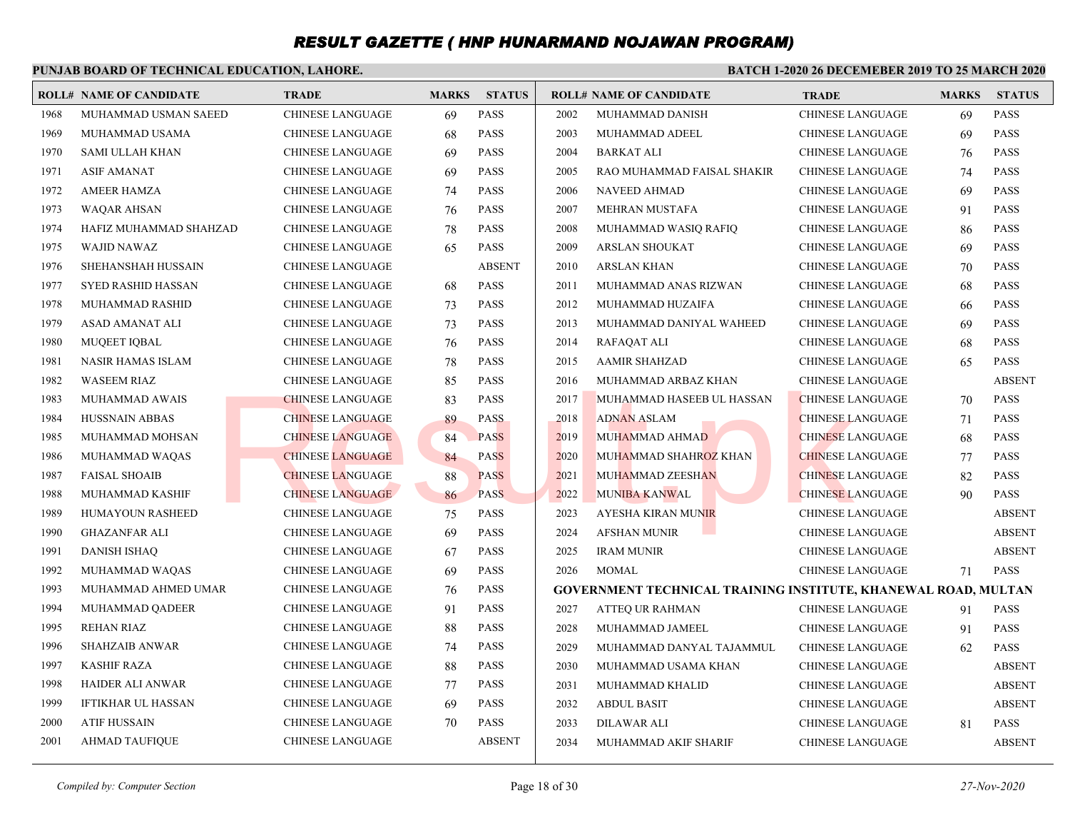# RESULT GAZETTE ( HNP HUNARMAND NOJAWAN PROGRAM)

**PUNJAB BOARD OF TECHNICAL EDUCATION, LAHORE.**

**BATCH 1-2020 26 DECEMEBER 2019 TO 25 MARCH 2020**

| ROLL# | NAME OF CANDIDATE | TRADE | MARKS | STATUS |
|---|---|---|---|---|
| 1968 | MUHAMMAD USMAN SAEED | CHINESE LANGUAGE | 69 | PASS |
| 1969 | MUHAMMAD USAMA | CHINESE LANGUAGE | 68 | PASS |
| 1970 | SAMI ULLAH KHAN | CHINESE LANGUAGE | 69 | PASS |
| 1971 | ASIF AMANAT | CHINESE LANGUAGE | 69 | PASS |
| 1972 | AMEER HAMZA | CHINESE LANGUAGE | 74 | PASS |
| 1973 | WAQAR AHSAN | CHINESE LANGUAGE | 76 | PASS |
| 1974 | HAFIZ MUHAMMAD SHAHZAD | CHINESE LANGUAGE | 78 | PASS |
| 1975 | WAJID NAWAZ | CHINESE LANGUAGE | 65 | PASS |
| 1976 | SHEHANSHAH HUSSAIN | CHINESE LANGUAGE | | ABSENT |
| 1977 | SYED RASHID HASSAN | CHINESE LANGUAGE | 68 | PASS |
| 1978 | MUHAMMAD RASHID | CHINESE LANGUAGE | 73 | PASS |
| 1979 | ASAD AMANAT ALI | CHINESE LANGUAGE | 73 | PASS |
| 1980 | MUQEET IQBAL | CHINESE LANGUAGE | 76 | PASS |
| 1981 | NASIR HAMAS ISLAM | CHINESE LANGUAGE | 78 | PASS |
| 1982 | WASEEM RIAZ | CHINESE LANGUAGE | 85 | PASS |
| 1983 | MUHAMMAD AWAIS | CHINESE LANGUAGE | 83 | PASS |
| 1984 | HUSSNAIN ABBAS | CHINESE LANGUAGE | 89 | PASS |
| 1985 | MUHAMMAD MOHSAN | CHINESE LANGUAGE | 84 | PASS |
| 1986 | MUHAMMAD WAQAS | CHINESE LANGUAGE | 84 | PASS |
| 1987 | FAISAL SHOAIB | CHINESE LANGUAGE | 88 | PASS |
| 1988 | MUHAMMAD KASHIF | CHINESE LANGUAGE | 86 | PASS |
| 1989 | HUMAYOUN RASHEED | CHINESE LANGUAGE | 75 | PASS |
| 1990 | GHAZANFAR ALI | CHINESE LANGUAGE | 69 | PASS |
| 1991 | DANISH ISHAQ | CHINESE LANGUAGE | 67 | PASS |
| 1992 | MUHAMMAD WAQAS | CHINESE LANGUAGE | 69 | PASS |
| 1993 | MUHAMMAD AHMED UMAR | CHINESE LANGUAGE | 76 | PASS |
| 1994 | MUHAMMAD QADEER | CHINESE LANGUAGE | 91 | PASS |
| 1995 | REHAN RIAZ | CHINESE LANGUAGE | 88 | PASS |
| 1996 | SHAHZAIB ANWAR | CHINESE LANGUAGE | 74 | PASS |
| 1997 | KASHIF RAZA | CHINESE LANGUAGE | 88 | PASS |
| 1998 | HAIDER ALI ANWAR | CHINESE LANGUAGE | 77 | PASS |
| 1999 | IFTIKHAR UL HASSAN | CHINESE LANGUAGE | 69 | PASS |
| 2000 | ATIF HUSSAIN | CHINESE LANGUAGE | 70 | PASS |
| 2001 | AHMAD TAUFIQUE | CHINESE LANGUAGE | | ABSENT |
| 2002 | MUHAMMAD DANISH | CHINESE LANGUAGE | 69 | PASS |
| 2003 | MUHAMMAD ADEEL | CHINESE LANGUAGE | 69 | PASS |
| 2004 | BARKAT ALI | CHINESE LANGUAGE | 76 | PASS |
| 2005 | RAO MUHAMMAD FAISAL SHAKIR | CHINESE LANGUAGE | 74 | PASS |
| 2006 | NAVEED AHMAD | CHINESE LANGUAGE | 69 | PASS |
| 2007 | MEHRAN MUSTAFA | CHINESE LANGUAGE | 91 | PASS |
| 2008 | MUHAMMAD WASIQ RAFIQ | CHINESE LANGUAGE | 86 | PASS |
| 2009 | ARSLAN SHOUKAT | CHINESE LANGUAGE | 69 | PASS |
| 2010 | ARSLAN KHAN | CHINESE LANGUAGE | 70 | PASS |
| 2011 | MUHAMMAD ANAS RIZWAN | CHINESE LANGUAGE | 68 | PASS |
| 2012 | MUHAMMAD HUZAIFA | CHINESE LANGUAGE | 66 | PASS |
| 2013 | MUHAMMAD DANIYAL WAHEED | CHINESE LANGUAGE | 69 | PASS |
| 2014 | RAFAQAT ALI | CHINESE LANGUAGE | 68 | PASS |
| 2015 | AAMIR SHAHZAD | CHINESE LANGUAGE | 65 | PASS |
| 2016 | MUHAMMAD ARBAZ KHAN | CHINESE LANGUAGE | | ABSENT |
| 2017 | MUHAMMAD HASEEB UL HASSAN | CHINESE LANGUAGE | 70 | PASS |
| 2018 | ADNAN ASLAM | CHINESE LANGUAGE | 71 | PASS |
| 2019 | MUHAMMAD AHMAD | CHINESE LANGUAGE | 68 | PASS |
| 2020 | MUHAMMAD SHAHROZ KHAN | CHINESE LANGUAGE | 77 | PASS |
| 2021 | MUHAMMAD ZEESHAN | CHINESE LANGUAGE | 82 | PASS |
| 2022 | MUNIBA KANWAL | CHINESE LANGUAGE | 90 | PASS |
| 2023 | AYESHA KIRAN MUNIR | CHINESE LANGUAGE | | ABSENT |
| 2024 | AFSHAN MUNIR | CHINESE LANGUAGE | | ABSENT |
| 2025 | IRAM MUNIR | CHINESE LANGUAGE | | ABSENT |
| 2026 | MOMAL | CHINESE LANGUAGE | 71 | PASS |

**GOVERNMENT TECHNICAL TRAINING INSTITUTE, KHANEWAL ROAD, MULTAN**

| ROLL# | NAME OF CANDIDATE | TRADE | MARKS | STATUS |
|---|---|---|---|---|
| 2027 | ATTEQ UR RAHMAN | CHINESE LANGUAGE | 91 | PASS |
| 2028 | MUHAMMAD JAMEEL | CHINESE LANGUAGE | 91 | PASS |
| 2029 | MUHAMMAD DANYAL TAJAMMUL | CHINESE LANGUAGE | 62 | PASS |
| 2030 | MUHAMMAD USAMA KHAN | CHINESE LANGUAGE | | ABSENT |
| 2031 | MUHAMMAD KHALID | CHINESE LANGUAGE | | ABSENT |
| 2032 | ABDUL BASIT | CHINESE LANGUAGE | | ABSENT |
| 2033 | DILAWAR ALI | CHINESE LANGUAGE | 81 | PASS |
| 2034 | MUHAMMAD AKIF SHARIF | CHINESE LANGUAGE | | ABSENT |

*Compiled by: Computer Section* *27-Nov-2020*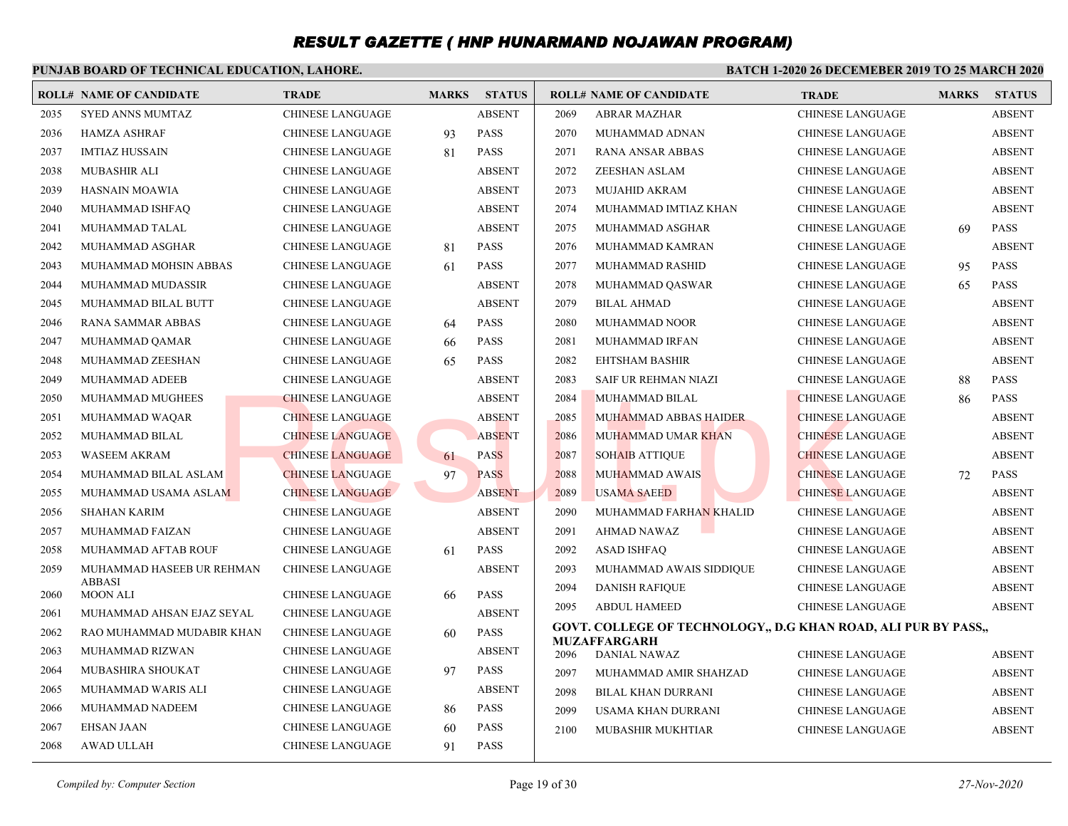# RESULT GAZETTE ( HNP HUNARMAND NOJAWAN PROGRAM)

**PUNJAB BOARD OF TECHNICAL EDUCATION, LAHORE.**

**BATCH 1-2020 26 DECEMEBER 2019 TO 25 MARCH 2020**

| ROLL# | NAME OF CANDIDATE | TRADE | MARKS | STATUS |
|---|---|---|---|---|
| 2035 | SYED ANNS MUMTAZ | CHINESE LANGUAGE | | ABSENT |
| 2036 | HAMZA ASHRAF | CHINESE LANGUAGE | 93 | PASS |
| 2037 | IMTIAZ HUSSAIN | CHINESE LANGUAGE | 81 | PASS |
| 2038 | MUBASHIR ALI | CHINESE LANGUAGE | | ABSENT |
| 2039 | HASNAIN MOAWIA | CHINESE LANGUAGE | | ABSENT |
| 2040 | MUHAMMAD ISHFAQ | CHINESE LANGUAGE | | ABSENT |
| 2041 | MUHAMMAD TALAL | CHINESE LANGUAGE | | ABSENT |
| 2042 | MUHAMMAD ASGHAR | CHINESE LANGUAGE | 81 | PASS |
| 2043 | MUHAMMAD MOHSIN ABBAS | CHINESE LANGUAGE | 61 | PASS |
| 2044 | MUHAMMAD MUDASSIR | CHINESE LANGUAGE | | ABSENT |
| 2045 | MUHAMMAD BILAL BUTT | CHINESE LANGUAGE | | ABSENT |
| 2046 | RANA SAMMAR ABBAS | CHINESE LANGUAGE | 64 | PASS |
| 2047 | MUHAMMAD QAMAR | CHINESE LANGUAGE | 66 | PASS |
| 2048 | MUHAMMAD ZEESHAN | CHINESE LANGUAGE | 65 | PASS |
| 2049 | MUHAMMAD ADEEB | CHINESE LANGUAGE | | ABSENT |
| 2050 | MUHAMMAD MUGHEES | CHINESE LANGUAGE | | ABSENT |
| 2051 | MUHAMMAD WAQAR | CHINESE LANGUAGE | | ABSENT |
| 2052 | MUHAMMAD BILAL | CHINESE LANGUAGE | | ABSENT |
| 2053 | WASEEM AKRAM | CHINESE LANGUAGE | 61 | PASS |
| 2054 | MUHAMMAD BILAL ASLAM | CHINESE LANGUAGE | 97 | PASS |
| 2055 | MUHAMMAD USAMA ASLAM | CHINESE LANGUAGE | | ABSENT |
| 2056 | SHAHAN KARIM | CHINESE LANGUAGE | | ABSENT |
| 2057 | MUHAMMAD FAIZAN | CHINESE LANGUAGE | | ABSENT |
| 2058 | MUHAMMAD AFTAB ROUF | CHINESE LANGUAGE | 61 | PASS |
| 2059 | MUHAMMAD HASEEB UR REHMAN ABBASI | CHINESE LANGUAGE | | ABSENT |
| 2060 | MOON ALI | CHINESE LANGUAGE | 66 | PASS |
| 2061 | MUHAMMAD AHSAN EJAZ SEYAL | CHINESE LANGUAGE | | ABSENT |
| 2062 | RAO MUHAMMAD MUDABIR KHAN | CHINESE LANGUAGE | 60 | PASS |
| 2063 | MUHAMMAD RIZWAN | CHINESE LANGUAGE | | ABSENT |
| 2064 | MUBASHIRA SHOUKAT | CHINESE LANGUAGE | 97 | PASS |
| 2065 | MUHAMMAD WARIS ALI | CHINESE LANGUAGE | | ABSENT |
| 2066 | MUHAMMAD NADEEM | CHINESE LANGUAGE | 86 | PASS |
| 2067 | EHSAN JAAN | CHINESE LANGUAGE | 60 | PASS |
| 2068 | AWAD ULLAH | CHINESE LANGUAGE | 91 | PASS |
| 2069 | ABRAR MAZHAR | CHINESE LANGUAGE | | ABSENT |
| 2070 | MUHAMMAD ADNAN | CHINESE LANGUAGE | | ABSENT |
| 2071 | RANA ANSAR ABBAS | CHINESE LANGUAGE | | ABSENT |
| 2072 | ZEESHAN ASLAM | CHINESE LANGUAGE | | ABSENT |
| 2073 | MUJAHID AKRAM | CHINESE LANGUAGE | | ABSENT |
| 2074 | MUHAMMAD IMTIAZ KHAN | CHINESE LANGUAGE | | ABSENT |
| 2075 | MUHAMMAD ASGHAR | CHINESE LANGUAGE | 69 | PASS |
| 2076 | MUHAMMAD KAMRAN | CHINESE LANGUAGE | | ABSENT |
| 2077 | MUHAMMAD RASHID | CHINESE LANGUAGE | 95 | PASS |
| 2078 | MUHAMMAD QASWAR | CHINESE LANGUAGE | 65 | PASS |
| 2079 | BILAL AHMAD | CHINESE LANGUAGE | | ABSENT |
| 2080 | MUHAMMAD NOOR | CHINESE LANGUAGE | | ABSENT |
| 2081 | MUHAMMAD IRFAN | CHINESE LANGUAGE | | ABSENT |
| 2082 | EHTSHAM BASHIR | CHINESE LANGUAGE | | ABSENT |
| 2083 | SAIF UR REHMAN NIAZI | CHINESE LANGUAGE | 88 | PASS |
| 2084 | MUHAMMAD BILAL | CHINESE LANGUAGE | 86 | PASS |
| 2085 | MUHAMMAD ABBAS HAIDER | CHINESE LANGUAGE | | ABSENT |
| 2086 | MUHAMMAD UMAR KHAN | CHINESE LANGUAGE | | ABSENT |
| 2087 | SOHAIB ATTIQUE | CHINESE LANGUAGE | | ABSENT |
| 2088 | MUHAMMAD AWAIS | CHINESE LANGUAGE | 72 | PASS |
| 2089 | USAMA SAEED | CHINESE LANGUAGE | | ABSENT |
| 2090 | MUHAMMAD FARHAN KHALID | CHINESE LANGUAGE | | ABSENT |
| 2091 | AHMAD NAWAZ | CHINESE LANGUAGE | | ABSENT |
| 2092 | ASAD ISHFAQ | CHINESE LANGUAGE | | ABSENT |
| 2093 | MUHAMMAD AWAIS SIDDIQUE | CHINESE LANGUAGE | | ABSENT |
| 2094 | DANISH RAFIQUE | CHINESE LANGUAGE | | ABSENT |
| 2095 | ABDUL HAMEED | CHINESE LANGUAGE | | ABSENT |

**GOVT. COLLEGE OF TECHNOLOGY,, D.G KHAN ROAD, ALI PUR BY PASS,, MUZAFFARGARH**

| ROLL# | NAME OF CANDIDATE | TRADE | MARKS | STATUS |
|---|---|---|---|---|
| 2096 | DANIAL NAWAZ | CHINESE LANGUAGE | | ABSENT |
| 2097 | MUHAMMAD AMIR SHAHZAD | CHINESE LANGUAGE | | ABSENT |
| 2098 | BILAL KHAN DURRANI | CHINESE LANGUAGE | | ABSENT |
| 2099 | USAMA KHAN DURRANI | CHINESE LANGUAGE | | ABSENT |
| 2100 | MUBASHIR MUKHTIAR | CHINESE LANGUAGE | | ABSENT |

*Compiled by: Computer Section*

*27-Nov-2020*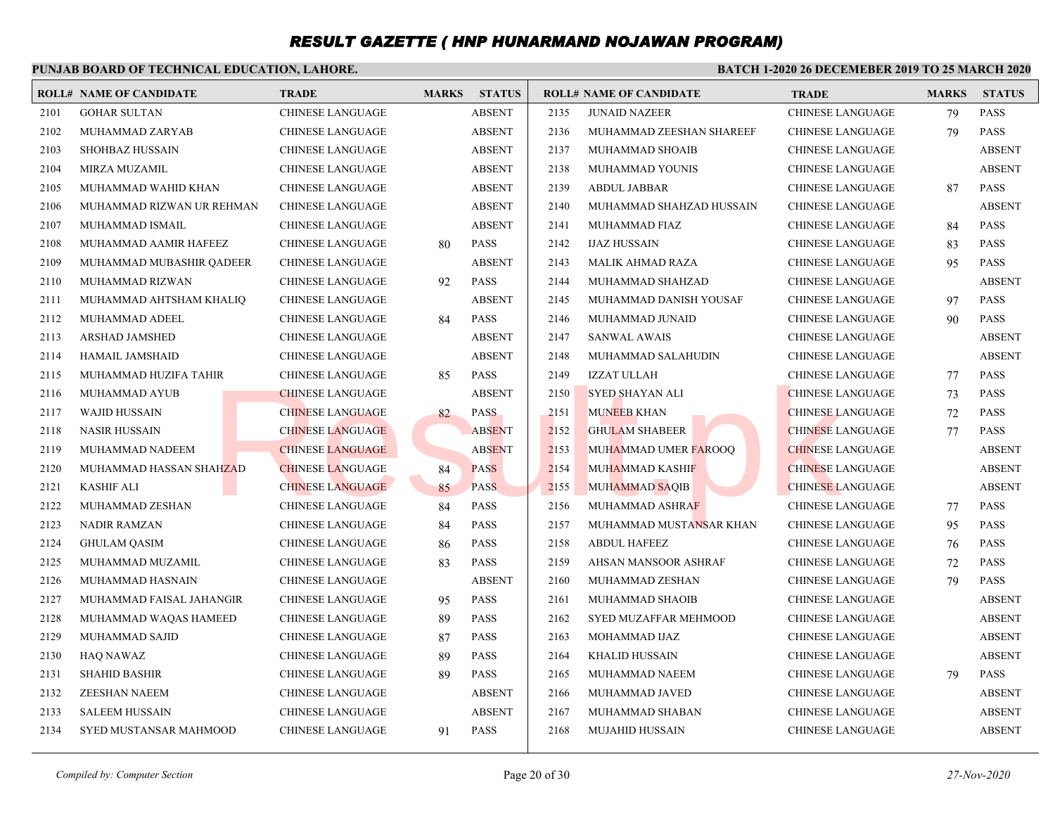# RESULT GAZETTE ( HNP HUNARMAND NOJAWAN PROGRAM)

**PUNJAB BOARD OF TECHNICAL EDUCATION, LAHORE.**

**BATCH 1-2020 26 DECEMEBER 2019 TO 25 MARCH 2020**

| ROLL# | NAME OF CANDIDATE | TRADE | MARKS | STATUS |
|---|---|---|---|---|
| 2101 | GOHAR SULTAN | CHINESE LANGUAGE | | ABSENT |
| 2102 | MUHAMMAD ZARYAB | CHINESE LANGUAGE | | ABSENT |
| 2103 | SHOHBAZ HUSSAIN | CHINESE LANGUAGE | | ABSENT |
| 2104 | MIRZA MUZAMIL | CHINESE LANGUAGE | | ABSENT |
| 2105 | MUHAMMAD WAHID KHAN | CHINESE LANGUAGE | | ABSENT |
| 2106 | MUHAMMAD RIZWAN UR REHMAN | CHINESE LANGUAGE | | ABSENT |
| 2107 | MUHAMMAD ISMAIL | CHINESE LANGUAGE | | ABSENT |
| 2108 | MUHAMMAD AAMIR HAFEEZ | CHINESE LANGUAGE | 80 | PASS |
| 2109 | MUHAMMAD MUBASHIR QADEER | CHINESE LANGUAGE | | ABSENT |
| 2110 | MUHAMMAD RIZWAN | CHINESE LANGUAGE | 92 | PASS |
| 2111 | MUHAMMAD AHTSHAM KHALIQ | CHINESE LANGUAGE | | ABSENT |
| 2112 | MUHAMMAD ADEEL | CHINESE LANGUAGE | 84 | PASS |
| 2113 | ARSHAD JAMSHED | CHINESE LANGUAGE | | ABSENT |
| 2114 | HAMAIL JAMSHAID | CHINESE LANGUAGE | | ABSENT |
| 2115 | MUHAMMAD HUZIFA TAHIR | CHINESE LANGUAGE | 85 | PASS |
| 2116 | MUHAMMAD AYUB | CHINESE LANGUAGE | | ABSENT |
| 2117 | WAJID HUSSAIN | CHINESE LANGUAGE | 82 | PASS |
| 2118 | NASIR HUSSAIN | CHINESE LANGUAGE | | ABSENT |
| 2119 | MUHAMMAD NADEEM | CHINESE LANGUAGE | | ABSENT |
| 2120 | MUHAMMAD HASSAN SHAHZAD | CHINESE LANGUAGE | 84 | PASS |
| 2121 | KASHIF ALI | CHINESE LANGUAGE | 85 | PASS |
| 2122 | MUHAMMAD ZESHAN | CHINESE LANGUAGE | 84 | PASS |
| 2123 | NADIR RAMZAN | CHINESE LANGUAGE | 84 | PASS |
| 2124 | GHULAM QASIM | CHINESE LANGUAGE | 86 | PASS |
| 2125 | MUHAMMAD MUZAMIL | CHINESE LANGUAGE | 83 | PASS |
| 2126 | MUHAMMAD HASNAIN | CHINESE LANGUAGE | | ABSENT |
| 2127 | MUHAMMAD FAISAL JAHANGIR | CHINESE LANGUAGE | 95 | PASS |
| 2128 | MUHAMMAD WAQAS HAMEED | CHINESE LANGUAGE | 89 | PASS |
| 2129 | MUHAMMAD SAJID | CHINESE LANGUAGE | 87 | PASS |
| 2130 | HAQ NAWAZ | CHINESE LANGUAGE | 89 | PASS |
| 2131 | SHAHID BASHIR | CHINESE LANGUAGE | 89 | PASS |
| 2132 | ZEESHAN NAEEM | CHINESE LANGUAGE | | ABSENT |
| 2133 | SALEEM HUSSAIN | CHINESE LANGUAGE | | ABSENT |
| 2134 | SYED MUSTANSAR MAHMOOD | CHINESE LANGUAGE | 91 | PASS |
| 2135 | JUNAID NAZEER | CHINESE LANGUAGE | 79 | PASS |
| 2136 | MUHAMMAD ZEESHAN SHAREEF | CHINESE LANGUAGE | 79 | PASS |
| 2137 | MUHAMMAD SHOAIB | CHINESE LANGUAGE | | ABSENT |
| 2138 | MUHAMMAD YOUNIS | CHINESE LANGUAGE | | ABSENT |
| 2139 | ABDUL JABBAR | CHINESE LANGUAGE | 87 | PASS |
| 2140 | MUHAMMAD SHAHZAD HUSSAIN | CHINESE LANGUAGE | | ABSENT |
| 2141 | MUHAMMAD FIAZ | CHINESE LANGUAGE | 84 | PASS |
| 2142 | IJAZ HUSSAIN | CHINESE LANGUAGE | 83 | PASS |
| 2143 | MALIK AHMAD RAZA | CHINESE LANGUAGE | 95 | PASS |
| 2144 | MUHAMMAD SHAHZAD | CHINESE LANGUAGE | | ABSENT |
| 2145 | MUHAMMAD DANISH YOUSAF | CHINESE LANGUAGE | 97 | PASS |
| 2146 | MUHAMMAD JUNAID | CHINESE LANGUAGE | 90 | PASS |
| 2147 | SANWAL AWAIS | CHINESE LANGUAGE | | ABSENT |
| 2148 | MUHAMMAD SALAHUDIN | CHINESE LANGUAGE | | ABSENT |
| 2149 | IZZAT ULLAH | CHINESE LANGUAGE | 77 | PASS |
| 2150 | SYED SHAYAN ALI | CHINESE LANGUAGE | 73 | PASS |
| 2151 | MUNEEB KHAN | CHINESE LANGUAGE | 72 | PASS |
| 2152 | GHULAM SHABEER | CHINESE LANGUAGE | 77 | PASS |
| 2153 | MUHAMMAD UMER FAROOQ | CHINESE LANGUAGE | | ABSENT |
| 2154 | MUHAMMAD KASHIF | CHINESE LANGUAGE | | ABSENT |
| 2155 | MUHAMMAD SAQIB | CHINESE LANGUAGE | | ABSENT |
| 2156 | MUHAMMAD ASHRAF | CHINESE LANGUAGE | 77 | PASS |
| 2157 | MUHAMMAD MUSTANSAR KHAN | CHINESE LANGUAGE | 95 | PASS |
| 2158 | ABDUL HAFEEZ | CHINESE LANGUAGE | 76 | PASS |
| 2159 | AHSAN MANSOOR ASHRAF | CHINESE LANGUAGE | 72 | PASS |
| 2160 | MUHAMMAD ZESHAN | CHINESE LANGUAGE | 79 | PASS |
| 2161 | MUHAMMAD SHAOIB | CHINESE LANGUAGE | | ABSENT |
| 2162 | SYED MUZAFFAR MEHMOOD | CHINESE LANGUAGE | | ABSENT |
| 2163 | MOHAMMAD IJAZ | CHINESE LANGUAGE | | ABSENT |
| 2164 | KHALID HUSSAIN | CHINESE LANGUAGE | | ABSENT |
| 2165 | MUHAMMAD NAEEM | CHINESE LANGUAGE | 79 | PASS |
| 2166 | MUHAMMAD JAVED | CHINESE LANGUAGE | | ABSENT |
| 2167 | MUHAMMAD SHABAN | CHINESE LANGUAGE | | ABSENT |
| 2168 | MUJAHID HUSSAIN | CHINESE LANGUAGE | | ABSENT |

*Compiled by: Computer Section*

*27-Nov-2020*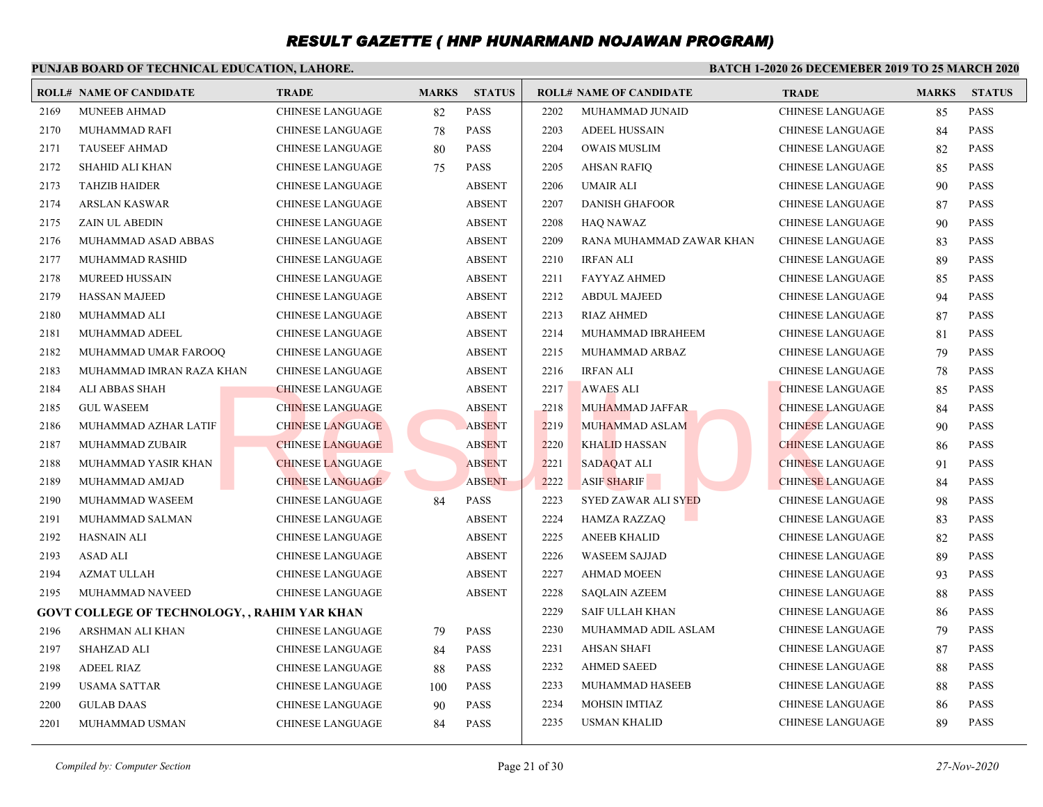# RESULT GAZETTE ( HNP HUNARMAND NOJAWAN PROGRAM)

**PUNJAB BOARD OF TECHNICAL EDUCATION, LAHORE.**

**BATCH 1-2020 26 DECEMEBER 2019 TO 25 MARCH 2020**

| ROLL# | NAME OF CANDIDATE | TRADE | MARKS | STATUS |
|---|---|---|---|---|
| 2169 | MUNEEB AHMAD | CHINESE LANGUAGE | 82 | PASS |
| 2170 | MUHAMMAD RAFI | CHINESE LANGUAGE | 78 | PASS |
| 2171 | TAUSEEF AHMAD | CHINESE LANGUAGE | 80 | PASS |
| 2172 | SHAHID ALI KHAN | CHINESE LANGUAGE | 75 | PASS |
| 2173 | TAHZIB HAIDER | CHINESE LANGUAGE | | ABSENT |
| 2174 | ARSLAN KASWAR | CHINESE LANGUAGE | | ABSENT |
| 2175 | ZAIN UL ABEDIN | CHINESE LANGUAGE | | ABSENT |
| 2176 | MUHAMMAD ASAD ABBAS | CHINESE LANGUAGE | | ABSENT |
| 2177 | MUHAMMAD RASHID | CHINESE LANGUAGE | | ABSENT |
| 2178 | MUREED HUSSAIN | CHINESE LANGUAGE | | ABSENT |
| 2179 | HASSAN MAJEED | CHINESE LANGUAGE | | ABSENT |
| 2180 | MUHAMMAD ALI | CHINESE LANGUAGE | | ABSENT |
| 2181 | MUHAMMAD ADEEL | CHINESE LANGUAGE | | ABSENT |
| 2182 | MUHAMMAD UMAR FAROOQ | CHINESE LANGUAGE | | ABSENT |
| 2183 | MUHAMMAD IMRAN RAZA KHAN | CHINESE LANGUAGE | | ABSENT |
| 2184 | ALI ABBAS SHAH | CHINESE LANGUAGE | | ABSENT |
| 2185 | GUL WASEEM | CHINESE LANGUAGE | | ABSENT |
| 2186 | MUHAMMAD AZHAR LATIF | CHINESE LANGUAGE | | ABSENT |
| 2187 | MUHAMMAD ZUBAIR | CHINESE LANGUAGE | | ABSENT |
| 2188 | MUHAMMAD YASIR KHAN | CHINESE LANGUAGE | | ABSENT |
| 2189 | MUHAMMAD AMJAD | CHINESE LANGUAGE | | ABSENT |
| 2190 | MUHAMMAD WASEEM | CHINESE LANGUAGE | 84 | PASS |
| 2191 | MUHAMMAD SALMAN | CHINESE LANGUAGE | | ABSENT |
| 2192 | HASNAIN ALI | CHINESE LANGUAGE | | ABSENT |
| 2193 | ASAD ALI | CHINESE LANGUAGE | | ABSENT |
| 2194 | AZMAT ULLAH | CHINESE LANGUAGE | | ABSENT |
| 2195 | MUHAMMAD NAVEED | CHINESE LANGUAGE | | ABSENT |

**GOVT COLLEGE OF TECHNOLOGY, , RAHIM YAR KHAN**

| ROLL# | NAME OF CANDIDATE | TRADE | MARKS | STATUS |
|---|---|---|---|---|
| 2196 | ARSHMAN ALI KHAN | CHINESE LANGUAGE | 79 | PASS |
| 2197 | SHAHZAD ALI | CHINESE LANGUAGE | 84 | PASS |
| 2198 | ADEEL RIAZ | CHINESE LANGUAGE | 88 | PASS |
| 2199 | USAMA SATTAR | CHINESE LANGUAGE | 100 | PASS |
| 2200 | GULAB DAAS | CHINESE LANGUAGE | 90 | PASS |
| 2201 | MUHAMMAD USMAN | CHINESE LANGUAGE | 84 | PASS |
| 2202 | MUHAMMAD JUNAID | CHINESE LANGUAGE | 85 | PASS |
| 2203 | ADEEL HUSSAIN | CHINESE LANGUAGE | 84 | PASS |
| 2204 | OWAIS MUSLIM | CHINESE LANGUAGE | 82 | PASS |
| 2205 | AHSAN RAFIQ | CHINESE LANGUAGE | 85 | PASS |
| 2206 | UMAIR ALI | CHINESE LANGUAGE | 90 | PASS |
| 2207 | DANISH GHAFOOR | CHINESE LANGUAGE | 87 | PASS |
| 2208 | HAQ NAWAZ | CHINESE LANGUAGE | 90 | PASS |
| 2209 | RANA MUHAMMAD ZAWAR KHAN | CHINESE LANGUAGE | 83 | PASS |
| 2210 | IRFAN ALI | CHINESE LANGUAGE | 89 | PASS |
| 2211 | FAYYAZ AHMED | CHINESE LANGUAGE | 85 | PASS |
| 2212 | ABDUL MAJEED | CHINESE LANGUAGE | 94 | PASS |
| 2213 | RIAZ AHMED | CHINESE LANGUAGE | 87 | PASS |
| 2214 | MUHAMMAD IBRAHEEM | CHINESE LANGUAGE | 81 | PASS |
| 2215 | MUHAMMAD ARBAZ | CHINESE LANGUAGE | 79 | PASS |
| 2216 | IRFAN ALI | CHINESE LANGUAGE | 78 | PASS |
| 2217 | AWAES ALI | CHINESE LANGUAGE | 85 | PASS |
| 2218 | MUHAMMAD JAFFAR | CHINESE LANGUAGE | 84 | PASS |
| 2219 | MUHAMMAD ASLAM | CHINESE LANGUAGE | 90 | PASS |
| 2220 | KHALID HASSAN | CHINESE LANGUAGE | 86 | PASS |
| 2221 | SADAQAT ALI | CHINESE LANGUAGE | 91 | PASS |
| 2222 | ASIF SHARIF | CHINESE LANGUAGE | 84 | PASS |
| 2223 | SYED ZAWAR ALI SYED | CHINESE LANGUAGE | 98 | PASS |
| 2224 | HAMZA RAZZAQ | CHINESE LANGUAGE | 83 | PASS |
| 2225 | ANEEB KHALID | CHINESE LANGUAGE | 82 | PASS |
| 2226 | WASEEM SAJJAD | CHINESE LANGUAGE | 89 | PASS |
| 2227 | AHMAD MOEEN | CHINESE LANGUAGE | 93 | PASS |
| 2228 | SAQLAIN AZEEM | CHINESE LANGUAGE | 88 | PASS |
| 2229 | SAIF ULLAH KHAN | CHINESE LANGUAGE | 86 | PASS |
| 2230 | MUHAMMAD ADIL ASLAM | CHINESE LANGUAGE | 79 | PASS |
| 2231 | AHSAN SHAFI | CHINESE LANGUAGE | 87 | PASS |
| 2232 | AHMED SAEED | CHINESE LANGUAGE | 88 | PASS |
| 2233 | MUHAMMAD HASEEB | CHINESE LANGUAGE | 88 | PASS |
| 2234 | MOHSIN IMTIAZ | CHINESE LANGUAGE | 86 | PASS |
| 2235 | USMAN KHALID | CHINESE LANGUAGE | 89 | PASS |

*Compiled by: Computer Section*

*27-Nov-2020*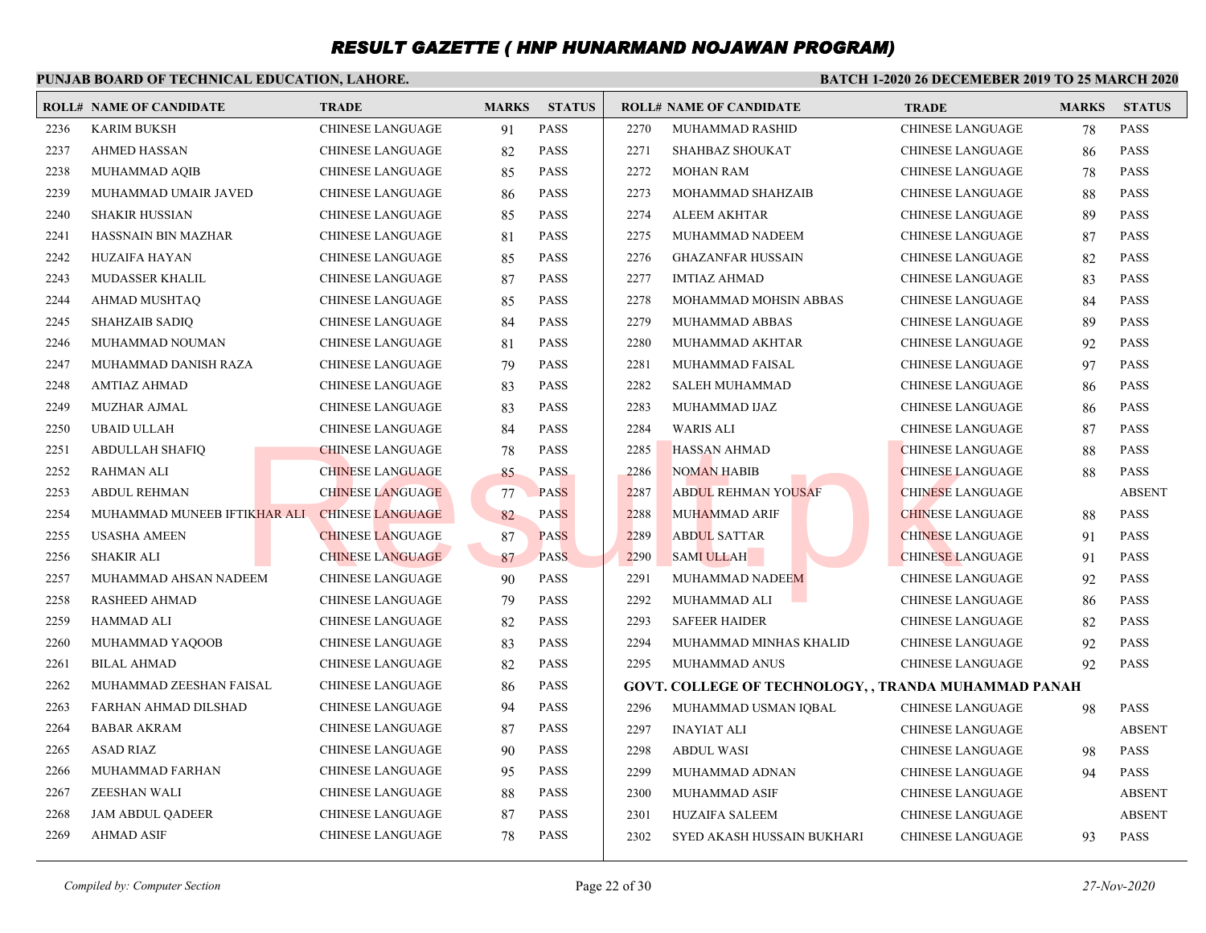# RESULT GAZETTE ( HNP HUNARMAND NOJAWAN PROGRAM)

**PUNJAB BOARD OF TECHNICAL EDUCATION, LAHORE.**

**BATCH 1-2020 26 DECEMEBER 2019 TO 25 MARCH 2020**

| ROLL# | NAME OF CANDIDATE | TRADE | MARKS | STATUS |
|---|---|---|---|---|
| 2236 | KARIM BUKSH | CHINESE LANGUAGE | 91 | PASS |
| 2237 | AHMED HASSAN | CHINESE LANGUAGE | 82 | PASS |
| 2238 | MUHAMMAD AQIB | CHINESE LANGUAGE | 85 | PASS |
| 2239 | MUHAMMAD UMAIR JAVED | CHINESE LANGUAGE | 86 | PASS |
| 2240 | SHAKIR HUSSIAN | CHINESE LANGUAGE | 85 | PASS |
| 2241 | HASSNAIN BIN MAZHAR | CHINESE LANGUAGE | 81 | PASS |
| 2242 | HUZAIFA HAYAN | CHINESE LANGUAGE | 85 | PASS |
| 2243 | MUDASSER KHALIL | CHINESE LANGUAGE | 87 | PASS |
| 2244 | AHMAD MUSHTAQ | CHINESE LANGUAGE | 85 | PASS |
| 2245 | SHAHZAIB SADIQ | CHINESE LANGUAGE | 84 | PASS |
| 2246 | MUHAMMAD NOUMAN | CHINESE LANGUAGE | 81 | PASS |
| 2247 | MUHAMMAD DANISH RAZA | CHINESE LANGUAGE | 79 | PASS |
| 2248 | AMTIAZ AHMAD | CHINESE LANGUAGE | 83 | PASS |
| 2249 | MUZHAR AJMAL | CHINESE LANGUAGE | 83 | PASS |
| 2250 | UBAID ULLAH | CHINESE LANGUAGE | 84 | PASS |
| 2251 | ABDULLAH SHAFIQ | CHINESE LANGUAGE | 78 | PASS |
| 2252 | RAHMAN ALI | CHINESE LANGUAGE | 85 | PASS |
| 2253 | ABDUL REHMAN | CHINESE LANGUAGE | 77 | PASS |
| 2254 | MUHAMMAD MUNEEB IFTIKHAR ALI | CHINESE LANGUAGE | 82 | PASS |
| 2255 | USASHA AMEEN | CHINESE LANGUAGE | 87 | PASS |
| 2256 | SHAKIR ALI | CHINESE LANGUAGE | 87 | PASS |
| 2257 | MUHAMMAD AHSAN NADEEM | CHINESE LANGUAGE | 90 | PASS |
| 2258 | RASHEED AHMAD | CHINESE LANGUAGE | 79 | PASS |
| 2259 | HAMMAD ALI | CHINESE LANGUAGE | 82 | PASS |
| 2260 | MUHAMMAD YAQOOB | CHINESE LANGUAGE | 83 | PASS |
| 2261 | BILAL AHMAD | CHINESE LANGUAGE | 82 | PASS |
| 2262 | MUHAMMAD ZEESHAN FAISAL | CHINESE LANGUAGE | 86 | PASS |
| 2263 | FARHAN AHMAD DILSHAD | CHINESE LANGUAGE | 94 | PASS |
| 2264 | BABAR AKRAM | CHINESE LANGUAGE | 87 | PASS |
| 2265 | ASAD RIAZ | CHINESE LANGUAGE | 90 | PASS |
| 2266 | MUHAMMAD FARHAN | CHINESE LANGUAGE | 95 | PASS |
| 2267 | ZEESHAN WALI | CHINESE LANGUAGE | 88 | PASS |
| 2268 | JAM ABDUL QADEER | CHINESE LANGUAGE | 87 | PASS |
| 2269 | AHMAD ASIF | CHINESE LANGUAGE | 78 | PASS |
| 2270 | MUHAMMAD RASHID | CHINESE LANGUAGE | 78 | PASS |
| 2271 | SHAHBAZ SHOUKAT | CHINESE LANGUAGE | 86 | PASS |
| 2272 | MOHAN RAM | CHINESE LANGUAGE | 78 | PASS |
| 2273 | MOHAMMAD SHAHZAIB | CHINESE LANGUAGE | 88 | PASS |
| 2274 | ALEEM AKHTAR | CHINESE LANGUAGE | 89 | PASS |
| 2275 | MUHAMMAD NADEEM | CHINESE LANGUAGE | 87 | PASS |
| 2276 | GHAZANFAR HUSSAIN | CHINESE LANGUAGE | 82 | PASS |
| 2277 | IMTIAZ AHMAD | CHINESE LANGUAGE | 83 | PASS |
| 2278 | MOHAMMAD MOHSIN ABBAS | CHINESE LANGUAGE | 84 | PASS |
| 2279 | MUHAMMAD ABBAS | CHINESE LANGUAGE | 89 | PASS |
| 2280 | MUHAMMAD AKHTAR | CHINESE LANGUAGE | 92 | PASS |
| 2281 | MUHAMMAD FAISAL | CHINESE LANGUAGE | 97 | PASS |
| 2282 | SALEH MUHAMMAD | CHINESE LANGUAGE | 86 | PASS |
| 2283 | MUHAMMAD IJAZ | CHINESE LANGUAGE | 86 | PASS |
| 2284 | WARIS ALI | CHINESE LANGUAGE | 87 | PASS |
| 2285 | HASSAN AHMAD | CHINESE LANGUAGE | 88 | PASS |
| 2286 | NOMAN HABIB | CHINESE LANGUAGE | 88 | PASS |
| 2287 | ABDUL REHMAN YOUSAF | CHINESE LANGUAGE | | ABSENT |
| 2288 | MUHAMMAD ARIF | CHINESE LANGUAGE | 88 | PASS |
| 2289 | ABDUL SATTAR | CHINESE LANGUAGE | 91 | PASS |
| 2290 | SAMI ULLAH | CHINESE LANGUAGE | 91 | PASS |
| 2291 | MUHAMMAD NADEEM | CHINESE LANGUAGE | 92 | PASS |
| 2292 | MUHAMMAD ALI | CHINESE LANGUAGE | 86 | PASS |
| 2293 | SAFEER HAIDER | CHINESE LANGUAGE | 82 | PASS |
| 2294 | MUHAMMAD MINHAS KHALID | CHINESE LANGUAGE | 92 | PASS |
| 2295 | MUHAMMAD ANUS | CHINESE LANGUAGE | 92 | PASS |

**GOVT. COLLEGE OF TECHNOLOGY, , TRANDA MUHAMMAD PANAH**

| ROLL# | NAME OF CANDIDATE | TRADE | MARKS | STATUS |
|---|---|---|---|---|
| 2296 | MUHAMMAD USMAN IQBAL | CHINESE LANGUAGE | 98 | PASS |
| 2297 | INAYIAT ALI | CHINESE LANGUAGE | | ABSENT |
| 2298 | ABDUL WASI | CHINESE LANGUAGE | 98 | PASS |
| 2299 | MUHAMMAD ADNAN | CHINESE LANGUAGE | 94 | PASS |
| 2300 | MUHAMMAD ASIF | CHINESE LANGUAGE | | ABSENT |
| 2301 | HUZAIFA SALEEM | CHINESE LANGUAGE | | ABSENT |
| 2302 | SYED AKASH HUSSAIN BUKHARI | CHINESE LANGUAGE | 93 | PASS |

*Compiled by: Computer Section*

*27-Nov-2020*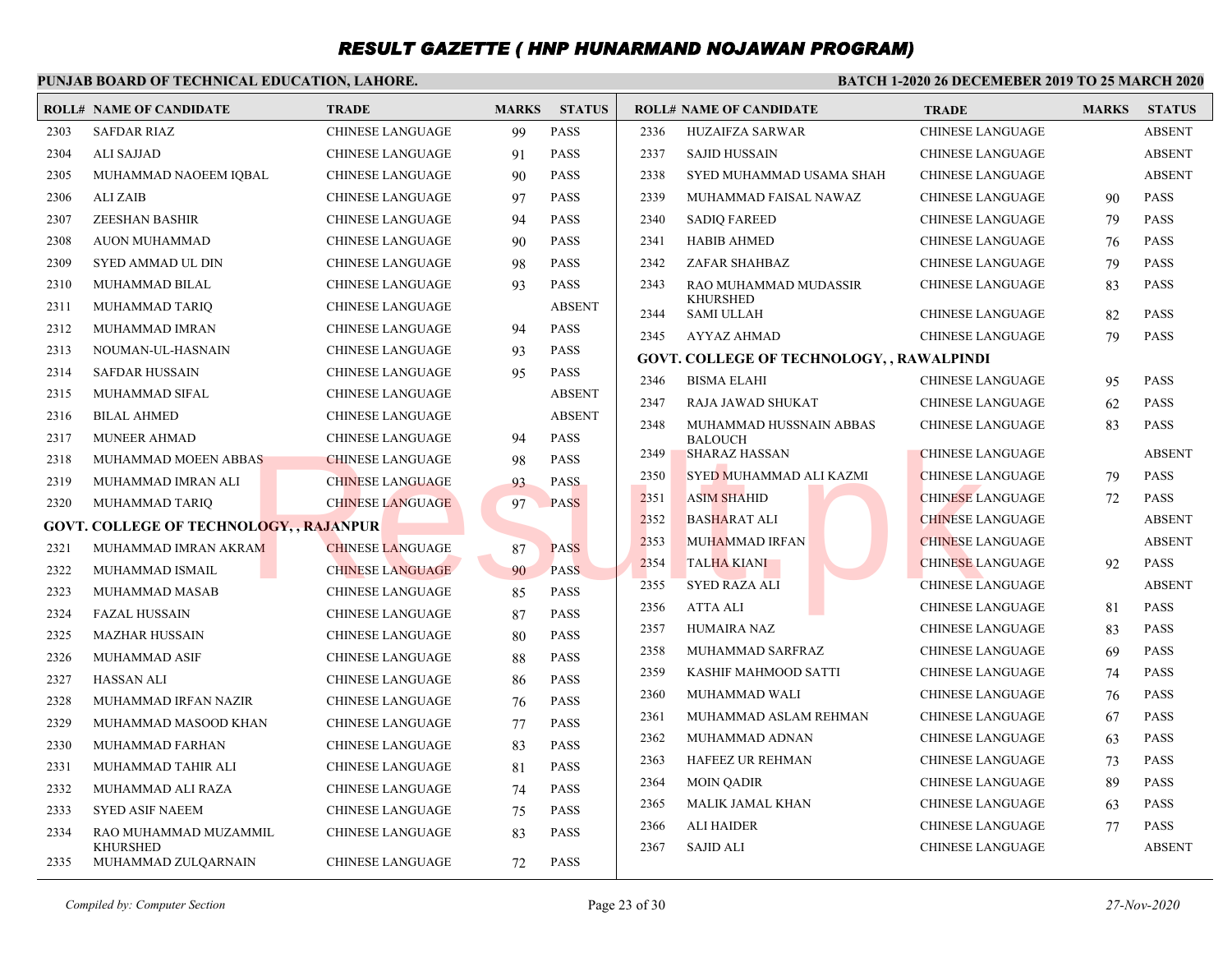# RESULT GAZETTE ( HNP HUNARMAND NOJAWAN PROGRAM)

**PUNJAB BOARD OF TECHNICAL EDUCATION, LAHORE.**

**BATCH 1-2020 26 DECEMEBER 2019 TO 25 MARCH 2020**

| ROLL# | NAME OF CANDIDATE | TRADE | MARKS | STATUS |
|---|---|---|---|---|
| 2303 | SAFDAR RIAZ | CHINESE LANGUAGE | 99 | PASS |
| 2304 | ALI SAJJAD | CHINESE LANGUAGE | 91 | PASS |
| 2305 | MUHAMMAD NAOEEM IQBAL | CHINESE LANGUAGE | 90 | PASS |
| 2306 | ALI ZAIB | CHINESE LANGUAGE | 97 | PASS |
| 2307 | ZEESHAN BASHIR | CHINESE LANGUAGE | 94 | PASS |
| 2308 | AUON MUHAMMAD | CHINESE LANGUAGE | 90 | PASS |
| 2309 | SYED AMMAD UL DIN | CHINESE LANGUAGE | 98 | PASS |
| 2310 | MUHAMMAD BILAL | CHINESE LANGUAGE | 93 | PASS |
| 2311 | MUHAMMAD TARIQ | CHINESE LANGUAGE | | ABSENT |
| 2312 | MUHAMMAD IMRAN | CHINESE LANGUAGE | 94 | PASS |
| 2313 | NOUMAN-UL-HASNAIN | CHINESE LANGUAGE | 93 | PASS |
| 2314 | SAFDAR HUSSAIN | CHINESE LANGUAGE | 95 | PASS |
| 2315 | MUHAMMAD SIFAL | CHINESE LANGUAGE | | ABSENT |
| 2316 | BILAL AHMED | CHINESE LANGUAGE | | ABSENT |
| 2317 | MUNEER AHMAD | CHINESE LANGUAGE | 94 | PASS |
| 2318 | MUHAMMAD MOEEN ABBAS | CHINESE LANGUAGE | 98 | PASS |
| 2319 | MUHAMMAD IMRAN ALI | CHINESE LANGUAGE | 93 | PASS |
| 2320 | MUHAMMAD TARIQ | CHINESE LANGUAGE | 97 | PASS |
| **GOVT. COLLEGE OF TECHNOLOGY, , RAJANPUR** | | | | |
| 2321 | MUHAMMAD IMRAN AKRAM | CHINESE LANGUAGE | 87 | PASS |
| 2322 | MUHAMMAD ISMAIL | CHINESE LANGUAGE | 90 | PASS |
| 2323 | MUHAMMAD MASAB | CHINESE LANGUAGE | 85 | PASS |
| 2324 | FAZAL HUSSAIN | CHINESE LANGUAGE | 87 | PASS |
| 2325 | MAZHAR HUSSAIN | CHINESE LANGUAGE | 80 | PASS |
| 2326 | MUHAMMAD ASIF | CHINESE LANGUAGE | 88 | PASS |
| 2327 | HASSAN ALI | CHINESE LANGUAGE | 86 | PASS |
| 2328 | MUHAMMAD IRFAN NAZIR | CHINESE LANGUAGE | 76 | PASS |
| 2329 | MUHAMMAD MASOOD KHAN | CHINESE LANGUAGE | 77 | PASS |
| 2330 | MUHAMMAD FARHAN | CHINESE LANGUAGE | 83 | PASS |
| 2331 | MUHAMMAD TAHIR ALI | CHINESE LANGUAGE | 81 | PASS |
| 2332 | MUHAMMAD ALI RAZA | CHINESE LANGUAGE | 74 | PASS |
| 2333 | SYED ASIF NAEEM | CHINESE LANGUAGE | 75 | PASS |
| 2334 | RAO MUHAMMAD MUZAMMIL KHURSHED | CHINESE LANGUAGE | 83 | PASS |
| 2335 | MUHAMMAD ZULQARNAIN | CHINESE LANGUAGE | 72 | PASS |
| 2336 | HUZAIFZA SARWAR | CHINESE LANGUAGE | | ABSENT |
| 2337 | SAJID HUSSAIN | CHINESE LANGUAGE | | ABSENT |
| 2338 | SYED MUHAMMAD USAMA SHAH | CHINESE LANGUAGE | | ABSENT |
| 2339 | MUHAMMAD FAISAL NAWAZ | CHINESE LANGUAGE | 90 | PASS |
| 2340 | SADIQ FAREED | CHINESE LANGUAGE | 79 | PASS |
| 2341 | HABIB AHMED | CHINESE LANGUAGE | 76 | PASS |
| 2342 | ZAFAR SHAHBAZ | CHINESE LANGUAGE | 79 | PASS |
| 2343 | RAO MUHAMMAD MUDASSIR KHURSHED | CHINESE LANGUAGE | 83 | PASS |
| 2344 | SAMI ULLAH | CHINESE LANGUAGE | 82 | PASS |
| 2345 | AYYAZ AHMAD | CHINESE LANGUAGE | 79 | PASS |
| **GOVT. COLLEGE OF TECHNOLOGY, , RAWALPINDI** | | | | |
| 2346 | BISMA ELAHI | CHINESE LANGUAGE | 95 | PASS |
| 2347 | RAJA JAWAD SHUKAT | CHINESE LANGUAGE | 62 | PASS |
| 2348 | MUHAMMAD HUSSNAIN ABBAS BALOUCH | CHINESE LANGUAGE | 83 | PASS |
| 2349 | SHARAZ HASSAN | CHINESE LANGUAGE | | ABSENT |
| 2350 | SYED MUHAMMAD ALI KAZMI | CHINESE LANGUAGE | 79 | PASS |
| 2351 | ASIM SHAHID | CHINESE LANGUAGE | 72 | PASS |
| 2352 | BASHARAT ALI | CHINESE LANGUAGE | | ABSENT |
| 2353 | MUHAMMAD IRFAN | CHINESE LANGUAGE | | ABSENT |
| 2354 | TALHA KIANI | CHINESE LANGUAGE | 92 | PASS |
| 2355 | SYED RAZA ALI | CHINESE LANGUAGE | | ABSENT |
| 2356 | ATTA ALI | CHINESE LANGUAGE | 81 | PASS |
| 2357 | HUMAIRA NAZ | CHINESE LANGUAGE | 83 | PASS |
| 2358 | MUHAMMAD SARFRAZ | CHINESE LANGUAGE | 69 | PASS |
| 2359 | KASHIF MAHMOOD SATTI | CHINESE LANGUAGE | 74 | PASS |
| 2360 | MUHAMMAD WALI | CHINESE LANGUAGE | 76 | PASS |
| 2361 | MUHAMMAD ASLAM REHMAN | CHINESE LANGUAGE | 67 | PASS |
| 2362 | MUHAMMAD ADNAN | CHINESE LANGUAGE | 63 | PASS |
| 2363 | HAFEEZ UR REHMAN | CHINESE LANGUAGE | 73 | PASS |
| 2364 | MOIN QADIR | CHINESE LANGUAGE | 89 | PASS |
| 2365 | MALIK JAMAL KHAN | CHINESE LANGUAGE | 63 | PASS |
| 2366 | ALI HAIDER | CHINESE LANGUAGE | 77 | PASS |
| 2367 | SAJID ALI | CHINESE LANGUAGE | | ABSENT |

*Compiled by: Computer Section*

*27-Nov-2020*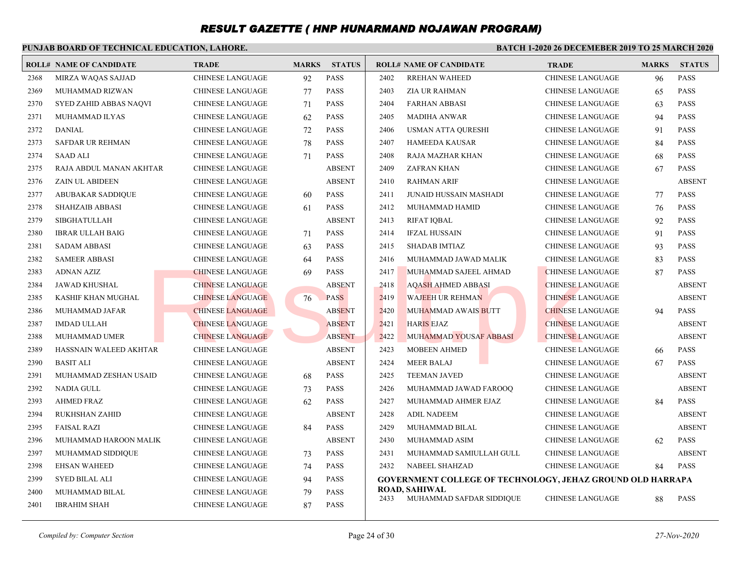# RESULT GAZETTE ( HNP HUNARMAND NOJAWAN PROGRAM)

**PUNJAB BOARD OF TECHNICAL EDUCATION, LAHORE.**

**BATCH 1-2020 26 DECEMEBER 2019 TO 25 MARCH 2020**

| ROLL# | NAME OF CANDIDATE | TRADE | MARKS | STATUS |
|---|---|---|---|---|
| 2368 | MIRZA WAQAS SAJJAD | CHINESE LANGUAGE | 92 | PASS |
| 2369 | MUHAMMAD RIZWAN | CHINESE LANGUAGE | 77 | PASS |
| 2370 | SYED ZAHID ABBAS NAQVI | CHINESE LANGUAGE | 71 | PASS |
| 2371 | MUHAMMAD ILYAS | CHINESE LANGUAGE | 62 | PASS |
| 2372 | DANIAL | CHINESE LANGUAGE | 72 | PASS |
| 2373 | SAFDAR UR REHMAN | CHINESE LANGUAGE | 78 | PASS |
| 2374 | SAAD ALI | CHINESE LANGUAGE | 71 | PASS |
| 2375 | RAJA ABDUL MANAN AKHTAR | CHINESE LANGUAGE | | ABSENT |
| 2376 | ZAIN UL ABIDEEN | CHINESE LANGUAGE | | ABSENT |
| 2377 | ABUBAKAR SADDIQUE | CHINESE LANGUAGE | 60 | PASS |
| 2378 | SHAHZAIB ABBASI | CHINESE LANGUAGE | 61 | PASS |
| 2379 | SIBGHATULLAH | CHINESE LANGUAGE | | ABSENT |
| 2380 | IBRAR ULLAH BAIG | CHINESE LANGUAGE | 71 | PASS |
| 2381 | SADAM ABBASI | CHINESE LANGUAGE | 63 | PASS |
| 2382 | SAMEER ABBASI | CHINESE LANGUAGE | 64 | PASS |
| 2383 | ADNAN AZIZ | CHINESE LANGUAGE | 69 | PASS |
| 2384 | JAWAD KHUSHAL | CHINESE LANGUAGE | | ABSENT |
| 2385 | KASHIF KHAN MUGHAL | CHINESE LANGUAGE | 76 | PASS |
| 2386 | MUHAMMAD JAFAR | CHINESE LANGUAGE | | ABSENT |
| 2387 | IMDAD ULLAH | CHINESE LANGUAGE | | ABSENT |
| 2388 | MUHAMMAD UMER | CHINESE LANGUAGE | | ABSENT |
| 2389 | HASSNAIN WALEED AKHTAR | CHINESE LANGUAGE | | ABSENT |
| 2390 | BASIT ALI | CHINESE LANGUAGE | | ABSENT |
| 2391 | MUHAMMAD ZESHAN USAID | CHINESE LANGUAGE | 68 | PASS |
| 2392 | NADIA GULL | CHINESE LANGUAGE | 73 | PASS |
| 2393 | AHMED FRAZ | CHINESE LANGUAGE | 62 | PASS |
| 2394 | RUKHSHAN ZAHID | CHINESE LANGUAGE | | ABSENT |
| 2395 | FAISAL RAZI | CHINESE LANGUAGE | 84 | PASS |
| 2396 | MUHAMMAD HAROON MALIK | CHINESE LANGUAGE | | ABSENT |
| 2397 | MUHAMMAD SIDDIQUE | CHINESE LANGUAGE | 73 | PASS |
| 2398 | EHSAN WAHEED | CHINESE LANGUAGE | 74 | PASS |
| 2399 | SYED BILAL ALI | CHINESE LANGUAGE | 94 | PASS |
| 2400 | MUHAMMAD BILAL | CHINESE LANGUAGE | 79 | PASS |
| 2401 | IBRAHIM SHAH | CHINESE LANGUAGE | 87 | PASS |
| 2402 | RREHAN WAHEED | CHINESE LANGUAGE | 96 | PASS |
| 2403 | ZIA UR RAHMAN | CHINESE LANGUAGE | 65 | PASS |
| 2404 | FARHAN ABBASI | CHINESE LANGUAGE | 63 | PASS |
| 2405 | MADIHA ANWAR | CHINESE LANGUAGE | 94 | PASS |
| 2406 | USMAN ATTA QURESHI | CHINESE LANGUAGE | 91 | PASS |
| 2407 | HAMEEDA KAUSAR | CHINESE LANGUAGE | 84 | PASS |
| 2408 | RAJA MAZHAR KHAN | CHINESE LANGUAGE | 68 | PASS |
| 2409 | ZAFRAN KHAN | CHINESE LANGUAGE | 67 | PASS |
| 2410 | RAHMAN ARIF | CHINESE LANGUAGE | | ABSENT |
| 2411 | JUNAID HUSSAIN MASHADI | CHINESE LANGUAGE | 77 | PASS |
| 2412 | MUHAMMAD HAMID | CHINESE LANGUAGE | 76 | PASS |
| 2413 | RIFAT IQBAL | CHINESE LANGUAGE | 92 | PASS |
| 2414 | IFZAL HUSSAIN | CHINESE LANGUAGE | 91 | PASS |
| 2415 | SHADAB IMTIAZ | CHINESE LANGUAGE | 93 | PASS |
| 2416 | MUHAMMAD JAWAD MALIK | CHINESE LANGUAGE | 83 | PASS |
| 2417 | MUHAMMAD SAJEEL AHMAD | CHINESE LANGUAGE | 87 | PASS |
| 2418 | AQASH AHMED ABBASI | CHINESE LANGUAGE | | ABSENT |
| 2419 | WAJEEH UR REHMAN | CHINESE LANGUAGE | | ABSENT |
| 2420 | MUHAMMAD AWAIS BUTT | CHINESE LANGUAGE | 94 | PASS |
| 2421 | HARIS EJAZ | CHINESE LANGUAGE | | ABSENT |
| 2422 | MUHAMMAD YOUSAF ABBASI | CHINESE LANGUAGE | | ABSENT |
| 2423 | MOBEEN AHMED | CHINESE LANGUAGE | 66 | PASS |
| 2424 | MEER BALAJ | CHINESE LANGUAGE | 67 | PASS |
| 2425 | TEEMAN JAVED | CHINESE LANGUAGE | | ABSENT |
| 2426 | MUHAMMAD JAWAD FAROOQ | CHINESE LANGUAGE | | ABSENT |
| 2427 | MUHAMMAD AHMER EJAZ | CHINESE LANGUAGE | 84 | PASS |
| 2428 | ADIL NADEEM | CHINESE LANGUAGE | | ABSENT |
| 2429 | MUHAMMAD BILAL | CHINESE LANGUAGE | | ABSENT |
| 2430 | MUHAMMAD ASIM | CHINESE LANGUAGE | 62 | PASS |
| 2431 | MUHAMMAD SAMIULLAH GULL | CHINESE LANGUAGE | | ABSENT |
| 2432 | NABEEL SHAHZAD | CHINESE LANGUAGE | 84 | PASS |

**GOVERNMENT COLLEGE OF TECHNOLOGY, JEHAZ GROUND OLD HARRAPA ROAD, SAHIWAL**

| ROLL# | NAME OF CANDIDATE | TRADE | MARKS | STATUS |
|---|---|---|---|---|
| 2433 | MUHAMMAD SAFDAR SIDDIQUE | CHINESE LANGUAGE | 88 | PASS |

*Compiled by: Computer Section*

*27-Nov-2020*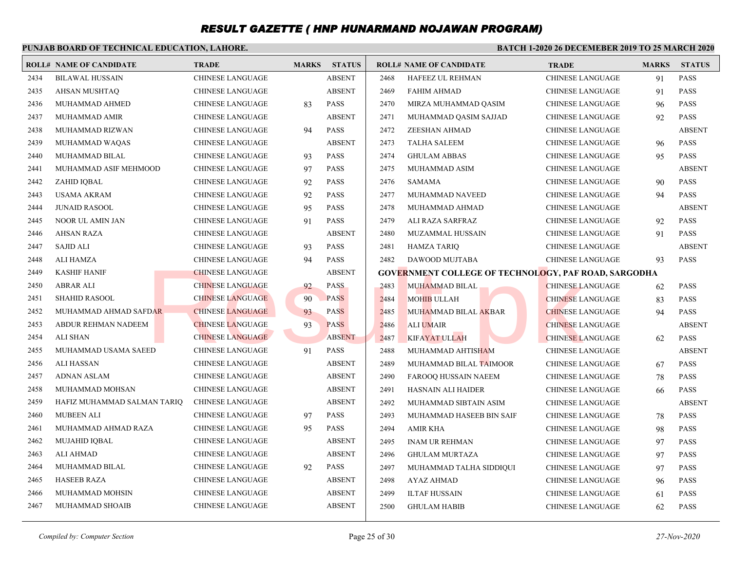# RESULT GAZETTE ( HNP HUNARMAND NOJAWAN PROGRAM)

**PUNJAB BOARD OF TECHNICAL EDUCATION, LAHORE.**

**BATCH 1-2020 26 DECEMEBER 2019 TO 25 MARCH 2020**

| ROLL# | NAME OF CANDIDATE | TRADE | MARKS | STATUS |
|---|---|---|---|---|
| 2434 | BILAWAL HUSSAIN | CHINESE LANGUAGE | | ABSENT |
| 2435 | AHSAN MUSHTAQ | CHINESE LANGUAGE | | ABSENT |
| 2436 | MUHAMMAD AHMED | CHINESE LANGUAGE | 83 | PASS |
| 2437 | MUHAMMAD AMIR | CHINESE LANGUAGE | | ABSENT |
| 2438 | MUHAMMAD RIZWAN | CHINESE LANGUAGE | 94 | PASS |
| 2439 | MUHAMMAD WAQAS | CHINESE LANGUAGE | | ABSENT |
| 2440 | MUHAMMAD BILAL | CHINESE LANGUAGE | 93 | PASS |
| 2441 | MUHAMMAD ASIF MEHMOOD | CHINESE LANGUAGE | 97 | PASS |
| 2442 | ZAHID IQBAL | CHINESE LANGUAGE | 92 | PASS |
| 2443 | USAMA AKRAM | CHINESE LANGUAGE | 92 | PASS |
| 2444 | JUNAID RASOOL | CHINESE LANGUAGE | 95 | PASS |
| 2445 | NOOR UL AMIN JAN | CHINESE LANGUAGE | 91 | PASS |
| 2446 | AHSAN RAZA | CHINESE LANGUAGE | | ABSENT |
| 2447 | SAJID ALI | CHINESE LANGUAGE | 93 | PASS |
| 2448 | ALI HAMZA | CHINESE LANGUAGE | 94 | PASS |
| 2449 | KASHIF HANIF | CHINESE LANGUAGE | | ABSENT |
| 2450 | ABRAR ALI | CHINESE LANGUAGE | 92 | PASS |
| 2451 | SHAHID RASOOL | CHINESE LANGUAGE | 90 | PASS |
| 2452 | MUHAMMAD AHMAD SAFDAR | CHINESE LANGUAGE | 93 | PASS |
| 2453 | ABDUR REHMAN NADEEM | CHINESE LANGUAGE | 93 | PASS |
| 2454 | ALI SHAN | CHINESE LANGUAGE | | ABSENT |
| 2455 | MUHAMMAD USAMA SAEED | CHINESE LANGUAGE | 91 | PASS |
| 2456 | ALI HASSAN | CHINESE LANGUAGE | | ABSENT |
| 2457 | ADNAN ASLAM | CHINESE LANGUAGE | | ABSENT |
| 2458 | MUHAMMAD MOHSAN | CHINESE LANGUAGE | | ABSENT |
| 2459 | HAFIZ MUHAMMAD SALMAN TARIQ | CHINESE LANGUAGE | | ABSENT |
| 2460 | MUBEEN ALI | CHINESE LANGUAGE | 97 | PASS |
| 2461 | MUHAMMAD AHMAD RAZA | CHINESE LANGUAGE | 95 | PASS |
| 2462 | MUJAHID IQBAL | CHINESE LANGUAGE | | ABSENT |
| 2463 | ALI AHMAD | CHINESE LANGUAGE | | ABSENT |
| 2464 | MUHAMMAD BILAL | CHINESE LANGUAGE | 92 | PASS |
| 2465 | HASEEB RAZA | CHINESE LANGUAGE | | ABSENT |
| 2466 | MUHAMMAD MOHSIN | CHINESE LANGUAGE | | ABSENT |
| 2467 | MUHAMMAD SHOAIB | CHINESE LANGUAGE | | ABSENT |
| 2468 | HAFEEZ UL REHMAN | CHINESE LANGUAGE | 91 | PASS |
| 2469 | FAHIM AHMAD | CHINESE LANGUAGE | 91 | PASS |
| 2470 | MIRZA MUHAMMAD QASIM | CHINESE LANGUAGE | 96 | PASS |
| 2471 | MUHAMMAD QASIM SAJJAD | CHINESE LANGUAGE | 92 | PASS |
| 2472 | ZEESHAN AHMAD | CHINESE LANGUAGE | | ABSENT |
| 2473 | TALHA SALEEM | CHINESE LANGUAGE | 96 | PASS |
| 2474 | GHULAM ABBAS | CHINESE LANGUAGE | 95 | PASS |
| 2475 | MUHAMMAD ASIM | CHINESE LANGUAGE | | ABSENT |
| 2476 | SAMAMA | CHINESE LANGUAGE | 90 | PASS |
| 2477 | MUHAMMAD NAVEED | CHINESE LANGUAGE | 94 | PASS |
| 2478 | MUHAMMAD AHMAD | CHINESE LANGUAGE | | ABSENT |
| 2479 | ALI RAZA SARFRAZ | CHINESE LANGUAGE | 92 | PASS |
| 2480 | MUZAMMAL HUSSAIN | CHINESE LANGUAGE | 91 | PASS |
| 2481 | HAMZA TARIQ | CHINESE LANGUAGE | | ABSENT |
| 2482 | DAWOOD MUJTABA | CHINESE LANGUAGE | 93 | PASS |

**GOVERNMENT COLLEGE OF TECHNOLOGY, PAF ROAD, SARGODHA**

| ROLL# | NAME OF CANDIDATE | TRADE | MARKS | STATUS |
|---|---|---|---|---|
| 2483 | MUHAMMAD BILAL | CHINESE LANGUAGE | 62 | PASS |
| 2484 | MOHIB ULLAH | CHINESE LANGUAGE | 83 | PASS |
| 2485 | MUHAMMAD BILAL AKBAR | CHINESE LANGUAGE | 94 | PASS |
| 2486 | ALI UMAIR | CHINESE LANGUAGE | | ABSENT |
| 2487 | KIFAYAT ULLAH | CHINESE LANGUAGE | 62 | PASS |
| 2488 | MUHAMMAD AHTISHAM | CHINESE LANGUAGE | | ABSENT |
| 2489 | MUHAMMAD BILAL TAIMOOR | CHINESE LANGUAGE | 67 | PASS |
| 2490 | FAROOQ HUSSAIN NAEEM | CHINESE LANGUAGE | 78 | PASS |
| 2491 | HASNAIN ALI HAIDER | CHINESE LANGUAGE | 66 | PASS |
| 2492 | MUHAMMAD SIBTAIN ASIM | CHINESE LANGUAGE | | ABSENT |
| 2493 | MUHAMMAD HASEEB BIN SAIF | CHINESE LANGUAGE | 78 | PASS |
| 2494 | AMIR KHA | CHINESE LANGUAGE | 98 | PASS |
| 2495 | INAM UR REHMAN | CHINESE LANGUAGE | 97 | PASS |
| 2496 | GHULAM MURTAZA | CHINESE LANGUAGE | 97 | PASS |
| 2497 | MUHAMMAD TALHA SIDDIQUI | CHINESE LANGUAGE | 97 | PASS |
| 2498 | AYAZ AHMAD | CHINESE LANGUAGE | 96 | PASS |
| 2499 | ILTAF HUSSAIN | CHINESE LANGUAGE | 61 | PASS |
| 2500 | GHULAM HABIB | CHINESE LANGUAGE | 62 | PASS |

*Compiled by: Computer Section*

*27-Nov-2020*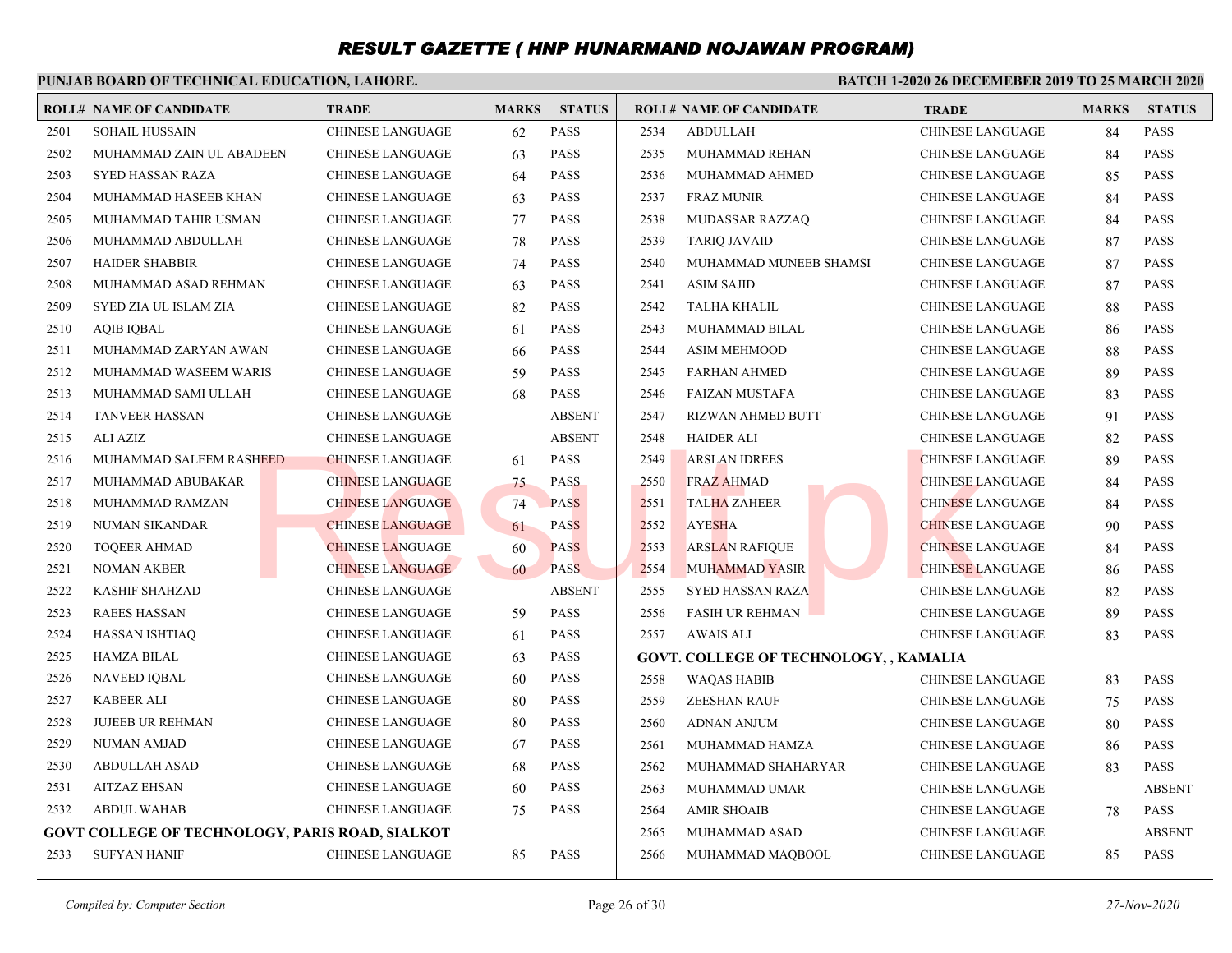# RESULT GAZETTE ( HNP HUNARMAND NOJAWAN PROGRAM)

**PUNJAB BOARD OF TECHNICAL EDUCATION, LAHORE.**

**BATCH 1-2020 26 DECEMEBER 2019 TO 25 MARCH 2020**

| ROLL# | NAME OF CANDIDATE | TRADE | MARKS | STATUS |
|---|---|---|---|---|
| 2501 | SOHAIL HUSSAIN | CHINESE LANGUAGE | 62 | PASS |
| 2502 | MUHAMMAD ZAIN UL ABADEEN | CHINESE LANGUAGE | 63 | PASS |
| 2503 | SYED HASSAN RAZA | CHINESE LANGUAGE | 64 | PASS |
| 2504 | MUHAMMAD HASEEB KHAN | CHINESE LANGUAGE | 63 | PASS |
| 2505 | MUHAMMAD TAHIR USMAN | CHINESE LANGUAGE | 77 | PASS |
| 2506 | MUHAMMAD ABDULLAH | CHINESE LANGUAGE | 78 | PASS |
| 2507 | HAIDER SHABBIR | CHINESE LANGUAGE | 74 | PASS |
| 2508 | MUHAMMAD ASAD REHMAN | CHINESE LANGUAGE | 63 | PASS |
| 2509 | SYED ZIA UL ISLAM ZIA | CHINESE LANGUAGE | 82 | PASS |
| 2510 | AQIB IQBAL | CHINESE LANGUAGE | 61 | PASS |
| 2511 | MUHAMMAD ZARYAN AWAN | CHINESE LANGUAGE | 66 | PASS |
| 2512 | MUHAMMAD WASEEM WARIS | CHINESE LANGUAGE | 59 | PASS |
| 2513 | MUHAMMAD SAMI ULLAH | CHINESE LANGUAGE | 68 | PASS |
| 2514 | TANVEER HASSAN | CHINESE LANGUAGE | | ABSENT |
| 2515 | ALI AZIZ | CHINESE LANGUAGE | | ABSENT |
| 2516 | MUHAMMAD SALEEM RASHEED | CHINESE LANGUAGE | 61 | PASS |
| 2517 | MUHAMMAD ABUBAKAR | CHINESE LANGUAGE | 75 | PASS |
| 2518 | MUHAMMAD RAMZAN | CHINESE LANGUAGE | 74 | PASS |
| 2519 | NUMAN SIKANDAR | CHINESE LANGUAGE | 61 | PASS |
| 2520 | TOQEER AHMAD | CHINESE LANGUAGE | 60 | PASS |
| 2521 | NOMAN AKBER | CHINESE LANGUAGE | 60 | PASS |
| 2522 | KASHIF SHAHZAD | CHINESE LANGUAGE | | ABSENT |
| 2523 | RAEES HASSAN | CHINESE LANGUAGE | 59 | PASS |
| 2524 | HASSAN ISHTIAQ | CHINESE LANGUAGE | 61 | PASS |
| 2525 | HAMZA BILAL | CHINESE LANGUAGE | 63 | PASS |
| 2526 | NAVEED IQBAL | CHINESE LANGUAGE | 60 | PASS |
| 2527 | KABEER ALI | CHINESE LANGUAGE | 80 | PASS |
| 2528 | JUJEEB UR REHMAN | CHINESE LANGUAGE | 80 | PASS |
| 2529 | NUMAN AMJAD | CHINESE LANGUAGE | 67 | PASS |
| 2530 | ABDULLAH ASAD | CHINESE LANGUAGE | 68 | PASS |
| 2531 | AITZAZ EHSAN | CHINESE LANGUAGE | 60 | PASS |
| 2532 | ABDUL WAHAB | CHINESE LANGUAGE | 75 | PASS |
| **GOVT COLLEGE OF TECHNOLOGY, PARIS ROAD, SIALKOT** | | | | |
| 2533 | SUFYAN HANIF | CHINESE LANGUAGE | 85 | PASS |
| 2534 | ABDULLAH | CHINESE LANGUAGE | 84 | PASS |
| 2535 | MUHAMMAD REHAN | CHINESE LANGUAGE | 84 | PASS |
| 2536 | MUHAMMAD AHMED | CHINESE LANGUAGE | 85 | PASS |
| 2537 | FRAZ MUNIR | CHINESE LANGUAGE | 84 | PASS |
| 2538 | MUDASSAR RAZZAQ | CHINESE LANGUAGE | 84 | PASS |
| 2539 | TARIQ JAVAID | CHINESE LANGUAGE | 87 | PASS |
| 2540 | MUHAMMAD MUNEEB SHAMSI | CHINESE LANGUAGE | 87 | PASS |
| 2541 | ASIM SAJID | CHINESE LANGUAGE | 87 | PASS |
| 2542 | TALHA KHALIL | CHINESE LANGUAGE | 88 | PASS |
| 2543 | MUHAMMAD BILAL | CHINESE LANGUAGE | 86 | PASS |
| 2544 | ASIM MEHMOOD | CHINESE LANGUAGE | 88 | PASS |
| 2545 | FARHAN AHMED | CHINESE LANGUAGE | 89 | PASS |
| 2546 | FAIZAN MUSTAFA | CHINESE LANGUAGE | 83 | PASS |
| 2547 | RIZWAN AHMED BUTT | CHINESE LANGUAGE | 91 | PASS |
| 2548 | HAIDER ALI | CHINESE LANGUAGE | 82 | PASS |
| 2549 | ARSLAN IDREES | CHINESE LANGUAGE | 89 | PASS |
| 2550 | FRAZ AHMAD | CHINESE LANGUAGE | 84 | PASS |
| 2551 | TALHA ZAHEER | CHINESE LANGUAGE | 84 | PASS |
| 2552 | AYESHA | CHINESE LANGUAGE | 90 | PASS |
| 2553 | ARSLAN RAFIQUE | CHINESE LANGUAGE | 84 | PASS |
| 2554 | MUHAMMAD YASIR | CHINESE LANGUAGE | 86 | PASS |
| 2555 | SYED HASSAN RAZA | CHINESE LANGUAGE | 82 | PASS |
| 2556 | FASIH UR REHMAN | CHINESE LANGUAGE | 89 | PASS |
| 2557 | AWAIS ALI | CHINESE LANGUAGE | 83 | PASS |
| **GOVT. COLLEGE OF TECHNOLOGY, , KAMALIA** | | | | |
| 2558 | WAQAS HABIB | CHINESE LANGUAGE | 83 | PASS |
| 2559 | ZEESHAN RAUF | CHINESE LANGUAGE | 75 | PASS |
| 2560 | ADNAN ANJUM | CHINESE LANGUAGE | 80 | PASS |
| 2561 | MUHAMMAD HAMZA | CHINESE LANGUAGE | 86 | PASS |
| 2562 | MUHAMMAD SHAHARYAR | CHINESE LANGUAGE | 83 | PASS |
| 2563 | MUHAMMAD UMAR | CHINESE LANGUAGE | | ABSENT |
| 2564 | AMIR SHOAIB | CHINESE LANGUAGE | 78 | PASS |
| 2565 | MUHAMMAD ASAD | CHINESE LANGUAGE | | ABSENT |
| 2566 | MUHAMMAD MAQBOOL | CHINESE LANGUAGE | 85 | PASS |

*Compiled by: Computer Section*

*27-Nov-2020*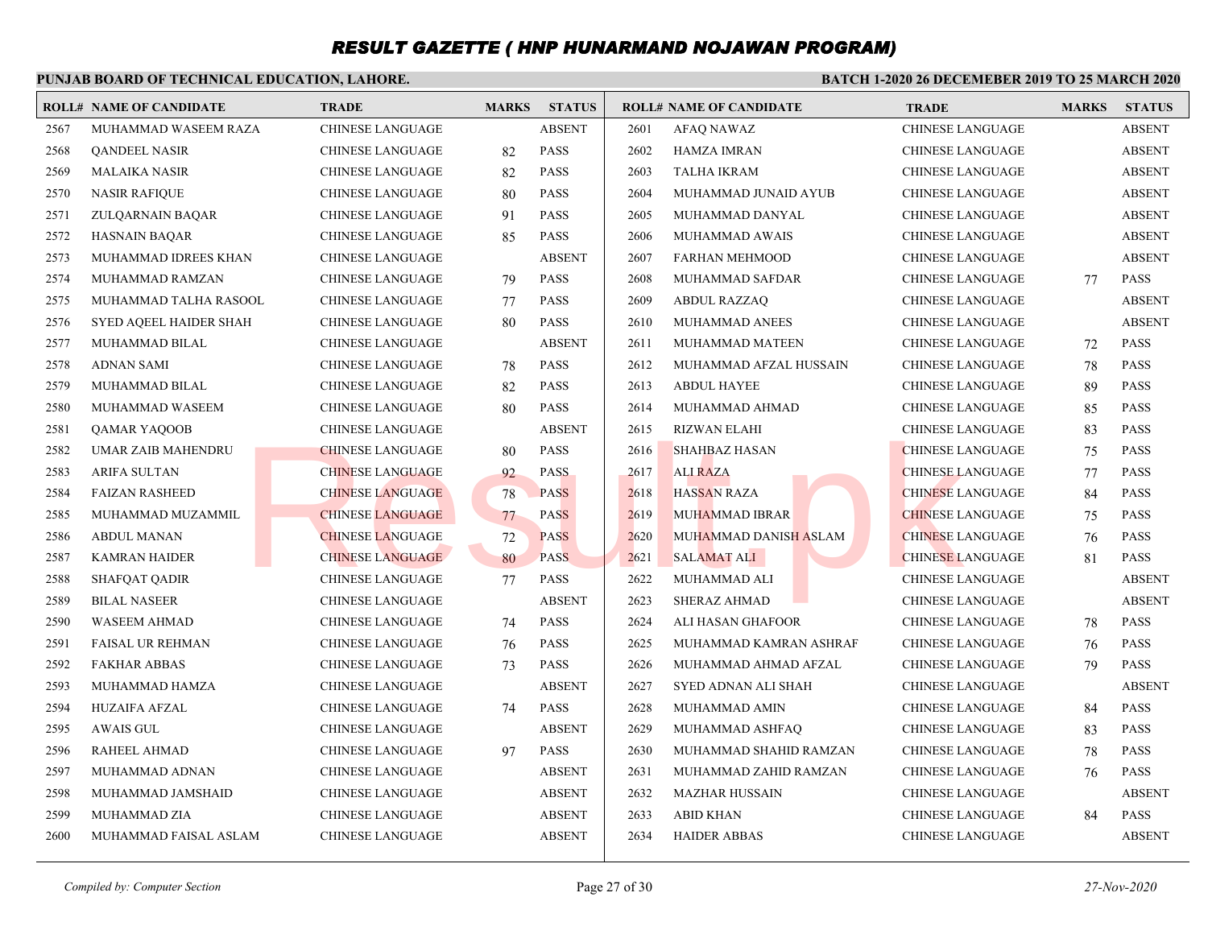# RESULT GAZETTE ( HNP HUNARMAND NOJAWAN PROGRAM)

**PUNJAB BOARD OF TECHNICAL EDUCATION, LAHORE.**

**BATCH 1-2020 26 DECEMEBER 2019 TO 25 MARCH 2020**

| ROLL# | NAME OF CANDIDATE | TRADE | MARKS | STATUS |
|---|---|---|---|---|
| 2567 | MUHAMMAD WASEEM RAZA | CHINESE LANGUAGE | | ABSENT |
| 2568 | QANDEEL NASIR | CHINESE LANGUAGE | 82 | PASS |
| 2569 | MALAIKA NASIR | CHINESE LANGUAGE | 82 | PASS |
| 2570 | NASIR RAFIQUE | CHINESE LANGUAGE | 80 | PASS |
| 2571 | ZULQARNAIN BAQAR | CHINESE LANGUAGE | 91 | PASS |
| 2572 | HASNAIN BAQAR | CHINESE LANGUAGE | 85 | PASS |
| 2573 | MUHAMMAD IDREES KHAN | CHINESE LANGUAGE | | ABSENT |
| 2574 | MUHAMMAD RAMZAN | CHINESE LANGUAGE | 79 | PASS |
| 2575 | MUHAMMAD TALHA RASOOL | CHINESE LANGUAGE | 77 | PASS |
| 2576 | SYED AQEEL HAIDER SHAH | CHINESE LANGUAGE | 80 | PASS |
| 2577 | MUHAMMAD BILAL | CHINESE LANGUAGE | | ABSENT |
| 2578 | ADNAN SAMI | CHINESE LANGUAGE | 78 | PASS |
| 2579 | MUHAMMAD BILAL | CHINESE LANGUAGE | 82 | PASS |
| 2580 | MUHAMMAD WASEEM | CHINESE LANGUAGE | 80 | PASS |
| 2581 | QAMAR YAQOOB | CHINESE LANGUAGE | | ABSENT |
| 2582 | UMAR ZAIB MAHENDRU | CHINESE LANGUAGE | 80 | PASS |
| 2583 | ARIFA SULTAN | CHINESE LANGUAGE | 92 | PASS |
| 2584 | FAIZAN RASHEED | CHINESE LANGUAGE | 78 | PASS |
| 2585 | MUHAMMAD MUZAMMIL | CHINESE LANGUAGE | 77 | PASS |
| 2586 | ABDUL MANAN | CHINESE LANGUAGE | 72 | PASS |
| 2587 | KAMRAN HAIDER | CHINESE LANGUAGE | 80 | PASS |
| 2588 | SHAFQAT QADIR | CHINESE LANGUAGE | 77 | PASS |
| 2589 | BILAL NASEER | CHINESE LANGUAGE | | ABSENT |
| 2590 | WASEEM AHMAD | CHINESE LANGUAGE | 74 | PASS |
| 2591 | FAISAL UR REHMAN | CHINESE LANGUAGE | 76 | PASS |
| 2592 | FAKHAR ABBAS | CHINESE LANGUAGE | 73 | PASS |
| 2593 | MUHAMMAD HAMZA | CHINESE LANGUAGE | | ABSENT |
| 2594 | HUZAIFA AFZAL | CHINESE LANGUAGE | 74 | PASS |
| 2595 | AWAIS GUL | CHINESE LANGUAGE | | ABSENT |
| 2596 | RAHEEL AHMAD | CHINESE LANGUAGE | 97 | PASS |
| 2597 | MUHAMMAD ADNAN | CHINESE LANGUAGE | | ABSENT |
| 2598 | MUHAMMAD JAMSHAID | CHINESE LANGUAGE | | ABSENT |
| 2599 | MUHAMMAD ZIA | CHINESE LANGUAGE | | ABSENT |
| 2600 | MUHAMMAD FAISAL ASLAM | CHINESE LANGUAGE | | ABSENT |
| 2601 | AFAQ NAWAZ | CHINESE LANGUAGE | | ABSENT |
| 2602 | HAMZA IMRAN | CHINESE LANGUAGE | | ABSENT |
| 2603 | TALHA IKRAM | CHINESE LANGUAGE | | ABSENT |
| 2604 | MUHAMMAD JUNAID AYUB | CHINESE LANGUAGE | | ABSENT |
| 2605 | MUHAMMAD DANYAL | CHINESE LANGUAGE | | ABSENT |
| 2606 | MUHAMMAD AWAIS | CHINESE LANGUAGE | | ABSENT |
| 2607 | FARHAN MEHMOOD | CHINESE LANGUAGE | | ABSENT |
| 2608 | MUHAMMAD SAFDAR | CHINESE LANGUAGE | 77 | PASS |
| 2609 | ABDUL RAZZAQ | CHINESE LANGUAGE | | ABSENT |
| 2610 | MUHAMMAD ANEES | CHINESE LANGUAGE | | ABSENT |
| 2611 | MUHAMMAD MATEEN | CHINESE LANGUAGE | 72 | PASS |
| 2612 | MUHAMMAD AFZAL HUSSAIN | CHINESE LANGUAGE | 78 | PASS |
| 2613 | ABDUL HAYEE | CHINESE LANGUAGE | 89 | PASS |
| 2614 | MUHAMMAD AHMAD | CHINESE LANGUAGE | 85 | PASS |
| 2615 | RIZWAN ELAHI | CHINESE LANGUAGE | 83 | PASS |
| 2616 | SHAHBAZ HASAN | CHINESE LANGUAGE | 75 | PASS |
| 2617 | ALI RAZA | CHINESE LANGUAGE | 77 | PASS |
| 2618 | HASSAN RAZA | CHINESE LANGUAGE | 84 | PASS |
| 2619 | MUHAMMAD IBRAR | CHINESE LANGUAGE | 75 | PASS |
| 2620 | MUHAMMAD DANISH ASLAM | CHINESE LANGUAGE | 76 | PASS |
| 2621 | SALAMAT ALI | CHINESE LANGUAGE | 81 | PASS |
| 2622 | MUHAMMAD ALI | CHINESE LANGUAGE | | ABSENT |
| 2623 | SHERAZ AHMAD | CHINESE LANGUAGE | | ABSENT |
| 2624 | ALI HASAN GHAFOOR | CHINESE LANGUAGE | 78 | PASS |
| 2625 | MUHAMMAD KAMRAN ASHRAF | CHINESE LANGUAGE | 76 | PASS |
| 2626 | MUHAMMAD AHMAD AFZAL | CHINESE LANGUAGE | 79 | PASS |
| 2627 | SYED ADNAN ALI SHAH | CHINESE LANGUAGE | | ABSENT |
| 2628 | MUHAMMAD AMIN | CHINESE LANGUAGE | 84 | PASS |
| 2629 | MUHAMMAD ASHFAQ | CHINESE LANGUAGE | 83 | PASS |
| 2630 | MUHAMMAD SHAHID RAMZAN | CHINESE LANGUAGE | 78 | PASS |
| 2631 | MUHAMMAD ZAHID RAMZAN | CHINESE LANGUAGE | 76 | PASS |
| 2632 | MAZHAR HUSSAIN | CHINESE LANGUAGE | | ABSENT |
| 2633 | ABID KHAN | CHINESE LANGUAGE | 84 | PASS |
| 2634 | HAIDER ABBAS | CHINESE LANGUAGE | | ABSENT |

*Compiled by: Computer Section*

*27-Nov-2020*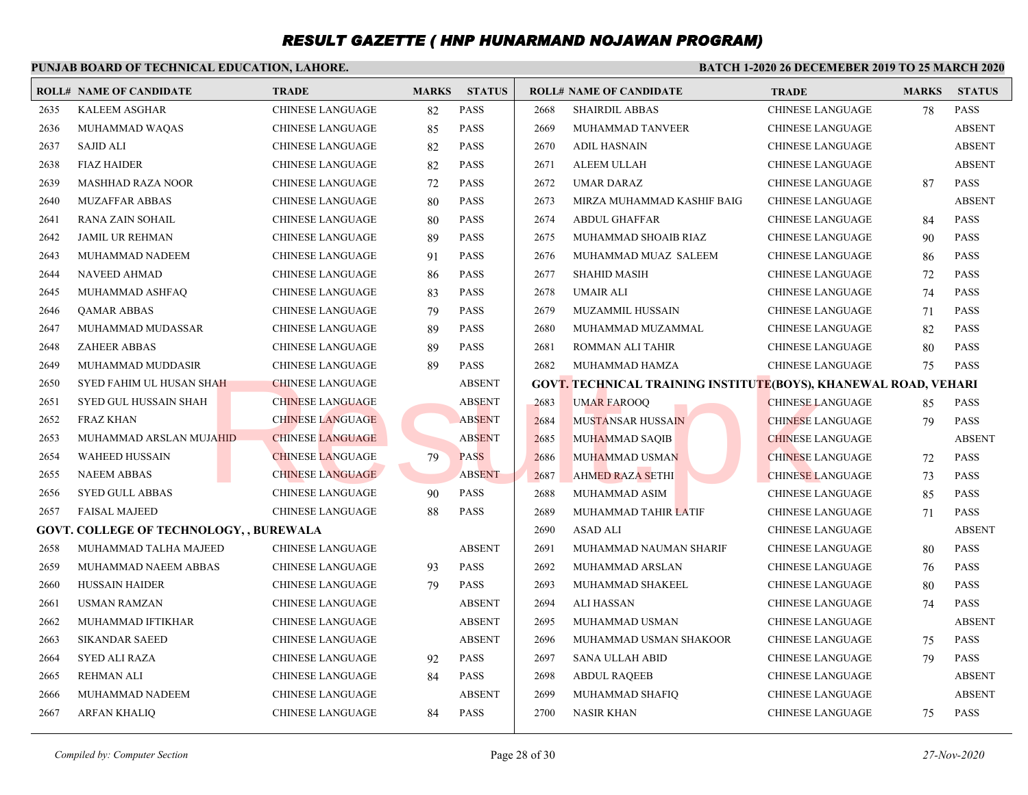# RESULT GAZETTE ( HNP HUNARMAND NOJAWAN PROGRAM)

**PUNJAB BOARD OF TECHNICAL EDUCATION, LAHORE.** **BATCH 1-2020 26 DECEMEBER 2019 TO 25 MARCH 2020**

| ROLL# | NAME OF CANDIDATE | TRADE | MARKS | STATUS |
|---|---|---|---|---|
| 2635 | KALEEM ASGHAR | CHINESE LANGUAGE | 82 | PASS |
| 2636 | MUHAMMAD WAQAS | CHINESE LANGUAGE | 85 | PASS |
| 2637 | SAJID ALI | CHINESE LANGUAGE | 82 | PASS |
| 2638 | FIAZ HAIDER | CHINESE LANGUAGE | 82 | PASS |
| 2639 | MASHHAD RAZA NOOR | CHINESE LANGUAGE | 72 | PASS |
| 2640 | MUZAFFAR ABBAS | CHINESE LANGUAGE | 80 | PASS |
| 2641 | RANA ZAIN SOHAIL | CHINESE LANGUAGE | 80 | PASS |
| 2642 | JAMIL UR REHMAN | CHINESE LANGUAGE | 89 | PASS |
| 2643 | MUHAMMAD NADEEM | CHINESE LANGUAGE | 91 | PASS |
| 2644 | NAVEED AHMAD | CHINESE LANGUAGE | 86 | PASS |
| 2645 | MUHAMMAD ASHFAQ | CHINESE LANGUAGE | 83 | PASS |
| 2646 | QAMAR ABBAS | CHINESE LANGUAGE | 79 | PASS |
| 2647 | MUHAMMAD MUDASSAR | CHINESE LANGUAGE | 89 | PASS |
| 2648 | ZAHEER ABBAS | CHINESE LANGUAGE | 89 | PASS |
| 2649 | MUHAMMAD MUDDASIR | CHINESE LANGUAGE | 89 | PASS |
| 2650 | SYED FAHIM UL HUSAN SHAH | CHINESE LANGUAGE | | ABSENT |
| 2651 | SYED GUL HUSSAIN SHAH | CHINESE LANGUAGE | | ABSENT |
| 2652 | FRAZ KHAN | CHINESE LANGUAGE | | ABSENT |
| 2653 | MUHAMMAD ARSLAN MUJAHID | CHINESE LANGUAGE | | ABSENT |
| 2654 | WAHEED HUSSAIN | CHINESE LANGUAGE | 79 | PASS |
| 2655 | NAEEM ABBAS | CHINESE LANGUAGE | | ABSENT |
| 2656 | SYED GULL ABBAS | CHINESE LANGUAGE | 90 | PASS |
| 2657 | FAISAL MAJEED | CHINESE LANGUAGE | 88 | PASS |
| **GOVT. COLLEGE OF TECHNOLOGY, , BUREWALA** | | | | |
| 2658 | MUHAMMAD TALHA MAJEED | CHINESE LANGUAGE | | ABSENT |
| 2659 | MUHAMMAD NAEEM ABBAS | CHINESE LANGUAGE | 93 | PASS |
| 2660 | HUSSAIN HAIDER | CHINESE LANGUAGE | 79 | PASS |
| 2661 | USMAN RAMZAN | CHINESE LANGUAGE | | ABSENT |
| 2662 | MUHAMMAD IFTIKHAR | CHINESE LANGUAGE | | ABSENT |
| 2663 | SIKANDAR SAEED | CHINESE LANGUAGE | | ABSENT |
| 2664 | SYED ALI RAZA | CHINESE LANGUAGE | 92 | PASS |
| 2665 | REHMAN ALI | CHINESE LANGUAGE | 84 | PASS |
| 2666 | MUHAMMAD NADEEM | CHINESE LANGUAGE | | ABSENT |
| 2667 | ARFAN KHALIQ | CHINESE LANGUAGE | 84 | PASS |
| 2668 | SHAIRDIL ABBAS | CHINESE LANGUAGE | 78 | PASS |
| 2669 | MUHAMMAD TANVEER | CHINESE LANGUAGE | | ABSENT |
| 2670 | ADIL HASNAIN | CHINESE LANGUAGE | | ABSENT |
| 2671 | ALEEM ULLAH | CHINESE LANGUAGE | | ABSENT |
| 2672 | UMAR DARAZ | CHINESE LANGUAGE | 87 | PASS |
| 2673 | MIRZA MUHAMMAD KASHIF BAIG | CHINESE LANGUAGE | | ABSENT |
| 2674 | ABDUL GHAFFAR | CHINESE LANGUAGE | 84 | PASS |
| 2675 | MUHAMMAD SHOAIB RIAZ | CHINESE LANGUAGE | 90 | PASS |
| 2676 | MUHAMMAD MUAZ SALEEM | CHINESE LANGUAGE | 86 | PASS |
| 2677 | SHAHID MASIH | CHINESE LANGUAGE | 72 | PASS |
| 2678 | UMAIR ALI | CHINESE LANGUAGE | 74 | PASS |
| 2679 | MUZAMMIL HUSSAIN | CHINESE LANGUAGE | 71 | PASS |
| 2680 | MUHAMMAD MUZAMMAL | CHINESE LANGUAGE | 82 | PASS |
| 2681 | ROMMAN ALI TAHIR | CHINESE LANGUAGE | 80 | PASS |
| 2682 | MUHAMMAD HAMZA | CHINESE LANGUAGE | 75 | PASS |
| **GOVT. TECHNICAL TRAINING INSTITUTE(BOYS), KHANEWAL ROAD, VEHARI** | | | | |
| 2683 | UMAR FAROOQ | CHINESE LANGUAGE | 85 | PASS |
| 2684 | MUSTANSAR HUSSAIN | CHINESE LANGUAGE | 79 | PASS |
| 2685 | MUHAMMAD SAQIB | CHINESE LANGUAGE | | ABSENT |
| 2686 | MUHAMMAD USMAN | CHINESE LANGUAGE | 72 | PASS |
| 2687 | AHMED RAZA SETHI | CHINESE LANGUAGE | 73 | PASS |
| 2688 | MUHAMMAD ASIM | CHINESE LANGUAGE | 85 | PASS |
| 2689 | MUHAMMAD TAHIR LATIF | CHINESE LANGUAGE | 71 | PASS |
| 2690 | ASAD ALI | CHINESE LANGUAGE | | ABSENT |
| 2691 | MUHAMMAD NAUMAN SHARIF | CHINESE LANGUAGE | 80 | PASS |
| 2692 | MUHAMMAD ARSLAN | CHINESE LANGUAGE | 76 | PASS |
| 2693 | MUHAMMAD SHAKEEL | CHINESE LANGUAGE | 80 | PASS |
| 2694 | ALI HASSAN | CHINESE LANGUAGE | 74 | PASS |
| 2695 | MUHAMMAD USMAN | CHINESE LANGUAGE | | ABSENT |
| 2696 | MUHAMMAD USMAN SHAKOOR | CHINESE LANGUAGE | 75 | PASS |
| 2697 | SANA ULLAH ABID | CHINESE LANGUAGE | 79 | PASS |
| 2698 | ABDUL RAQEEB | CHINESE LANGUAGE | | ABSENT |
| 2699 | MUHAMMAD SHAFIQ | CHINESE LANGUAGE | | ABSENT |
| 2700 | NASIR KHAN | CHINESE LANGUAGE | 75 | PASS |

*Compiled by: Computer Section* *27-Nov-2020*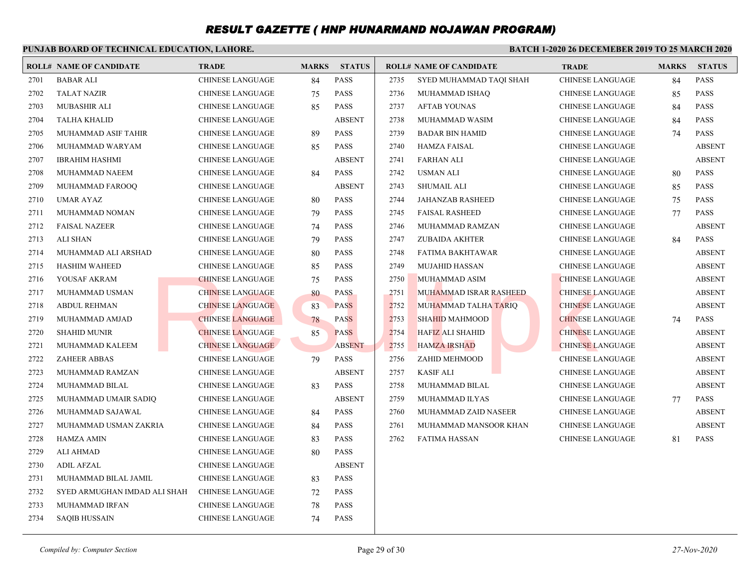# RESULT GAZETTE ( HNP HUNARMAND NOJAWAN PROGRAM)

**PUNJAB BOARD OF TECHNICAL EDUCATION, LAHORE.**

**BATCH 1-2020 26 DECEMEBER 2019 TO 25 MARCH 2020**

| ROLL# | NAME OF CANDIDATE | TRADE | MARKS | STATUS |
|---|---|---|---|---|
| 2701 | BABAR ALI | CHINESE LANGUAGE | 84 | PASS |
| 2702 | TALAT NAZIR | CHINESE LANGUAGE | 75 | PASS |
| 2703 | MUBASHIR ALI | CHINESE LANGUAGE | 85 | PASS |
| 2704 | TALHA KHALID | CHINESE LANGUAGE | | ABSENT |
| 2705 | MUHAMMAD ASIF TAHIR | CHINESE LANGUAGE | 89 | PASS |
| 2706 | MUHAMMAD WARYAM | CHINESE LANGUAGE | 85 | PASS |
| 2707 | IBRAHIM HASHMI | CHINESE LANGUAGE | | ABSENT |
| 2708 | MUHAMMAD NAEEM | CHINESE LANGUAGE | 84 | PASS |
| 2709 | MUHAMMAD FAROOQ | CHINESE LANGUAGE | | ABSENT |
| 2710 | UMAR AYAZ | CHINESE LANGUAGE | 80 | PASS |
| 2711 | MUHAMMAD NOMAN | CHINESE LANGUAGE | 79 | PASS |
| 2712 | FAISAL NAZEER | CHINESE LANGUAGE | 74 | PASS |
| 2713 | ALI SHAN | CHINESE LANGUAGE | 79 | PASS |
| 2714 | MUHAMMAD ALI ARSHAD | CHINESE LANGUAGE | 80 | PASS |
| 2715 | HASHIM WAHEED | CHINESE LANGUAGE | 85 | PASS |
| 2716 | YOUSAF AKRAM | CHINESE LANGUAGE | 75 | PASS |
| 2717 | MUHAMMAD USMAN | CHINESE LANGUAGE | 80 | PASS |
| 2718 | ABDUL REHMAN | CHINESE LANGUAGE | 83 | PASS |
| 2719 | MUHAMMAD AMJAD | CHINESE LANGUAGE | 78 | PASS |
| 2720 | SHAHID MUNIR | CHINESE LANGUAGE | 85 | PASS |
| 2721 | MUHAMMAD KALEEM | CHINESE LANGUAGE | | ABSENT |
| 2722 | ZAHEER ABBAS | CHINESE LANGUAGE | 79 | PASS |
| 2723 | MUHAMMAD RAMZAN | CHINESE LANGUAGE | | ABSENT |
| 2724 | MUHAMMAD BILAL | CHINESE LANGUAGE | 83 | PASS |
| 2725 | MUHAMMAD UMAIR SADIQ | CHINESE LANGUAGE | | ABSENT |
| 2726 | MUHAMMAD SAJAWAL | CHINESE LANGUAGE | 84 | PASS |
| 2727 | MUHAMMAD USMAN ZAKRIA | CHINESE LANGUAGE | 84 | PASS |
| 2728 | HAMZA AMIN | CHINESE LANGUAGE | 83 | PASS |
| 2729 | ALI AHMAD | CHINESE LANGUAGE | 80 | PASS |
| 2730 | ADIL AFZAL | CHINESE LANGUAGE | | ABSENT |
| 2731 | MUHAMMAD BILAL JAMIL | CHINESE LANGUAGE | 83 | PASS |
| 2732 | SYED ARMUGHAN IMDAD ALI SHAH | CHINESE LANGUAGE | 72 | PASS |
| 2733 | MUHAMMAD IRFAN | CHINESE LANGUAGE | 78 | PASS |
| 2734 | SAQIB HUSSAIN | CHINESE LANGUAGE | 74 | PASS |
| 2735 | SYED MUHAMMAD TAQI SHAH | CHINESE LANGUAGE | 84 | PASS |
| 2736 | MUHAMMAD ISHAQ | CHINESE LANGUAGE | 85 | PASS |
| 2737 | AFTAB YOUNAS | CHINESE LANGUAGE | 84 | PASS |
| 2738 | MUHAMMAD WASIM | CHINESE LANGUAGE | 84 | PASS |
| 2739 | BADAR BIN HAMID | CHINESE LANGUAGE | 74 | PASS |
| 2740 | HAMZA FAISAL | CHINESE LANGUAGE | | ABSENT |
| 2741 | FARHAN ALI | CHINESE LANGUAGE | | ABSENT |
| 2742 | USMAN ALI | CHINESE LANGUAGE | 80 | PASS |
| 2743 | SHUMAIL ALI | CHINESE LANGUAGE | 85 | PASS |
| 2744 | JAHANZAB RASHEED | CHINESE LANGUAGE | 75 | PASS |
| 2745 | FAISAL RASHEED | CHINESE LANGUAGE | 77 | PASS |
| 2746 | MUHAMMAD RAMZAN | CHINESE LANGUAGE | | ABSENT |
| 2747 | ZUBAIDA AKHTER | CHINESE LANGUAGE | 84 | PASS |
| 2748 | FATIMA BAKHTAWAR | CHINESE LANGUAGE | | ABSENT |
| 2749 | MUJAHID HASSAN | CHINESE LANGUAGE | | ABSENT |
| 2750 | MUHAMMAD ASIM | CHINESE LANGUAGE | | ABSENT |
| 2751 | MUHAMMAD ISRAR RASHEED | CHINESE LANGUAGE | | ABSENT |
| 2752 | MUHAMMAD TALHA TARIQ | CHINESE LANGUAGE | | ABSENT |
| 2753 | SHAHID MAHMOOD | CHINESE LANGUAGE | 74 | PASS |
| 2754 | HAFIZ ALI SHAHID | CHINESE LANGUAGE | | ABSENT |
| 2755 | HAMZA IRSHAD | CHINESE LANGUAGE | | ABSENT |
| 2756 | ZAHID MEHMOOD | CHINESE LANGUAGE | | ABSENT |
| 2757 | KASIF ALI | CHINESE LANGUAGE | | ABSENT |
| 2758 | MUHAMMAD BILAL | CHINESE LANGUAGE | | ABSENT |
| 2759 | MUHAMMAD ILYAS | CHINESE LANGUAGE | 77 | PASS |
| 2760 | MUHAMMAD ZAID NASEER | CHINESE LANGUAGE | | ABSENT |
| 2761 | MUHAMMAD MANSOOR KHAN | CHINESE LANGUAGE | | ABSENT |
| 2762 | FATIMA HASSAN | CHINESE LANGUAGE | 81 | PASS |

*Compiled by: Computer Section*

*27-Nov-2020*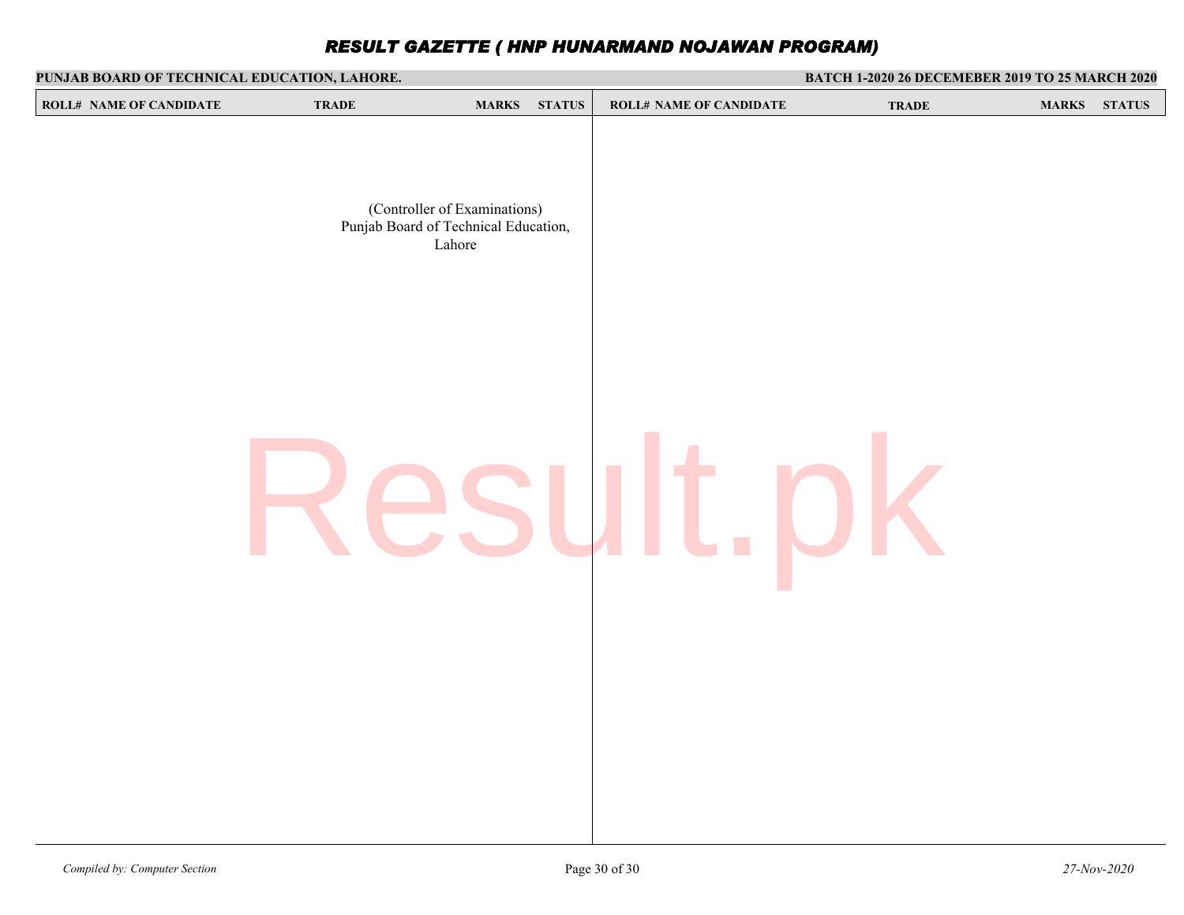# RESULT GAZETTE ( HNP HUNARMAND NOJAWAN PROGRAM)

**PUNJAB BOARD OF TECHNICAL EDUCATION, LAHORE.** **BATCH 1-2020 26 DECEMEBER 2019 TO 25 MARCH 2020**

| ROLL# | NAME OF CANDIDATE | TRADE | MARKS | STATUS | ROLL# | NAME OF CANDIDATE | TRADE | MARKS | STATUS |
|---|---|---|---|---|---|---|---|---|---|

(Controller of Examinations)
Punjab Board of Technical Education,
Lahore

*Compiled by: Computer Section*

*27-Nov-2020*